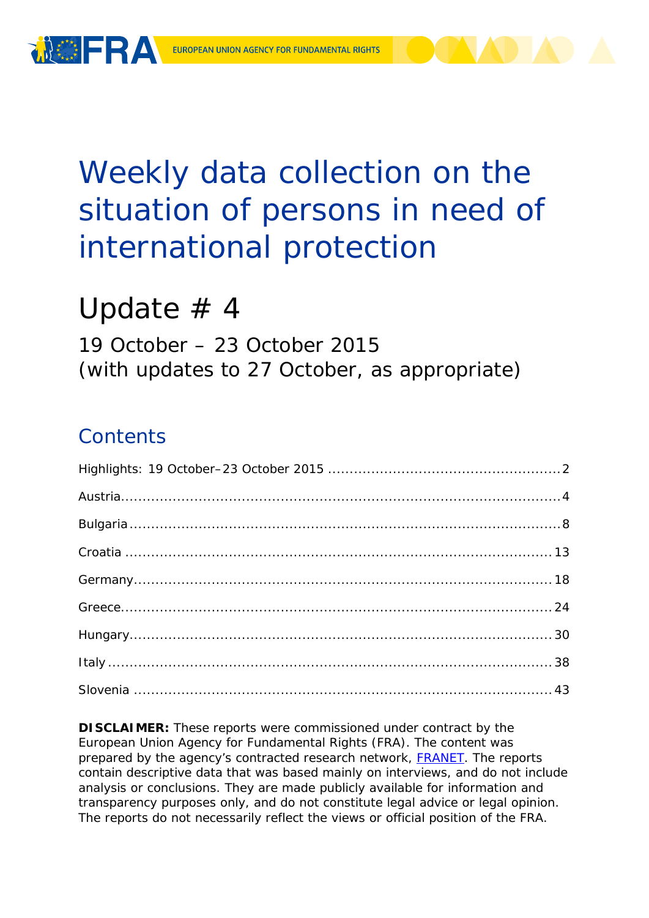FRA EUROPEAN UNION AGENCY FOR FUNDAMENTAL RIGHTS

# Weekly data collection on the situation of persons in need of international protection

# Update # 4

19 October – 23 October 2015
(with updates to 27 October, as appropriate)

## Contents

Highlights: 19 October–23 October 2015 .......... 2

Austria .......... 4

Bulgaria .......... 8

Croatia .......... 13

Germany .......... 18

Greece .......... 24

Hungary .......... 30

Italy .......... 38

Slovenia .......... 43

**DISCLAIMER:** These reports were commissioned under contract by the European Union Agency for Fundamental Rights (FRA). The content was prepared by the agency's contracted research network, FRANET. The reports contain descriptive data that was based mainly on interviews, and do not include analysis or conclusions. They are made publicly available for information and transparency purposes only, and do not constitute legal advice or legal opinion. The reports do not necessarily reflect the views or official position of the FRA.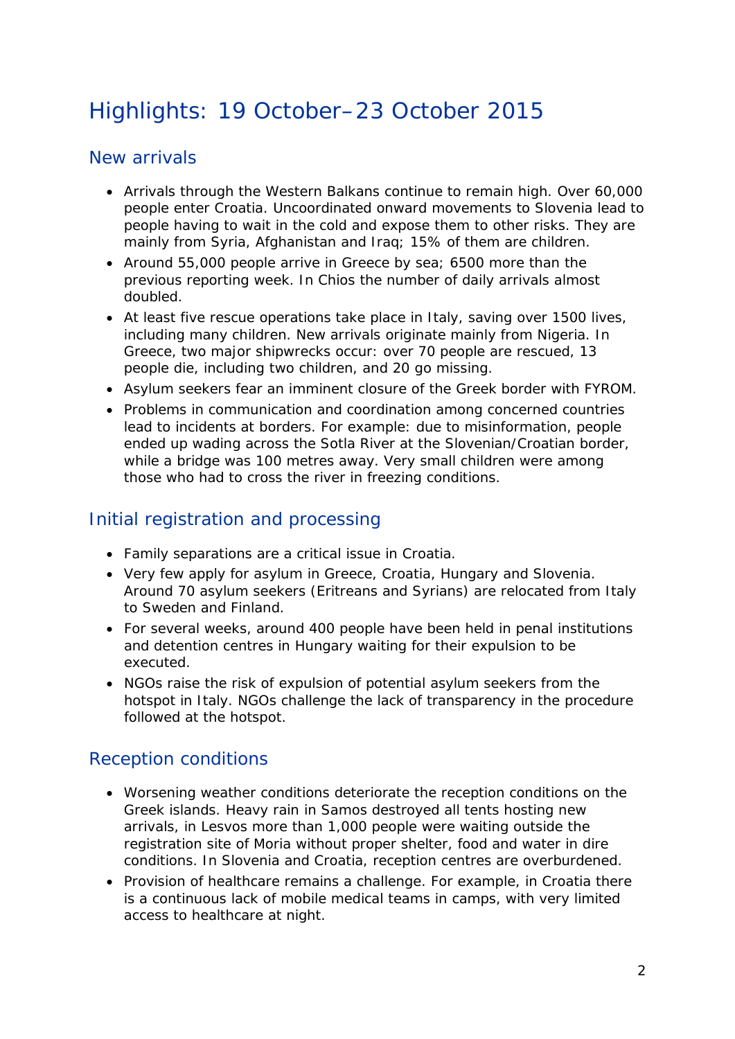# Highlights: 19 October–23 October 2015

## New arrivals

- Arrivals through the Western Balkans continue to remain high. Over 60,000 people enter Croatia. Uncoordinated onward movements to Slovenia lead to people having to wait in the cold and expose them to other risks. They are mainly from Syria, Afghanistan and Iraq; 15% of them are children.
- Around 55,000 people arrive in Greece by sea; 6500 more than the previous reporting week. In Chios the number of daily arrivals almost doubled.
- At least five rescue operations take place in Italy, saving over 1500 lives, including many children. New arrivals originate mainly from Nigeria. In Greece, two major shipwrecks occur: over 70 people are rescued, 13 people die, including two children, and 20 go missing.
- Asylum seekers fear an imminent closure of the Greek border with FYROM.
- Problems in communication and coordination among concerned countries lead to incidents at borders. For example: due to misinformation, people ended up wading across the Sotla River at the Slovenian/Croatian border, while a bridge was 100 metres away. Very small children were among those who had to cross the river in freezing conditions.

## Initial registration and processing

- Family separations are a critical issue in Croatia.
- Very few apply for asylum in Greece, Croatia, Hungary and Slovenia. Around 70 asylum seekers (Eritreans and Syrians) are relocated from Italy to Sweden and Finland.
- For several weeks, around 400 people have been held in penal institutions and detention centres in Hungary waiting for their expulsion to be executed.
- NGOs raise the risk of expulsion of potential asylum seekers from the hotspot in Italy. NGOs challenge the lack of transparency in the procedure followed at the hotspot.

## Reception conditions

- Worsening weather conditions deteriorate the reception conditions on the Greek islands. Heavy rain in Samos destroyed all tents hosting new arrivals, in Lesvos more than 1,000 people were waiting outside the registration site of Moria without proper shelter, food and water in dire conditions. In Slovenia and Croatia, reception centres are overburdened.
- Provision of healthcare remains a challenge. For example, in Croatia there is a continuous lack of mobile medical teams in camps, with very limited access to healthcare at night.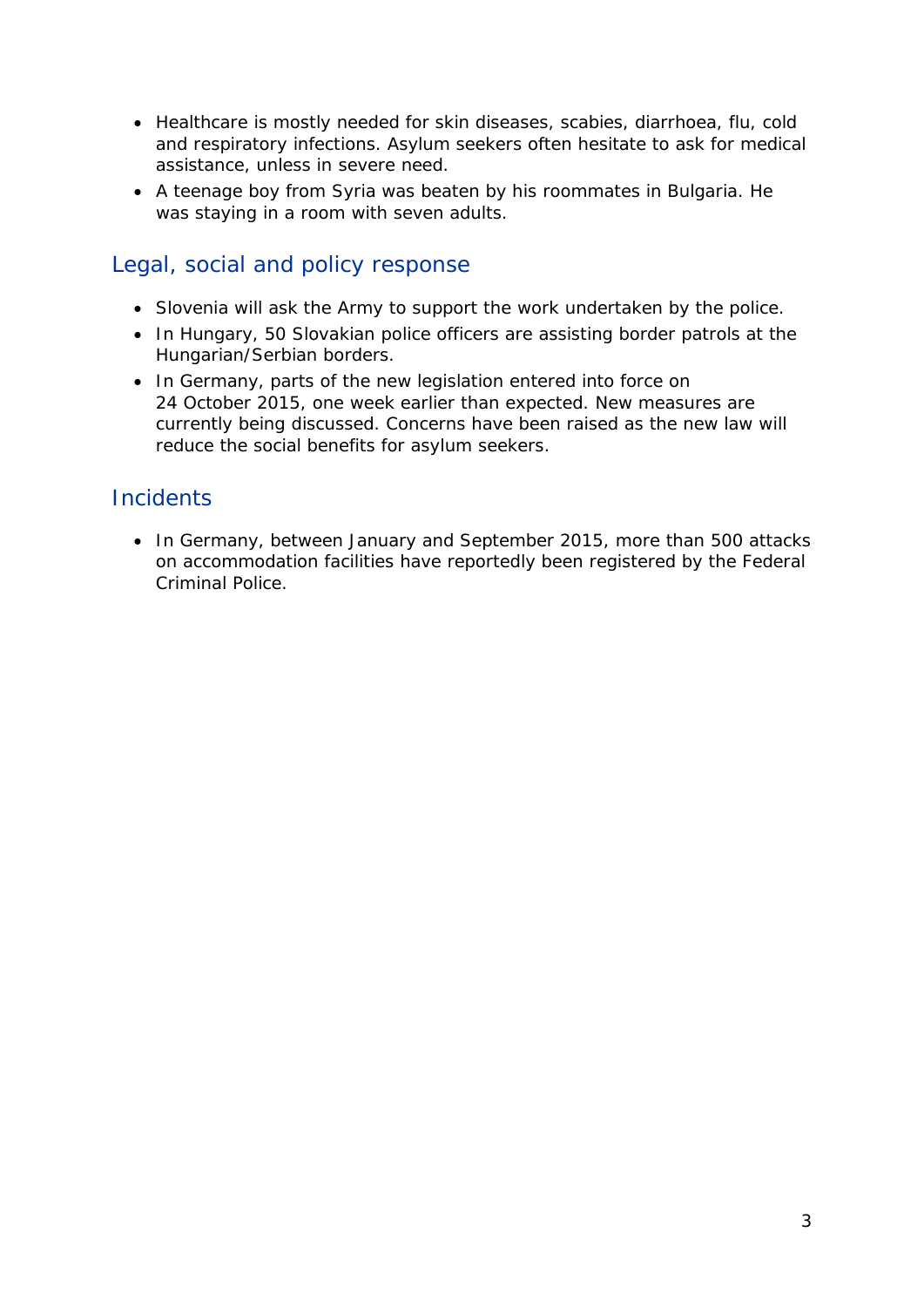- Healthcare is mostly needed for skin diseases, scabies, diarrhoea, flu, cold and respiratory infections. Asylum seekers often hesitate to ask for medical assistance, unless in severe need.
- A teenage boy from Syria was beaten by his roommates in Bulgaria. He was staying in a room with seven adults.

## Legal, social and policy response

- Slovenia will ask the Army to support the work undertaken by the police.
- In Hungary, 50 Slovakian police officers are assisting border patrols at the Hungarian/Serbian borders.
- In Germany, parts of the new legislation entered into force on 24 October 2015, one week earlier than expected. New measures are currently being discussed. Concerns have been raised as the new law will reduce the social benefits for asylum seekers.

## Incidents

- In Germany, between January and September 2015, more than 500 attacks on accommodation facilities have reportedly been registered by the Federal Criminal Police.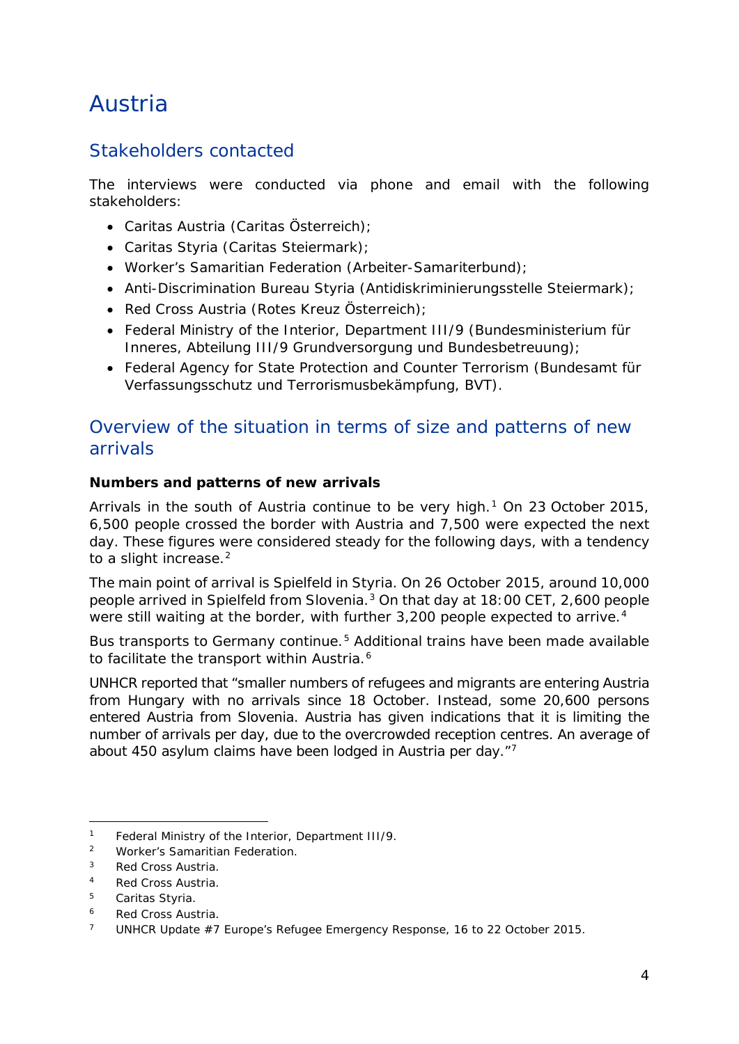# Austria

## Stakeholders contacted

The interviews were conducted via phone and email with the following stakeholders:

- Caritas Austria (Caritas Österreich);
- Caritas Styria (Caritas Steiermark);
- Worker's Samaritian Federation (Arbeiter-Samariterbund);
- Anti-Discrimination Bureau Styria (Antidiskriminierungsstelle Steiermark);
- Red Cross Austria (Rotes Kreuz Österreich);
- Federal Ministry of the Interior, Department III/9 (Bundesministerium für Inneres, Abteilung III/9 Grundversorgung und Bundesbetreuung);
- Federal Agency for State Protection and Counter Terrorism (Bundesamt für Verfassungsschutz und Terrorismusbekämpfung, BVT).

## Overview of the situation in terms of size and patterns of new arrivals

**Numbers and patterns of new arrivals**

Arrivals in the south of Austria continue to be very high.[1] On 23 October 2015, 6,500 people crossed the border with Austria and 7,500 were expected the next day. These figures were considered steady for the following days, with a tendency to a slight increase.[2]

The main point of arrival is Spielfeld in Styria. On 26 October 2015, around 10,000 people arrived in Spielfeld from Slovenia.[3] On that day at 18:00 CET, 2,600 people were still waiting at the border, with further 3,200 people expected to arrive.[4]

Bus transports to Germany continue.[5] Additional trains have been made available to facilitate the transport within Austria.[6]

UNHCR reported that "smaller numbers of refugees and migrants are entering Austria from Hungary with no arrivals since 18 October. Instead, some 20,600 persons entered Austria from Slovenia. Austria has given indications that it is limiting the number of arrivals per day, due to the overcrowded reception centres. An average of about 450 asylum claims have been lodged in Austria per day."[7]

---

1. Federal Ministry of the Interior, Department III/9.
2. Worker's Samaritian Federation.
3. Red Cross Austria.
4. Red Cross Austria.
5. Caritas Styria.
6. Red Cross Austria.
7. UNHCR Update #7 Europe's Refugee Emergency Response, 16 to 22 October 2015.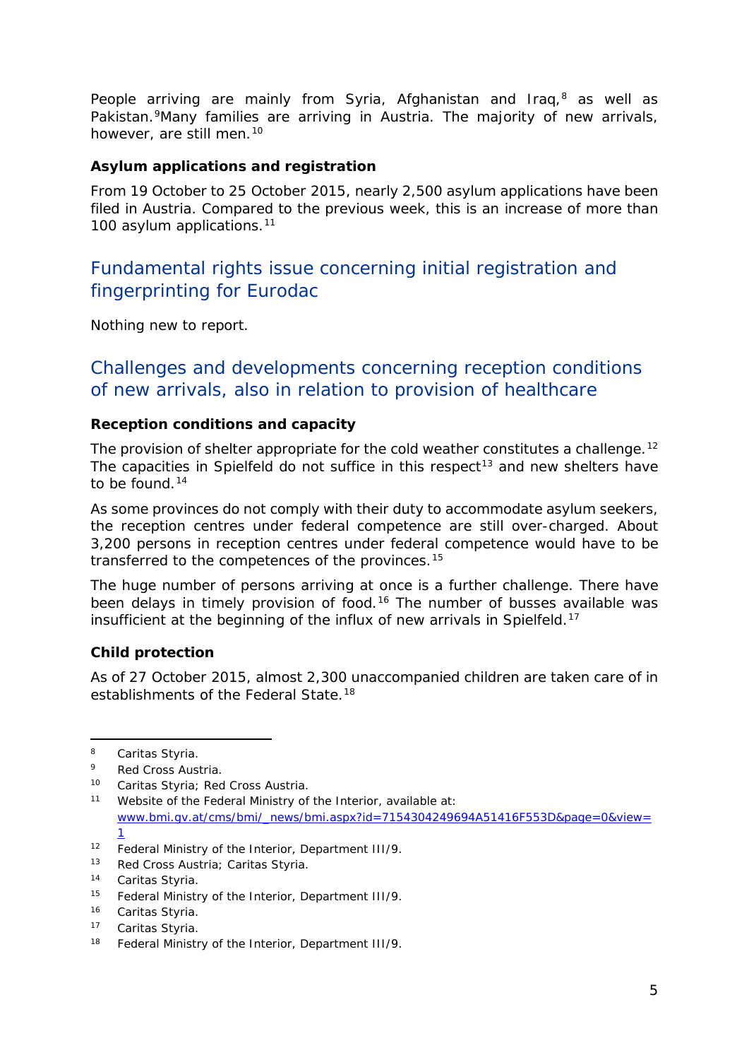People arriving are mainly from Syria, Afghanistan and Iraq,[8] as well as Pakistan.[9] Many families are arriving in Austria. The majority of new arrivals, however, are still men.[10]

**Asylum applications and registration**

From 19 October to 25 October 2015, nearly 2,500 asylum applications have been filed in Austria. Compared to the previous week, this is an increase of more than 100 asylum applications.[11]

## Fundamental rights issue concerning initial registration and fingerprinting for Eurodac

Nothing new to report.

## Challenges and developments concerning reception conditions of new arrivals, also in relation to provision of healthcare

**Reception conditions and capacity**

The provision of shelter appropriate for the cold weather constitutes a challenge.[12] The capacities in Spielfeld do not suffice in this respect[13] and new shelters have to be found.[14]

As some provinces do not comply with their duty to accommodate asylum seekers, the reception centres under federal competence are still over-charged. About 3,200 persons in reception centres under federal competence would have to be transferred to the competences of the provinces.[15]

The huge number of persons arriving at once is a further challenge. There have been delays in timely provision of food.[16] The number of busses available was insufficient at the beginning of the influx of new arrivals in Spielfeld.[17]

**Child protection**

As of 27 October 2015, almost 2,300 unaccompanied children are taken care of in establishments of the Federal State.[18]

---

[8] Caritas Styria.

[9] Red Cross Austria.

[10] Caritas Styria; Red Cross Austria.

[11] Website of the Federal Ministry of the Interior, available at: www.bmi.gv.at/cms/bmi/_news/bmi.aspx?id=7154304249694A51416F553D&page=0&view=1

[12] Federal Ministry of the Interior, Department III/9.

[13] Red Cross Austria; Caritas Styria.

[14] Caritas Styria.

[15] Federal Ministry of the Interior, Department III/9.

[16] Caritas Styria.

[17] Caritas Styria.

[18] Federal Ministry of the Interior, Department III/9.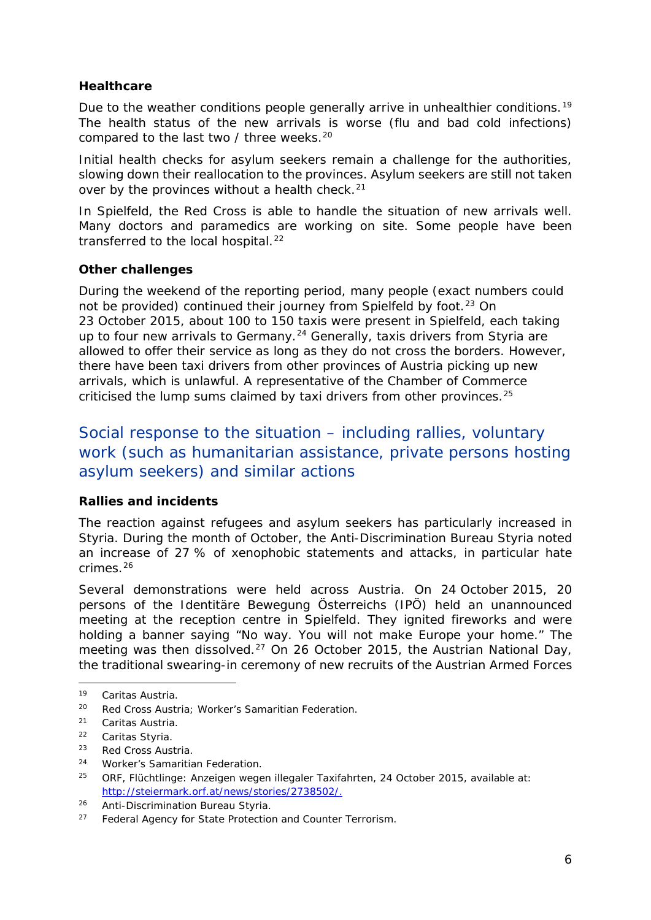### Healthcare

Due to the weather conditions people generally arrive in unhealthier conditions.[19] The health status of the new arrivals is worse (flu and bad cold infections) compared to the last two / three weeks.[20]

Initial health checks for asylum seekers remain a challenge for the authorities, slowing down their reallocation to the provinces. Asylum seekers are still not taken over by the provinces without a health check.[21]

In Spielfeld, the Red Cross is able to handle the situation of new arrivals well. Many doctors and paramedics are working on site. Some people have been transferred to the local hospital.[22]

### Other challenges

During the weekend of the reporting period, many people (exact numbers could not be provided) continued their journey from Spielfeld by foot.[23] On 23 October 2015, about 100 to 150 taxis were present in Spielfeld, each taking up to four new arrivals to Germany.[24] Generally, taxis drivers from Styria are allowed to offer their service as long as they do not cross the borders. However, there have been taxi drivers from other provinces of Austria picking up new arrivals, which is unlawful. A representative of the Chamber of Commerce criticised the lump sums claimed by taxi drivers from other provinces.[25]

## Social response to the situation – including rallies, voluntary work (such as humanitarian assistance, private persons hosting asylum seekers) and similar actions

### Rallies and incidents

The reaction against refugees and asylum seekers has particularly increased in Styria. During the month of October, the Anti-Discrimination Bureau Styria noted an increase of 27 % of xenophobic statements and attacks, in particular hate crimes.[26]

Several demonstrations were held across Austria. On 24 October 2015, 20 persons of the *Identitäre Bewegung Österreichs* (IPÖ) held an unannounced meeting at the reception centre in Spielfeld. They ignited fireworks and were holding a banner saying "No way. You will not make Europe your home." The meeting was then dissolved.[27] On 26 October 2015, the Austrian National Day, the traditional swearing-in ceremony of new recruits of the Austrian Armed Forces

---

[19] Caritas Austria.

[20] Red Cross Austria; Worker's Samaritian Federation.

[21] Caritas Austria.

[22] Caritas Styria.

[23] Red Cross Austria.

[24] Worker's Samaritian Federation.

[25] ORF, *Flüchtlinge: Anzeigen wegen illegaler Taxifahrten*, 24 October 2015, available at: http://steiermark.orf.at/news/stories/2738502/.

[26] Anti-Discrimination Bureau Styria.

[27] Federal Agency for State Protection and Counter Terrorism.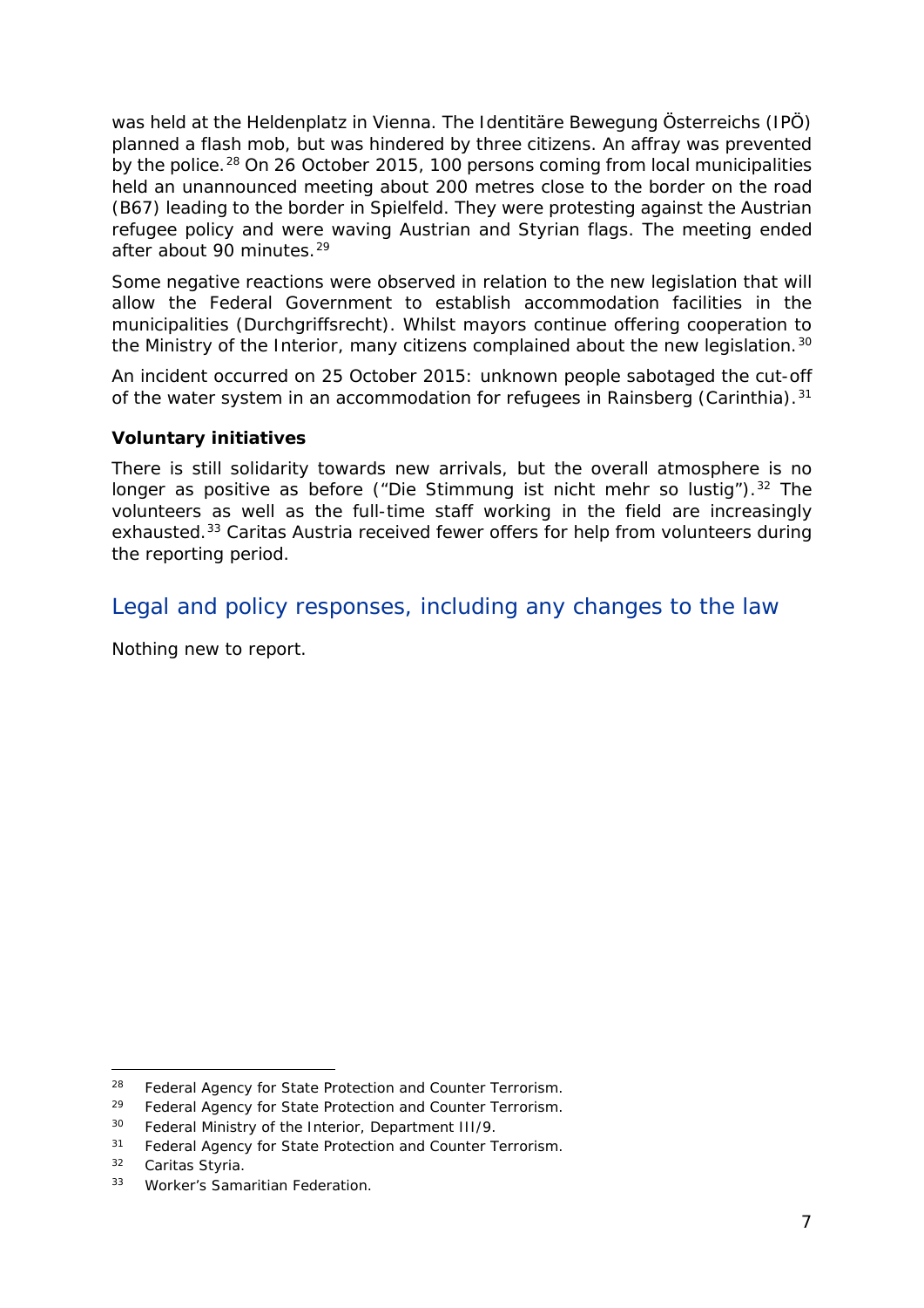was held at the Heldenplatz in Vienna. The *Identitäre Bewegung Österreichs* (IPÖ) planned a flash mob, but was hindered by three citizens. An affray was prevented by the police.[28] On 26 October 2015, 100 persons coming from local municipalities held an unannounced meeting about 200 metres close to the border on the road (B67) leading to the border in Spielfeld. They were protesting against the Austrian refugee policy and were waving Austrian and Styrian flags. The meeting ended after about 90 minutes.[29]

Some negative reactions were observed in relation to the new legislation that will allow the Federal Government to establish accommodation facilities in the municipalities (*Durchgriffsrecht*). Whilst mayors continue offering cooperation to the Ministry of the Interior, many citizens complained about the new legislation.[30]

An incident occurred on 25 October 2015: unknown people sabotaged the cut-off of the water system in an accommodation for refugees in Rainsberg (Carinthia).[31]

**Voluntary initiatives**

There is still solidarity towards new arrivals, but the overall atmosphere is no longer as positive as before ("*Die Stimmung ist nicht mehr so lustig*").[32] The volunteers as well as the full-time staff working in the field are increasingly exhausted.[33] Caritas Austria received fewer offers for help from volunteers during the reporting period.

## Legal and policy responses, including any changes to the law

Nothing new to report.

---

[28] Federal Agency for State Protection and Counter Terrorism.

[29] Federal Agency for State Protection and Counter Terrorism.

[30] Federal Ministry of the Interior, Department III/9.

[31] Federal Agency for State Protection and Counter Terrorism.

[32] Caritas Styria.

[33] Worker's Samaritian Federation.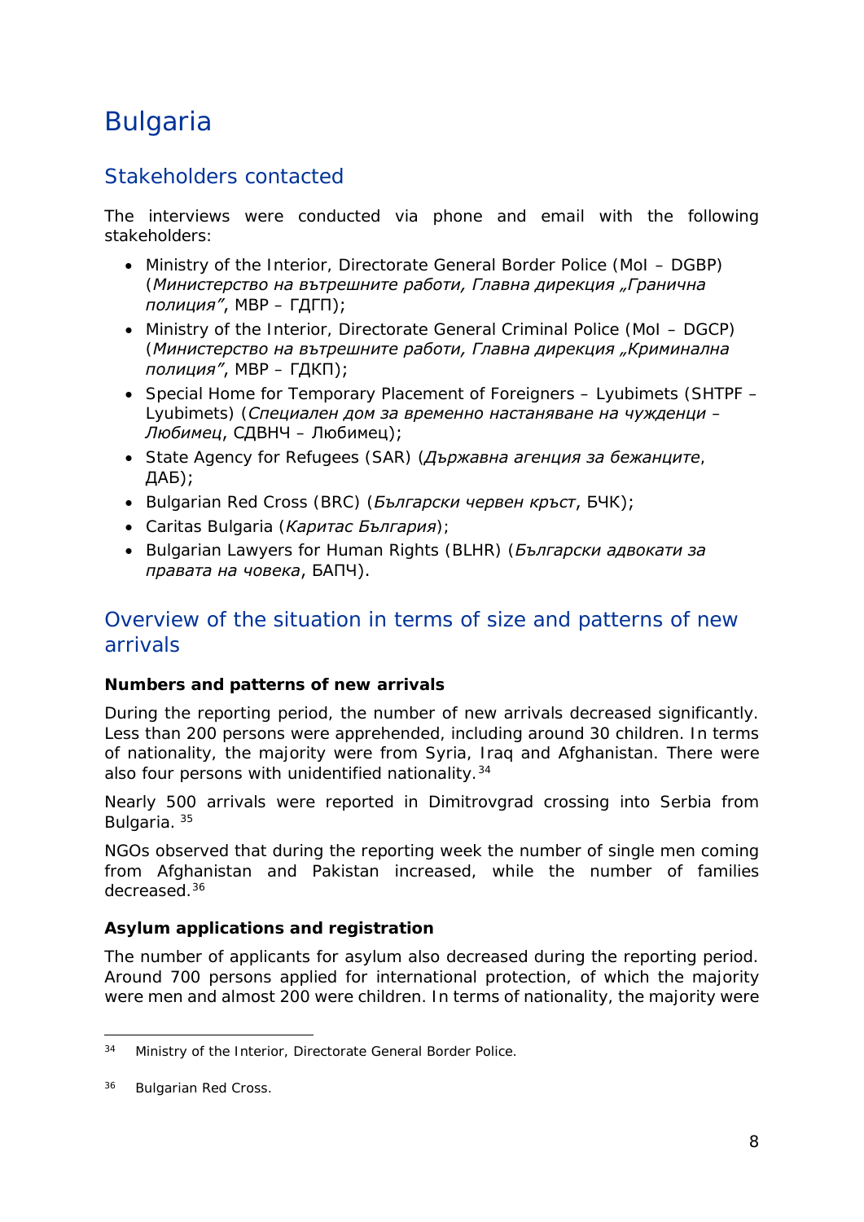# Bulgaria

## Stakeholders contacted

The interviews were conducted via phone and email with the following stakeholders:

- Ministry of the Interior, Directorate General Border Police (MoI – DGBP) (*Министерство на вътрешните работи, Главна дирекция „Гранична полиция"*, МВР – ГДГП);
- Ministry of the Interior, Directorate General Criminal Police (MoI – DGCP) (*Министерство на вътрешните работи, Главна дирекция „Криминална полиция"*, МВР – ГДКП);
- Special Home for Temporary Placement of Foreigners – Lyubimets (SHTPF – Lyubimets) (*Специален дом за временно настаняване на чужденци – Любимец*, СДВНЧ – Любимец);
- State Agency for Refugees (SAR) (*Държавна агенция за бежанците*, ДАБ);
- Bulgarian Red Cross (BRC) (*Български червен кръст*, БЧК);
- Caritas Bulgaria (*Каритас България*);
- Bulgarian Lawyers for Human Rights (BLHR) (*Български адвокати за правата на човека*, БАПЧ).

## Overview of the situation in terms of size and patterns of new arrivals

**Numbers and patterns of new arrivals**

During the reporting period, the number of new arrivals decreased significantly. Less than 200 persons were apprehended, including around 30 children. In terms of nationality, the majority were from Syria, Iraq and Afghanistan. There were also four persons with unidentified nationality.[34]

Nearly 500 arrivals were reported in Dimitrovgrad crossing into Serbia from Bulgaria. [35]

NGOs observed that during the reporting week the number of single men coming from Afghanistan and Pakistan increased, while the number of families decreased.[36]

**Asylum applications and registration**

The number of applicants for asylum also decreased during the reporting period. Around 700 persons applied for international protection, of which the majority were men and almost 200 were children. In terms of nationality, the majority were

---

[34] Ministry of the Interior, Directorate General Border Police.

[36] Bulgarian Red Cross.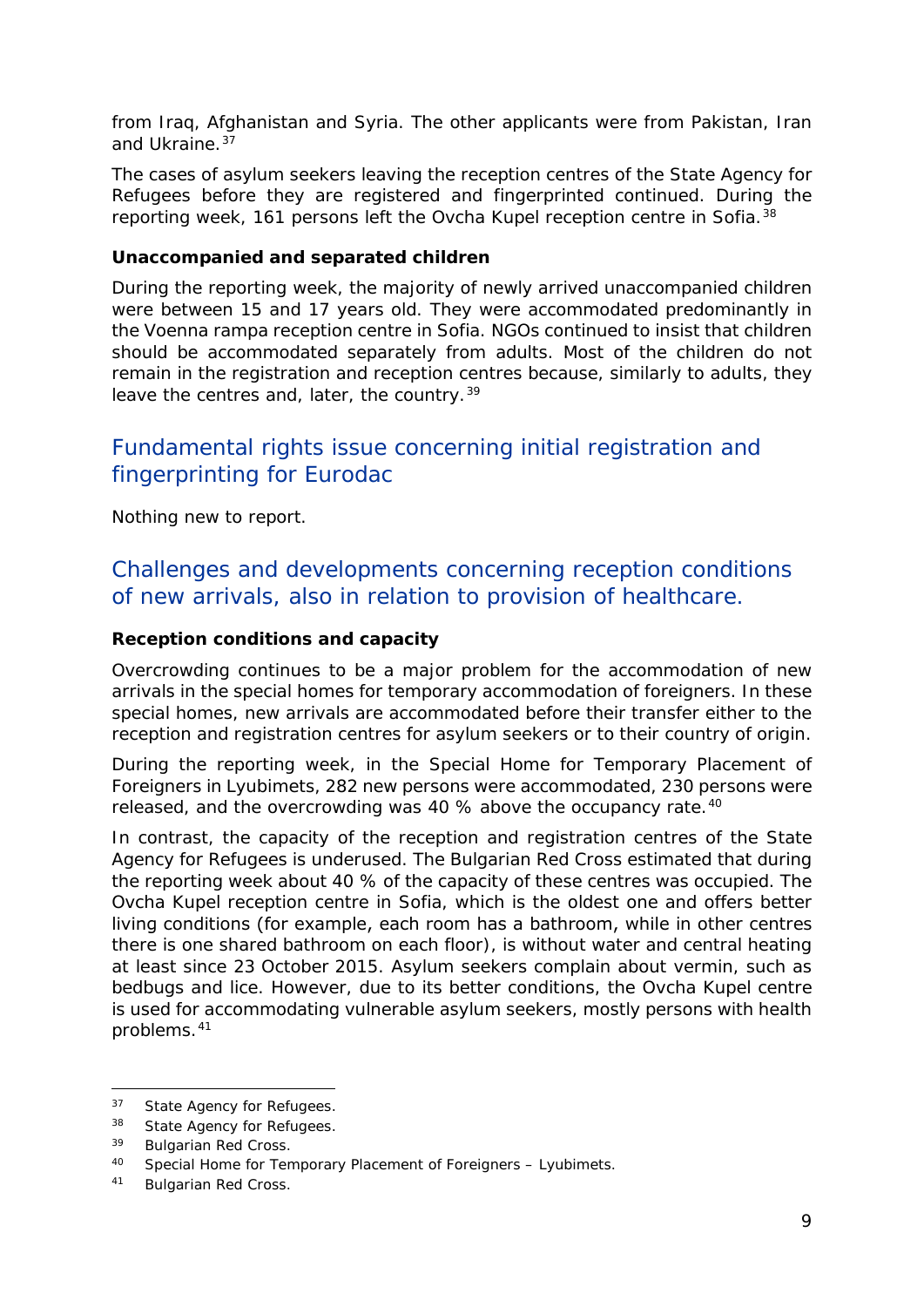from Iraq, Afghanistan and Syria. The other applicants were from Pakistan, Iran and Ukraine.[37]

The cases of asylum seekers leaving the reception centres of the State Agency for Refugees before they are registered and fingerprinted continued. During the reporting week, 161 persons left the Ovcha Kupel reception centre in Sofia.[38]

**Unaccompanied and separated children**

During the reporting week, the majority of newly arrived unaccompanied children were between 15 and 17 years old. They were accommodated predominantly in the Voenna rampa reception centre in Sofia. NGOs continued to insist that children should be accommodated separately from adults. Most of the children do not remain in the registration and reception centres because, similarly to adults, they leave the centres and, later, the country.[39]

## Fundamental rights issue concerning initial registration and fingerprinting for Eurodac

Nothing new to report.

## Challenges and developments concerning reception conditions of new arrivals, also in relation to provision of healthcare.

**Reception conditions and capacity**

Overcrowding continues to be a major problem for the accommodation of new arrivals in the special homes for temporary accommodation of foreigners. In these special homes, new arrivals are accommodated before their transfer either to the reception and registration centres for asylum seekers or to their country of origin.

During the reporting week, in the Special Home for Temporary Placement of Foreigners in Lyubimets, 282 new persons were accommodated, 230 persons were released, and the overcrowding was 40 % above the occupancy rate.[40]

In contrast, the capacity of the reception and registration centres of the State Agency for Refugees is underused. The Bulgarian Red Cross estimated that during the reporting week about 40 % of the capacity of these centres was occupied. The Ovcha Kupel reception centre in Sofia, which is the oldest one and offers better living conditions (for example, each room has a bathroom, while in other centres there is one shared bathroom on each floor), is without water and central heating at least since 23 October 2015. Asylum seekers complain about vermin, such as bedbugs and lice. However, due to its better conditions, the Ovcha Kupel centre is used for accommodating vulnerable asylum seekers, mostly persons with health problems.[41]

---

[37] State Agency for Refugees.

[38] State Agency for Refugees.

[39] Bulgarian Red Cross.

[40] Special Home for Temporary Placement of Foreigners – Lyubimets.

[41] Bulgarian Red Cross.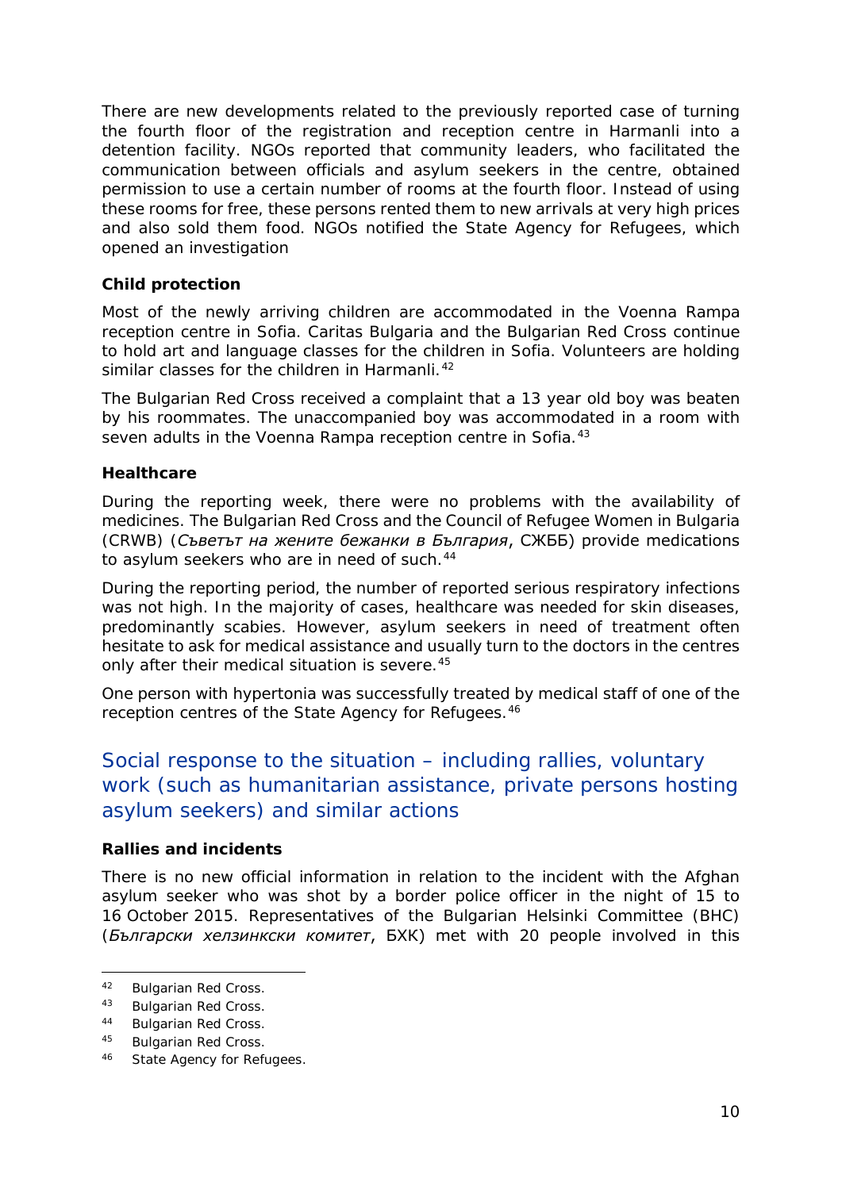There are new developments related to the previously reported case of turning the fourth floor of the registration and reception centre in Harmanli into a detention facility. NGOs reported that community leaders, who facilitated the communication between officials and asylum seekers in the centre, obtained permission to use a certain number of rooms at the fourth floor. Instead of using these rooms for free, these persons rented them to new arrivals at very high prices and also sold them food. NGOs notified the State Agency for Refugees, which opened an investigation

**Child protection**

Most of the newly arriving children are accommodated in the Voenna Rampa reception centre in Sofia. Caritas Bulgaria and the Bulgarian Red Cross continue to hold art and language classes for the children in Sofia. Volunteers are holding similar classes for the children in Harmanli.[42]

The Bulgarian Red Cross received a complaint that a 13 year old boy was beaten by his roommates. The unaccompanied boy was accommodated in a room with seven adults in the Voenna Rampa reception centre in Sofia.[43]

**Healthcare**

During the reporting week, there were no problems with the availability of medicines. The Bulgarian Red Cross and the Council of Refugee Women in Bulgaria (CRWB) (*Съветът на жените бежанки в България*, СЖББ) provide medications to asylum seekers who are in need of such.[44]

During the reporting period, the number of reported serious respiratory infections was not high. In the majority of cases, healthcare was needed for skin diseases, predominantly scabies. However, asylum seekers in need of treatment often hesitate to ask for medical assistance and usually turn to the doctors in the centres only after their medical situation is severe.[45]

One person with hypertonia was successfully treated by medical staff of one of the reception centres of the State Agency for Refugees.[46]

## Social response to the situation – including rallies, voluntary work (such as humanitarian assistance, private persons hosting asylum seekers) and similar actions

**Rallies and incidents**

There is no new official information in relation to the incident with the Afghan asylum seeker who was shot by a border police officer in the night of 15 to 16 October 2015. Representatives of the Bulgarian Helsinki Committee (BHC) (*Български хелзинкски комитет*, БХК) met with 20 people involved in this

---

[42] Bulgarian Red Cross.

[43] Bulgarian Red Cross.

[44] Bulgarian Red Cross.

[45] Bulgarian Red Cross.

[46] State Agency for Refugees.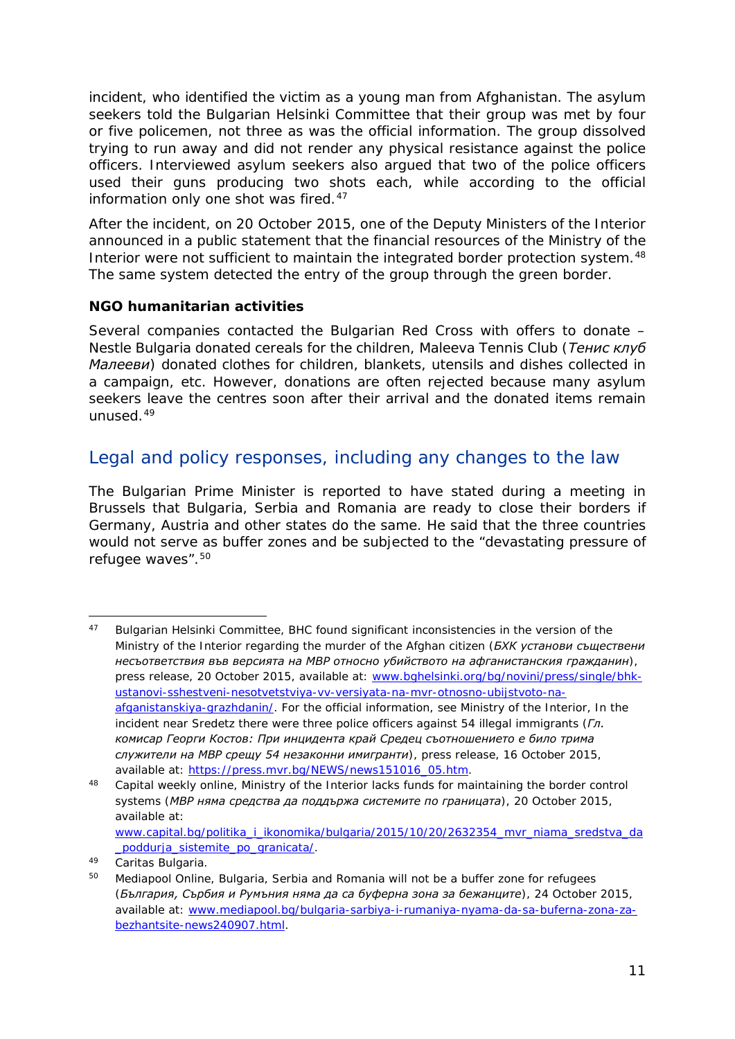incident, who identified the victim as a young man from Afghanistan. The asylum seekers told the Bulgarian Helsinki Committee that their group was met by four or five policemen, not three as was the official information. The group dissolved trying to run away and did not render any physical resistance against the police officers. Interviewed asylum seekers also argued that two of the police officers used their guns producing two shots each, while according to the official information only one shot was fired.[47]

After the incident, on 20 October 2015, one of the Deputy Ministers of the Interior announced in a public statement that the financial resources of the Ministry of the Interior were not sufficient to maintain the integrated border protection system.[48] The same system detected the entry of the group through the green border.

**NGO humanitarian activities**

Several companies contacted the Bulgarian Red Cross with offers to donate – Nestle Bulgaria donated cereals for the children, Maleeva Tennis Club (*Тенис клуб Малееви*) donated clothes for children, blankets, utensils and dishes collected in a campaign, etc. However, donations are often rejected because many asylum seekers leave the centres soon after their arrival and the donated items remain unused.[49]

## Legal and policy responses, including any changes to the law

The Bulgarian Prime Minister is reported to have stated during a meeting in Brussels that Bulgaria, Serbia and Romania are ready to close their borders if Germany, Austria and other states do the same. He said that the three countries would not serve as buffer zones and be subjected to the "devastating pressure of refugee waves".[50]

---

[47] Bulgarian Helsinki Committee, BHC found significant inconsistencies in the version of the Ministry of the Interior regarding the murder of the Afghan citizen (*БХК установи съществени несъответствия във версията на МВР относно убийството на афганистанския гражданин*), press release, 20 October 2015, available at: www.bghelsinki.org/bg/novini/press/single/bhk-ustanovi-sshestveni-nesotvetstviya-vv-versiyata-na-mvr-otnosno-ubijstvoto-na-afganistanskiya-grazhdanin/. For the official information, see Ministry of the Interior, In the incident near Sredetz there were three police officers against 54 illegal immigrants (*Гл. комисар Георги Костов: При инцидента край Средец съотношението е било трима служители на МВР срещу 54 незаконни имигранти*), press release, 16 October 2015, available at: https://press.mvr.bg/NEWS/news151016_05.htm.

[48] Capital weekly online, Ministry of the Interior lacks funds for maintaining the border control systems (*МВР няма средства да поддържа системите по границата*), 20 October 2015, available at: www.capital.bg/politika_i_ikonomika/bulgaria/2015/10/20/2632354_mvr_niama_sredstva_da_poddurja_sistemite_po_granicata/.

[49] Caritas Bulgaria.

[50] Mediapool Online, Bulgaria, Serbia and Romania will not be a buffer zone for refugees (*България, Сърбия и Румъния няма да са буферна зона за бежанците*), 24 October 2015, available at: www.mediapool.bg/bulgaria-sarbiya-i-rumaniya-nyama-da-sa-buferna-zona-za-bezhantsite-news240907.html.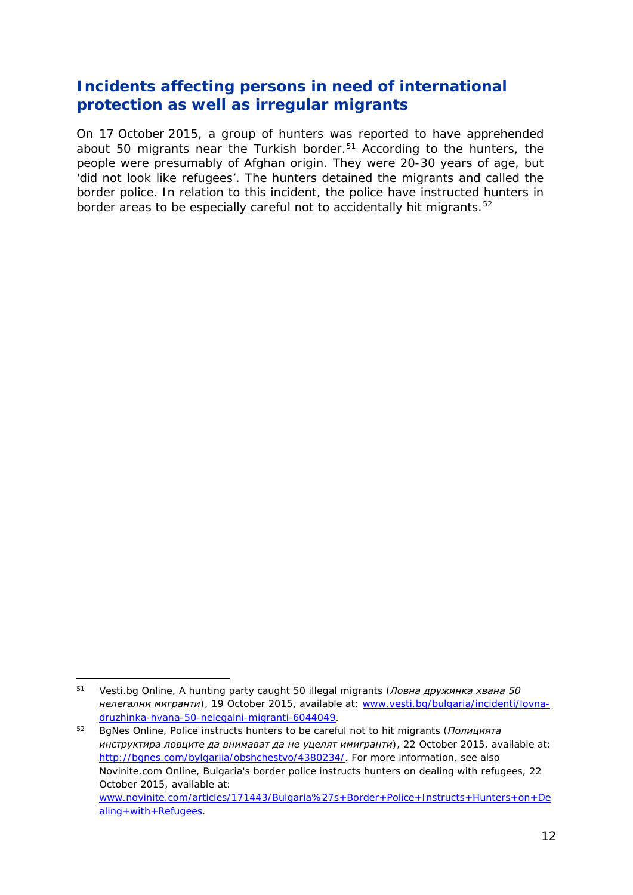## Incidents affecting persons in need of international protection as well as irregular migrants

On 17 October 2015, a group of hunters was reported to have apprehended about 50 migrants near the Turkish border.[51] According to the hunters, the people were presumably of Afghan origin. They were 20-30 years of age, but 'did not look like refugees'. The hunters detained the migrants and called the border police. In relation to this incident, the police have instructed hunters in border areas to be especially careful not to accidentally hit migrants.[52]

---

[51] Vesti.bg Online, A hunting party caught 50 illegal migrants (*Ловна дружинка хвана 50 нелегални мигранти*), 19 October 2015, available at: www.vesti.bg/bulgaria/incidenti/lovna-druzhinka-hvana-50-nelegalni-migranti-6044049.

[52] BgNes Online, Police instructs hunters to be careful not to hit migrants (*Полицията инструктира ловците да внимават да не уцелят имигранти*), 22 October 2015, available at: http://bgnes.com/bylgariia/obshchestvo/4380234/. For more information, see also Novinite.com Online, Bulgaria's border police instructs hunters on dealing with refugees, 22 October 2015, available at: www.novinite.com/articles/171443/Bulgaria%27s+Border+Police+Instructs+Hunters+on+Dealing+with+Refugees.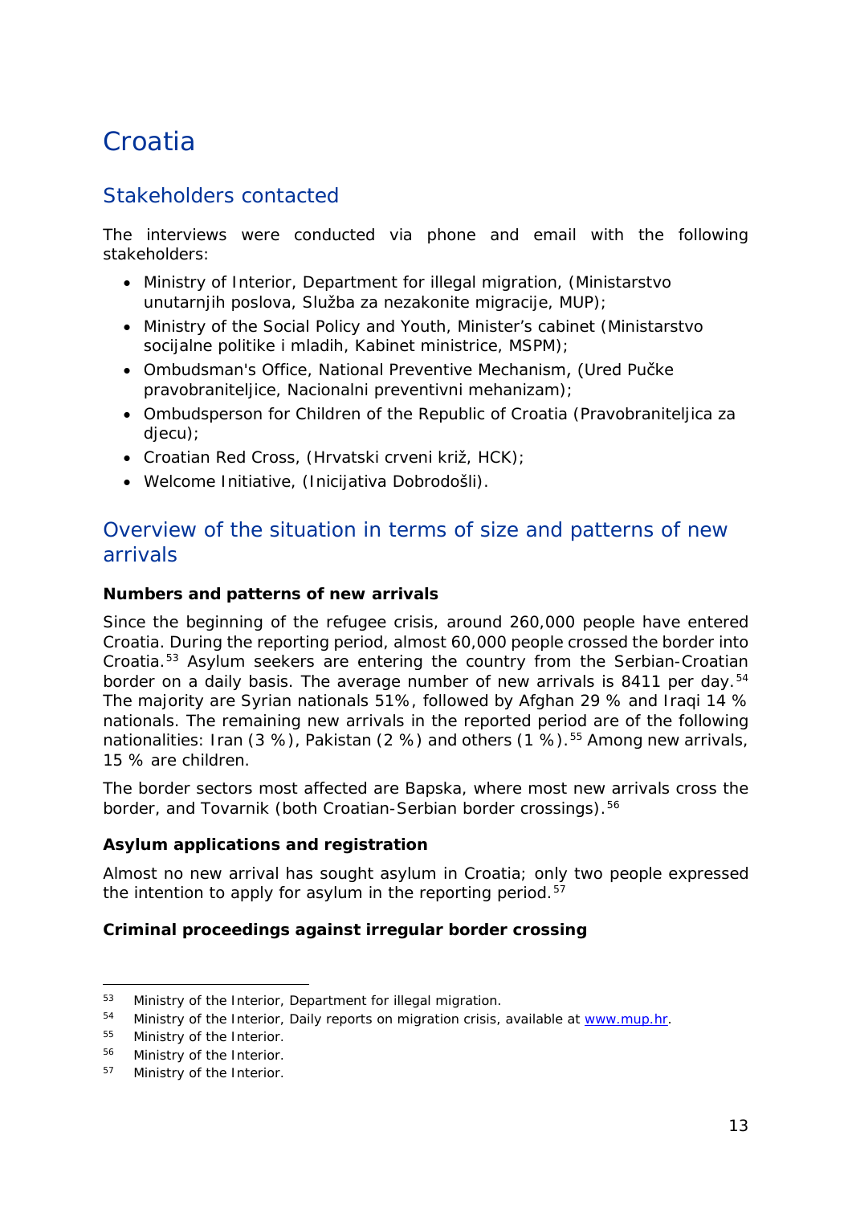# Croatia

## Stakeholders contacted

The interviews were conducted via phone and email with the following stakeholders:

- Ministry of Interior, Department for illegal migration, (Ministarstvo unutarnjih poslova, Služba za nezakonite migracije, MUP);
- Ministry of the Social Policy and Youth, Minister's cabinet (Ministarstvo socijalne politike i mladih, Kabinet ministrice, MSPM);
- Ombudsman's Office, National Preventive Mechanism, (Ured Pučke pravobraniteljice, Nacionalni preventivni mehanizam);
- Ombudsperson for Children of the Republic of Croatia (Pravobraniteljica za djecu);
- Croatian Red Cross, (Hrvatski crveni križ, HCK);
- Welcome Initiative, (Inicijativa Dobrodošli).

## Overview of the situation in terms of size and patterns of new arrivals

**Numbers and patterns of new arrivals**

Since the beginning of the refugee crisis, around 260,000 people have entered Croatia. During the reporting period, almost 60,000 people crossed the border into Croatia.[53] Asylum seekers are entering the country from the Serbian-Croatian border on a daily basis. The average number of new arrivals is 8411 per day.[54] The majority are Syrian nationals 51%, followed by Afghan 29 % and Iraqi 14 % nationals. The remaining new arrivals in the reported period are of the following nationalities: Iran (3 %), Pakistan (2 %) and others (1 %).[55] Among new arrivals, 15 % are children.

The border sectors most affected are Bapska, where most new arrivals cross the border, and Tovarnik (both Croatian-Serbian border crossings).[56]

**Asylum applications and registration**

Almost no new arrival has sought asylum in Croatia; only two people expressed the intention to apply for asylum in the reporting period.[57]

**Criminal proceedings against irregular border crossing**

---

[53] Ministry of the Interior, Department for illegal migration.

[54] Ministry of the Interior, Daily reports on migration crisis, available at [www.mup.hr](http://www.mup.hr).

[55] Ministry of the Interior.

[56] Ministry of the Interior.

[57] Ministry of the Interior.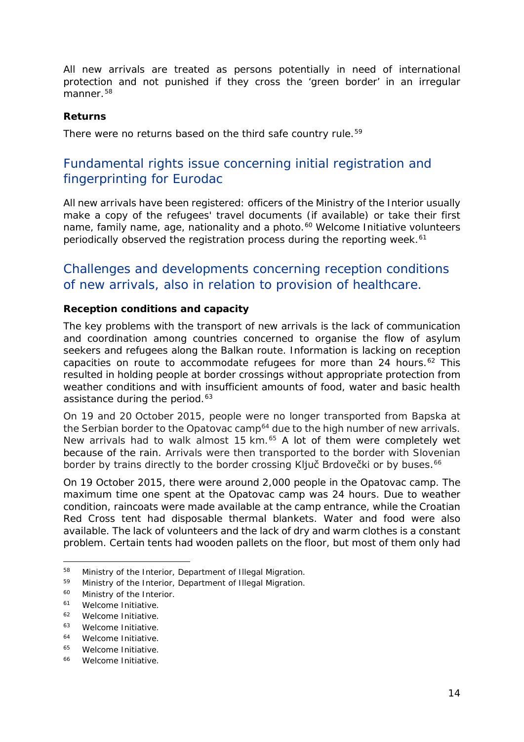All new arrivals are treated as persons potentially in need of international protection and not punished if they cross the 'green border' in an irregular manner.[58]

**Returns**

There were no returns based on the third safe country rule.[59]

## Fundamental rights issue concerning initial registration and fingerprinting for Eurodac

All new arrivals have been registered: officers of the Ministry of the Interior usually make a copy of the refugees' travel documents (if available) or take their first name, family name, age, nationality and a photo.[60] Welcome Initiative volunteers periodically observed the registration process during the reporting week.[61]

## Challenges and developments concerning reception conditions of new arrivals, also in relation to provision of healthcare.

**Reception conditions and capacity**

The key problems with the transport of new arrivals is the lack of communication and coordination among countries concerned to organise the flow of asylum seekers and refugees along the Balkan route. Information is lacking on reception capacities on route to accommodate refugees for more than 24 hours.[62] This resulted in holding people at border crossings without appropriate protection from weather conditions and with insufficient amounts of food, water and basic health assistance during the period.[63]

On 19 and 20 October 2015, people were no longer transported from Bapska at the Serbian border to the Opatovac camp[64] due to the high number of new arrivals. New arrivals had to walk almost 15 km.[65] A lot of them were completely wet because of the rain. Arrivals were then transported to the border with Slovenian border by trains directly to the border crossing Ključ Brdovečki or by buses.[66]

On 19 October 2015, there were around 2,000 people in the Opatovac camp. The maximum time one spent at the Opatovac camp was 24 hours. Due to weather condition, raincoats were made available at the camp entrance, while the Croatian Red Cross tent had disposable thermal blankets. Water and food were also available. The lack of volunteers and the lack of dry and warm clothes is a constant problem. Certain tents had wooden pallets on the floor, but most of them only had

---

[58] Ministry of the Interior, Department of Illegal Migration.

[59] Ministry of the Interior, Department of Illegal Migration.

[60] Ministry of the Interior.

[61] Welcome Initiative.

[62] Welcome Initiative.

[63] Welcome Initiative.

[64] Welcome Initiative.

[65] Welcome Initiative.

[66] Welcome Initiative.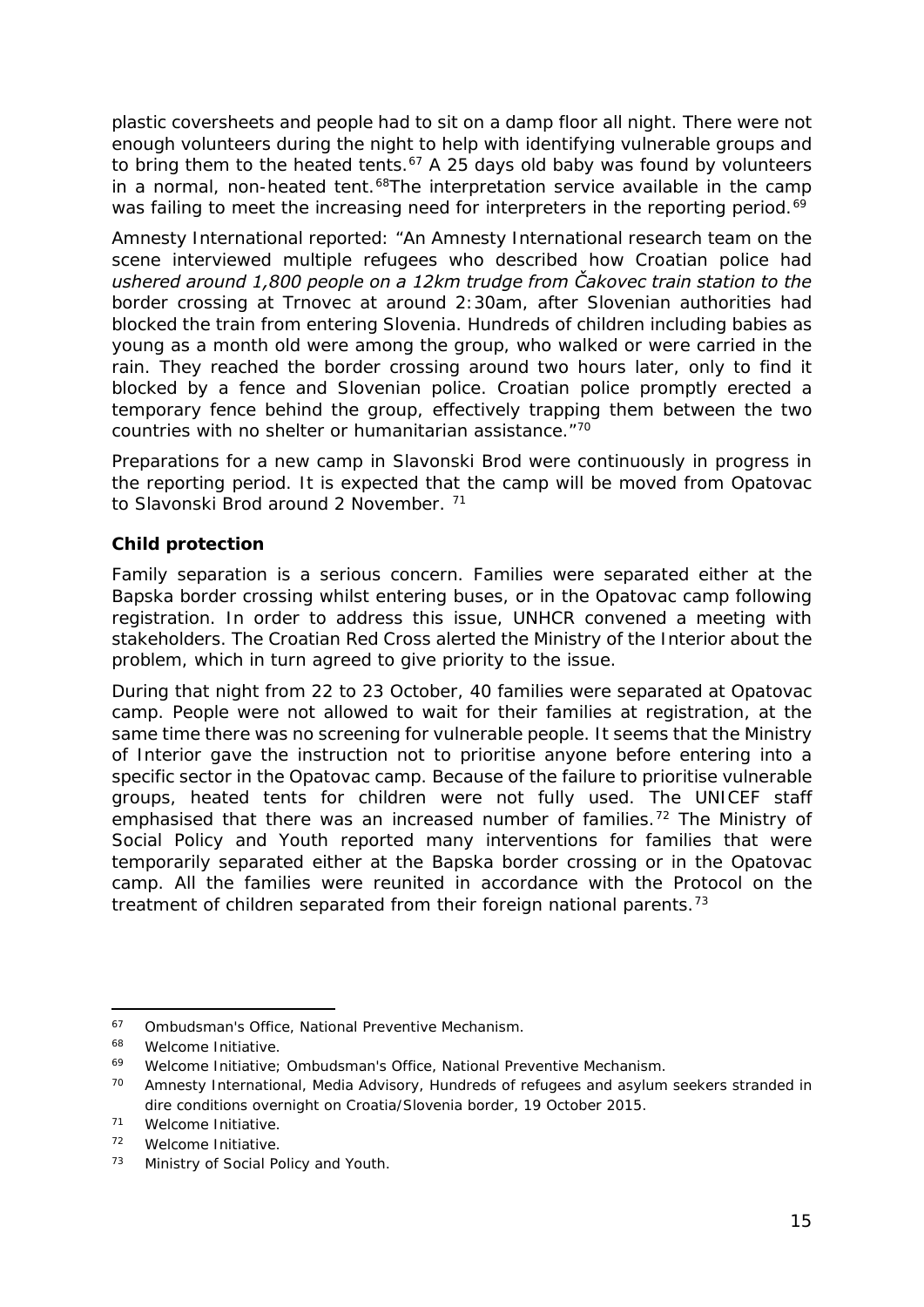plastic coversheets and people had to sit on a damp floor all night. There were not enough volunteers during the night to help with identifying vulnerable groups and to bring them to the heated tents.[67] A 25 days old baby was found by volunteers in a normal, non-heated tent.[68]The interpretation service available in the camp was failing to meet the increasing need for interpreters in the reporting period.[69]

Amnesty International reported: "An Amnesty International research team on the scene interviewed multiple refugees who described how Croatian police had *ushered around 1,800 people on a 12km trudge from Čakovec train station to the* border crossing at Trnovec at around 2:30am, after Slovenian authorities had blocked the train from entering Slovenia. Hundreds of children including babies as young as a month old were among the group, who walked or were carried in the rain. They reached the border crossing around two hours later, only to find it blocked by a fence and Slovenian police. Croatian police promptly erected a temporary fence behind the group, effectively trapping them between the two countries with no shelter or humanitarian assistance."[70]

Preparations for a new camp in Slavonski Brod were continuously in progress in the reporting period. It is expected that the camp will be moved from Opatovac to Slavonski Brod around 2 November. [71]

**Child protection**

Family separation is a serious concern. Families were separated either at the Bapska border crossing whilst entering buses, or in the Opatovac camp following registration. In order to address this issue, UNHCR convened a meeting with stakeholders. The Croatian Red Cross alerted the Ministry of the Interior about the problem, which in turn agreed to give priority to the issue.

During that night from 22 to 23 October, 40 families were separated at Opatovac camp. People were not allowed to wait for their families at registration, at the same time there was no screening for vulnerable people. It seems that the Ministry of Interior gave the instruction not to prioritise anyone before entering into a specific sector in the Opatovac camp. Because of the failure to prioritise vulnerable groups, heated tents for children were not fully used. The UNICEF staff emphasised that there was an increased number of families.[72] The Ministry of Social Policy and Youth reported many interventions for families that were temporarily separated either at the Bapska border crossing or in the Opatovac camp. All the families were reunited in accordance with the Protocol on the treatment of children separated from their foreign national parents.[73]

---

[67] Ombudsman's Office, National Preventive Mechanism.

[68] Welcome Initiative.

[69] Welcome Initiative; Ombudsman's Office, National Preventive Mechanism.

[70] Amnesty International, Media Advisory, Hundreds of refugees and asylum seekers stranded in dire conditions overnight on Croatia/Slovenia border, 19 October 2015.

[71] Welcome Initiative.

[72] Welcome Initiative.

[73] Ministry of Social Policy and Youth.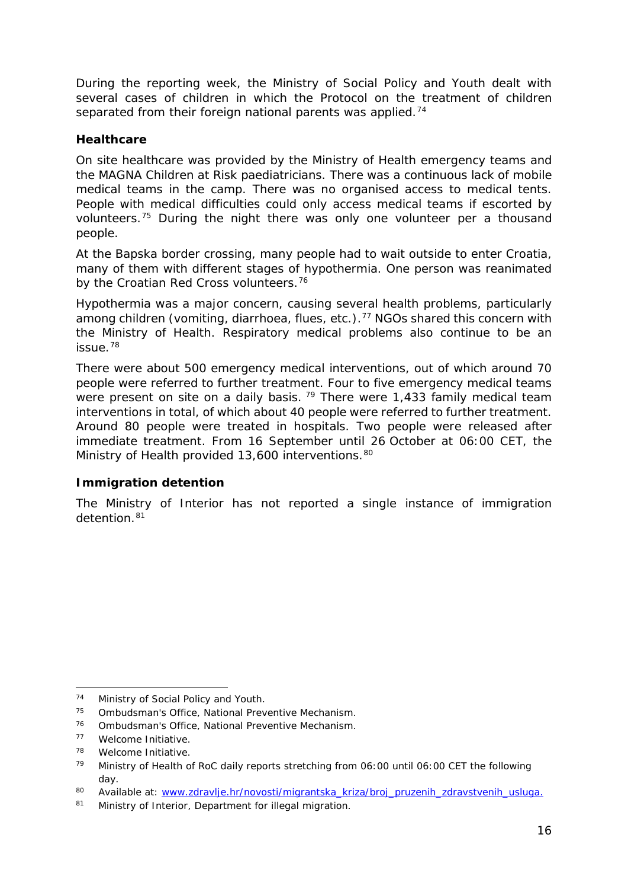During the reporting week, the Ministry of Social Policy and Youth dealt with several cases of children in which the Protocol on the treatment of children separated from their foreign national parents was applied.[74]

**Healthcare**

On site healthcare was provided by the Ministry of Health emergency teams and the MAGNA Children at Risk paediatricians. There was a continuous lack of mobile medical teams in the camp. There was no organised access to medical tents. People with medical difficulties could only access medical teams if escorted by volunteers.[75] During the night there was only one volunteer per a thousand people.

At the Bapska border crossing, many people had to wait outside to enter Croatia, many of them with different stages of hypothermia. One person was reanimated by the Croatian Red Cross volunteers.[76]

Hypothermia was a major concern, causing several health problems, particularly among children (vomiting, diarrhoea, flues, etc.).[77] NGOs shared this concern with the Ministry of Health. Respiratory medical problems also continue to be an issue.[78]

There were about 500 emergency medical interventions, out of which around 70 people were referred to further treatment. Four to five emergency medical teams were present on site on a daily basis.[79] There were 1,433 family medical team interventions in total, of which about 40 people were referred to further treatment. Around 80 people were treated in hospitals. Two people were released after immediate treatment. From 16 September until 26 October at 06:00 CET, the Ministry of Health provided 13,600 interventions.[80]

**Immigration detention**

The Ministry of Interior has not reported a single instance of immigration detention.[81]

---

[74] Ministry of Social Policy and Youth.

[75] Ombudsman's Office, National Preventive Mechanism.

[76] Ombudsman's Office, National Preventive Mechanism.

[77] Welcome Initiative.

[78] Welcome Initiative.

[79] Ministry of Health of RoC daily reports stretching from 06:00 until 06:00 CET the following day.

[80] Available at: [www.zdravlje.hr/novosti/migrantska_kriza/broj_pruzenih_zdravstvenih_usluga.](www.zdravlje.hr/novosti/migrantska_kriza/broj_pruzenih_zdravstvenih_usluga)

[81] Ministry of Interior, Department for illegal migration.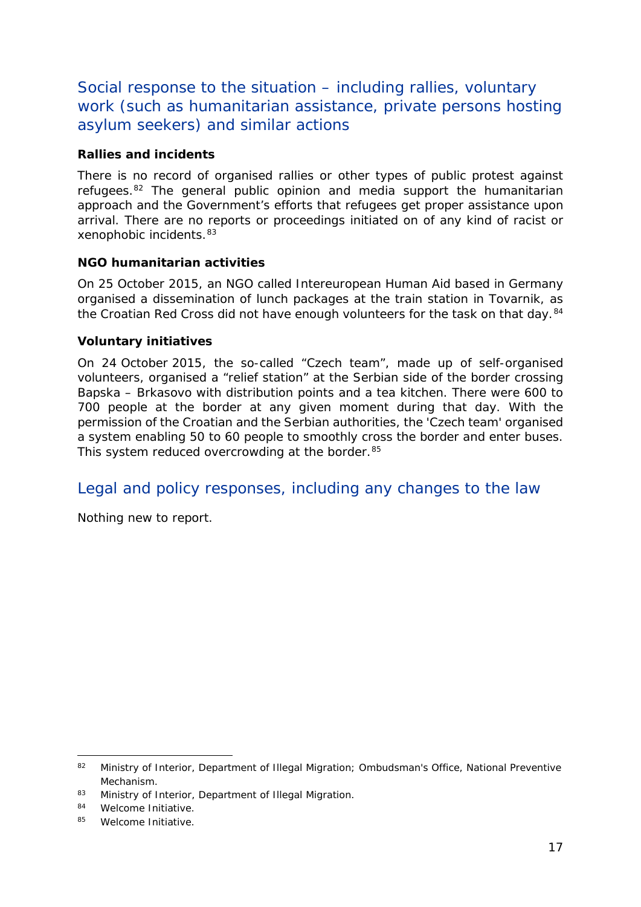## Social response to the situation – including rallies, voluntary work (such as humanitarian assistance, private persons hosting asylum seekers) and similar actions

**Rallies and incidents**

There is no record of organised rallies or other types of public protest against refugees.[82] The general public opinion and media support the humanitarian approach and the Government's efforts that refugees get proper assistance upon arrival. There are no reports or proceedings initiated on of any kind of racist or xenophobic incidents.[83]

**NGO humanitarian activities**

On 25 October 2015, an NGO called Intereuropean Human Aid based in Germany organised a dissemination of lunch packages at the train station in Tovarnik, as the Croatian Red Cross did not have enough volunteers for the task on that day.[84]

**Voluntary initiatives**

On 24 October 2015, the so-called "Czech team", made up of self-organised volunteers, organised a "relief station" at the Serbian side of the border crossing Bapska – Brkasovo with distribution points and a tea kitchen. There were 600 to 700 people at the border at any given moment during that day. With the permission of the Croatian and the Serbian authorities, the 'Czech team' organised a system enabling 50 to 60 people to smoothly cross the border and enter buses. This system reduced overcrowding at the border.[85]

## Legal and policy responses, including any changes to the law

Nothing new to report.

---

[82] Ministry of Interior, Department of Illegal Migration; Ombudsman's Office, National Preventive Mechanism.

[83] Ministry of Interior, Department of Illegal Migration.

[84] Welcome Initiative.

[85] Welcome Initiative.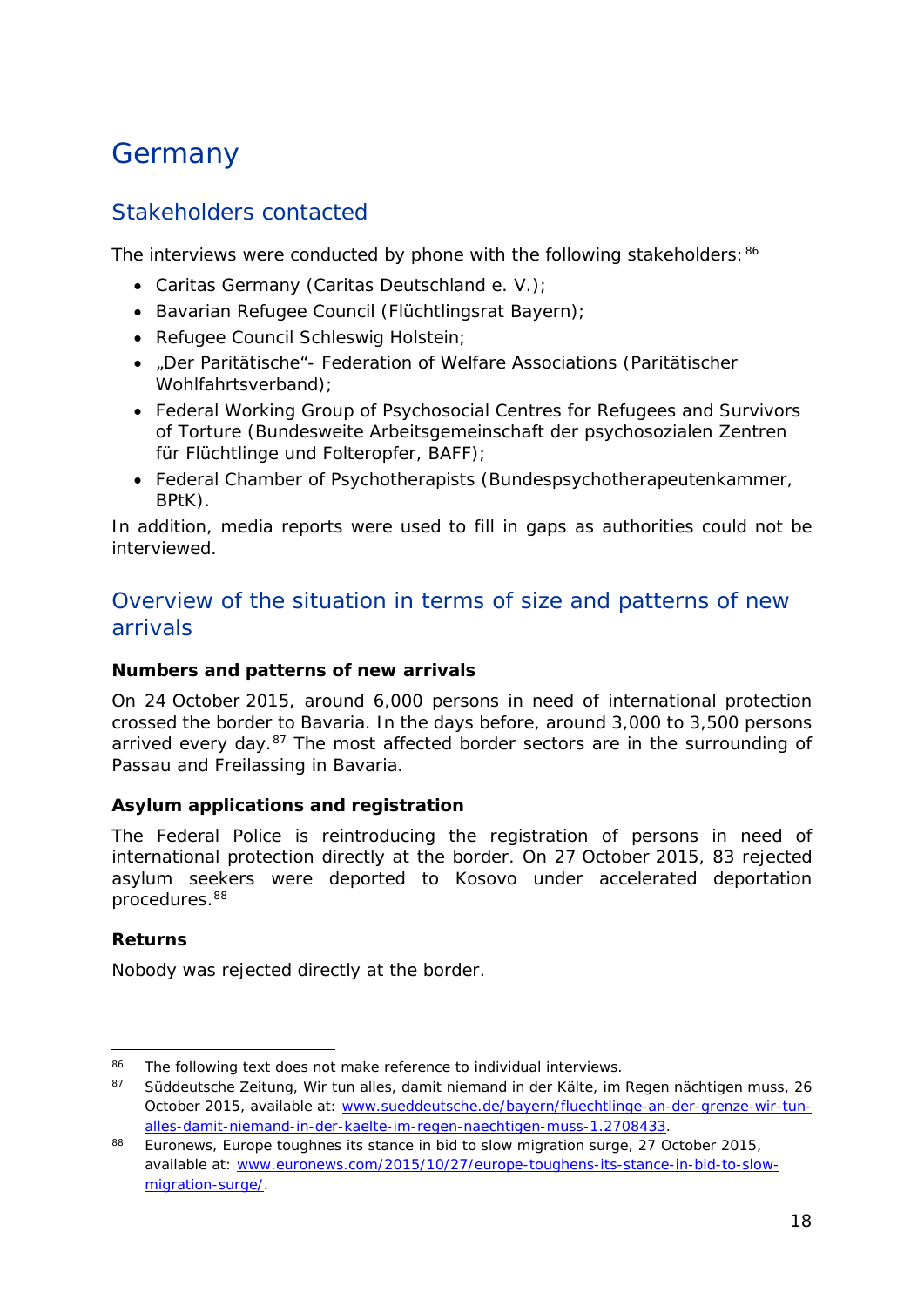# Germany

## Stakeholders contacted

The interviews were conducted by phone with the following stakeholders:[86]

- Caritas Germany (Caritas Deutschland e. V.);
- Bavarian Refugee Council (Flüchtlingsrat Bayern);
- Refugee Council Schleswig Holstein;
- „Der Paritätische"- Federation of Welfare Associations (Paritätischer Wohlfahrtsverband);
- Federal Working Group of Psychosocial Centres for Refugees and Survivors of Torture (Bundesweite Arbeitsgemeinschaft der psychosozialen Zentren für Flüchtlinge und Folteropfer, BAFF);
- Federal Chamber of Psychotherapists (Bundespsychotherapeutenkammer, BPtK).

In addition, media reports were used to fill in gaps as authorities could not be interviewed.

## Overview of the situation in terms of size and patterns of new arrivals

### Numbers and patterns of new arrivals

On 24 October 2015, around 6,000 persons in need of international protection crossed the border to Bavaria. In the days before, around 3,000 to 3,500 persons arrived every day.[87] The most affected border sectors are in the surrounding of Passau and Freilassing in Bavaria.

### Asylum applications and registration

The Federal Police is reintroducing the registration of persons in need of international protection directly at the border. On 27 October 2015, 83 rejected asylum seekers were deported to Kosovo under accelerated deportation procedures.[88]

### Returns

Nobody was rejected directly at the border.

---

[86] The following text does not make reference to individual interviews.

[87] Süddeutsche Zeitung, Wir tun alles, damit niemand in der Kälte, im Regen nächtigen muss, 26 October 2015, available at: www.sueddeutsche.de/bayern/fluechtlinge-an-der-grenze-wir-tun-alles-damit-niemand-in-der-kaelte-im-regen-naechtigen-muss-1.2708433.

[88] Euronews, Europe toughnes its stance in bid to slow migration surge, 27 October 2015, available at: www.euronews.com/2015/10/27/europe-toughens-its-stance-in-bid-to-slow-migration-surge/.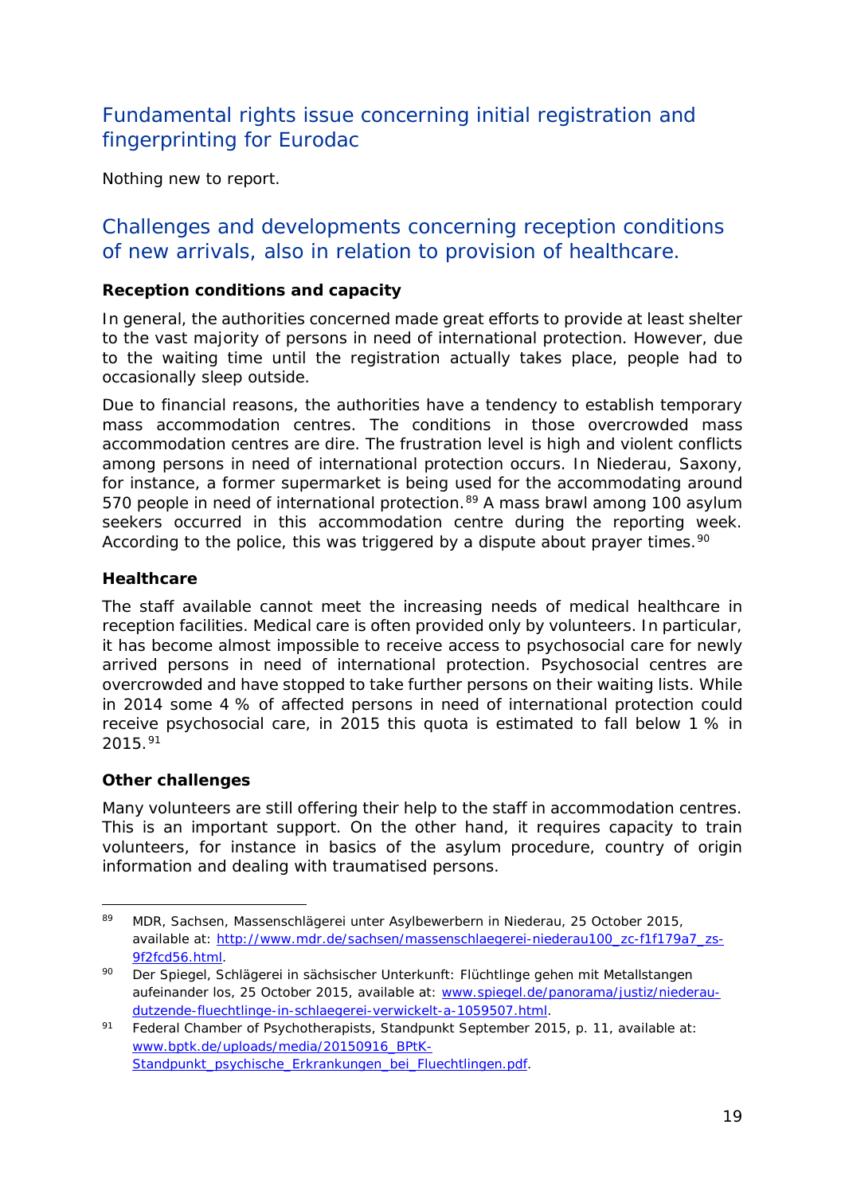## Fundamental rights issue concerning initial registration and fingerprinting for Eurodac

Nothing new to report.

## Challenges and developments concerning reception conditions of new arrivals, also in relation to provision of healthcare.

**Reception conditions and capacity**

In general, the authorities concerned made great efforts to provide at least shelter to the vast majority of persons in need of international protection. However, due to the waiting time until the registration actually takes place, people had to occasionally sleep outside.

Due to financial reasons, the authorities have a tendency to establish temporary mass accommodation centres. The conditions in those overcrowded mass accommodation centres are dire. The frustration level is high and violent conflicts among persons in need of international protection occurs. In Niederau, Saxony, for instance, a former supermarket is being used for the accommodating around 570 people in need of international protection.[89] A mass brawl among 100 asylum seekers occurred in this accommodation centre during the reporting week. According to the police, this was triggered by a dispute about prayer times.[90]

**Healthcare**

The staff available cannot meet the increasing needs of medical healthcare in reception facilities. Medical care is often provided only by volunteers. In particular, it has become almost impossible to receive access to psychosocial care for newly arrived persons in need of international protection. Psychosocial centres are overcrowded and have stopped to take further persons on their waiting lists. While in 2014 some 4 % of affected persons in need of international protection could receive psychosocial care, in 2015 this quota is estimated to fall below 1 % in 2015.[91]

**Other challenges**

Many volunteers are still offering their help to the staff in accommodation centres. This is an important support. On the other hand, it requires capacity to train volunteers, for instance in basics of the asylum procedure, country of origin information and dealing with traumatised persons.

---

[89] MDR, Sachsen, Massenschlägerei unter Asylbewerbern in Niederau, 25 October 2015, available at: http://www.mdr.de/sachsen/massenschlaegerei-niederau100_zc-f1f179a7_zs-9f2fcd56.html.

[90] Der Spiegel, Schlägerei in sächsischer Unterkunft: Flüchtlinge gehen mit Metallstangen aufeinander los, 25 October 2015, available at: www.spiegel.de/panorama/justiz/niederau-dutzende-fluechtlinge-in-schlaegerei-verwickelt-a-1059507.html.

[91] Federal Chamber of Psychotherapists, Standpunkt September 2015, p. 11, available at: www.bptk.de/uploads/media/20150916_BPtK-Standpunkt_psychische_Erkrankungen_bei_Fluechtlingen.pdf.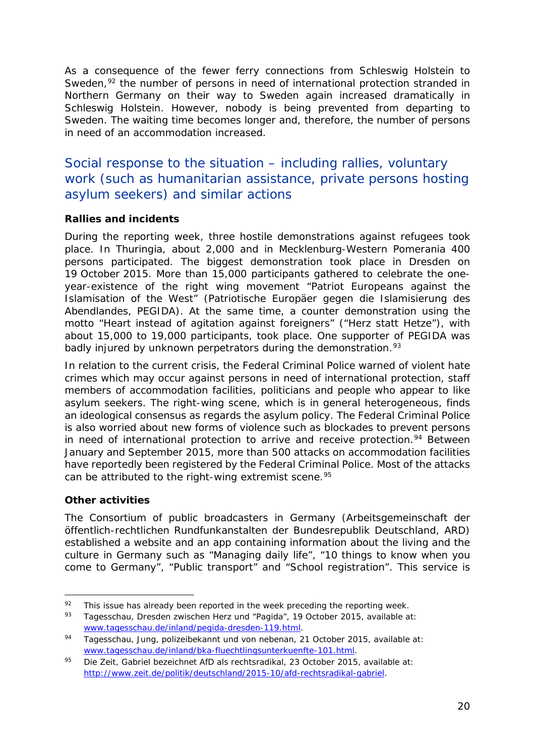As a consequence of the fewer ferry connections from Schleswig Holstein to Sweden,[92] the number of persons in need of international protection stranded in Northern Germany on their way to Sweden again increased dramatically in Schleswig Holstein. However, nobody is being prevented from departing to Sweden. The waiting time becomes longer and, therefore, the number of persons in need of an accommodation increased.

## Social response to the situation – including rallies, voluntary work (such as humanitarian assistance, private persons hosting asylum seekers) and similar actions

**Rallies and incidents**

During the reporting week, three hostile demonstrations against refugees took place. In Thuringia, about 2,000 and in Mecklenburg-Western Pomerania 400 persons participated. The biggest demonstration took place in Dresden on 19 October 2015. More than 15,000 participants gathered to celebrate the one-year-existence of the right wing movement "Patriot Europeans against the Islamisation of the West" (Patriotische Europäer gegen die Islamisierung des Abendlandes, PEGIDA). At the same time, a counter demonstration using the motto "Heart instead of agitation against foreigners" ("Herz statt Hetze"), with about 15,000 to 19,000 participants, took place. One supporter of PEGIDA was badly injured by unknown perpetrators during the demonstration.[93]

In relation to the current crisis, the Federal Criminal Police warned of violent hate crimes which may occur against persons in need of international protection, staff members of accommodation facilities, politicians and people who appear to like asylum seekers. The right-wing scene, which is in general heterogeneous, finds an ideological consensus as regards the asylum policy. The Federal Criminal Police is also worried about new forms of violence such as blockades to prevent persons in need of international protection to arrive and receive protection.[94] Between January and September 2015, more than 500 attacks on accommodation facilities have reportedly been registered by the Federal Criminal Police. Most of the attacks can be attributed to the right-wing extremist scene.[95]

**Other activities**

The Consortium of public broadcasters in Germany (Arbeitsgemeinschaft der öffentlich-rechtlichen Rundfunkanstalten der Bundesrepublik Deutschland, ARD) established a website and an app containing information about the living and the culture in Germany such as "Managing daily life", "10 things to know when you come to Germany", "Public transport" and "School registration". This service is

---

[92] This issue has already been reported in the week preceding the reporting week.

[93] Tagesschau, Dresden zwischen Herz und "Pagida", 19 October 2015, available at: www.tagesschau.de/inland/pegida-dresden-119.html.

[94] Tagesschau, Jung, polizeibekannt und von nebenan, 21 October 2015, available at: www.tagesschau.de/inland/bka-fluechtlingsunterkuenfte-101.html.

[95] Die Zeit, Gabriel bezeichnet AfD als rechtsradikal, 23 October 2015, available at: http://www.zeit.de/politik/deutschland/2015-10/afd-rechtsradikal-gabriel.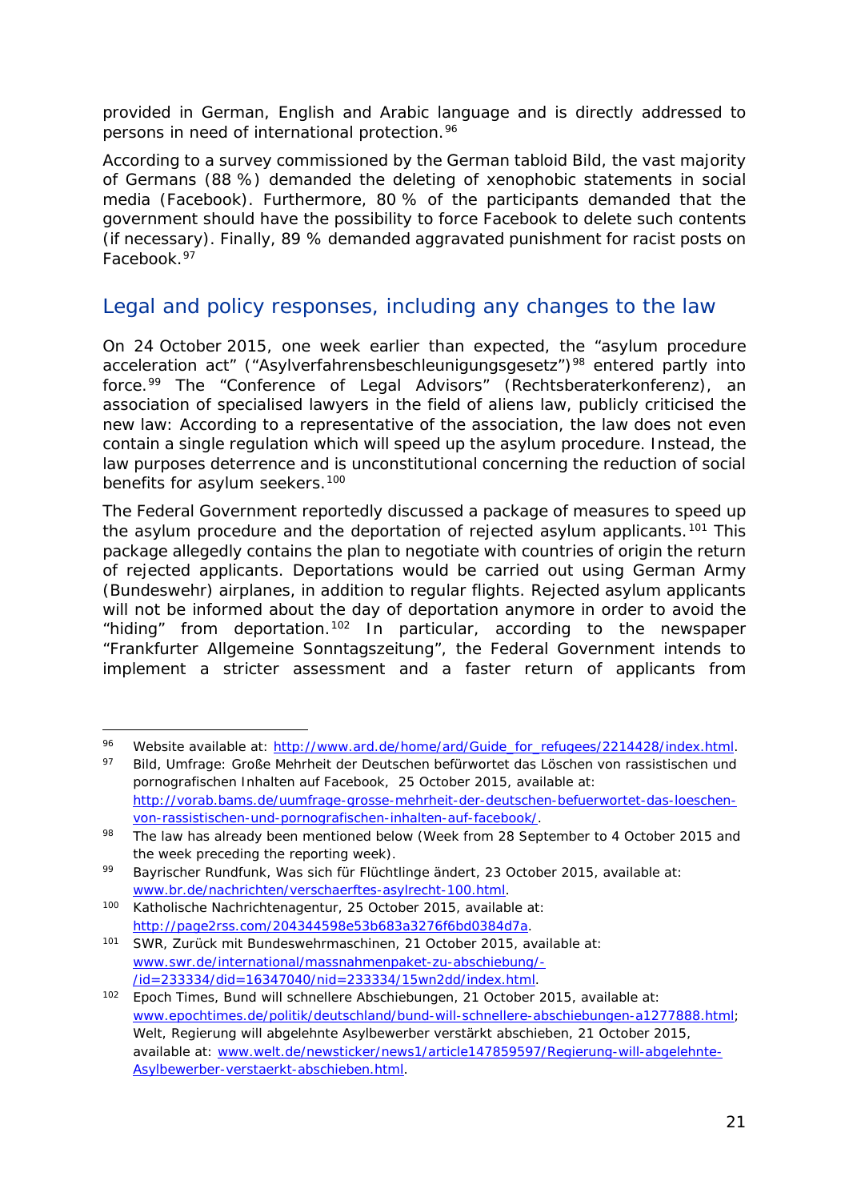provided in German, English and Arabic language and is directly addressed to persons in need of international protection.[96]

According to a survey commissioned by the German tabloid Bild, the vast majority of Germans (88 %) demanded the deleting of xenophobic statements in social media (Facebook). Furthermore, 80 % of the participants demanded that the government should have the possibility to force Facebook to delete such contents (if necessary). Finally, 89 % demanded aggravated punishment for racist posts on Facebook.[97]

## Legal and policy responses, including any changes to the law

On 24 October 2015, one week earlier than expected, the “asylum procedure acceleration act” (“Asylverfahrensbeschleunigungsgesetz”)[98] entered partly into force.[99] The “Conference of Legal Advisors” (Rechtsberaterkonferenz), an association of specialised lawyers in the field of aliens law, publicly criticised the new law: According to a representative of the association, the law does not even contain a single regulation which will speed up the asylum procedure. Instead, the law purposes deterrence and is unconstitutional concerning the reduction of social benefits for asylum seekers.[100]

The Federal Government reportedly discussed a package of measures to speed up the asylum procedure and the deportation of rejected asylum applicants.[101] This package allegedly contains the plan to negotiate with countries of origin the return of rejected applicants. Deportations would be carried out using German Army (Bundeswehr) airplanes, in addition to regular flights. Rejected asylum applicants will not be informed about the day of deportation anymore in order to avoid the “hiding” from deportation.[102] In particular, according to the newspaper “Frankfurter Allgemeine Sonntagszeitung”, the Federal Government intends to implement a stricter assessment and a faster return of applicants from

---

[96] Website available at: http://www.ard.de/home/ard/Guide_for_refugees/2214428/index.html.

[97] Bild, Umfrage: Große Mehrheit der Deutschen befürwortet das Löschen von rassistischen und pornografischen Inhalten auf Facebook, 25 October 2015, available at: http://vorab.bams.de/uumfrage-grosse-mehrheit-der-deutschen-befuerwortet-das-loeschen-von-rassistischen-und-pornografischen-inhalten-auf-facebook/.

[98] The law has already been mentioned below (Week from 28 September to 4 October 2015 and the week preceding the reporting week).

[99] Bayrischer Rundfunk, Was sich für Flüchtlinge ändert, 23 October 2015, available at: www.br.de/nachrichten/verschaerftes-asylrecht-100.html.

[100] Katholische Nachrichtenagentur, 25 October 2015, available at: http://page2rss.com/204344598e53b683a3276f6bd0384d7a.

[101] SWR, Zurück mit Bundeswehrmaschinen, 21 October 2015, available at: www.swr.de/international/massnahmenpaket-zu-abschiebung/-/id=233334/did=16347040/nid=233334/15wn2dd/index.html.

[102] Epoch Times, Bund will schnellere Abschiebungen, 21 October 2015, available at: www.epochtimes.de/politik/deutschland/bund-will-schnellere-abschiebungen-a1277888.html; Welt, Regierung will abgelehnte Asylbewerber verstärkt abschieben, 21 October 2015, available at: www.welt.de/newsticker/news1/article147859597/Regierung-will-abgelehnte-Asylbewerber-verstaerkt-abschieben.html.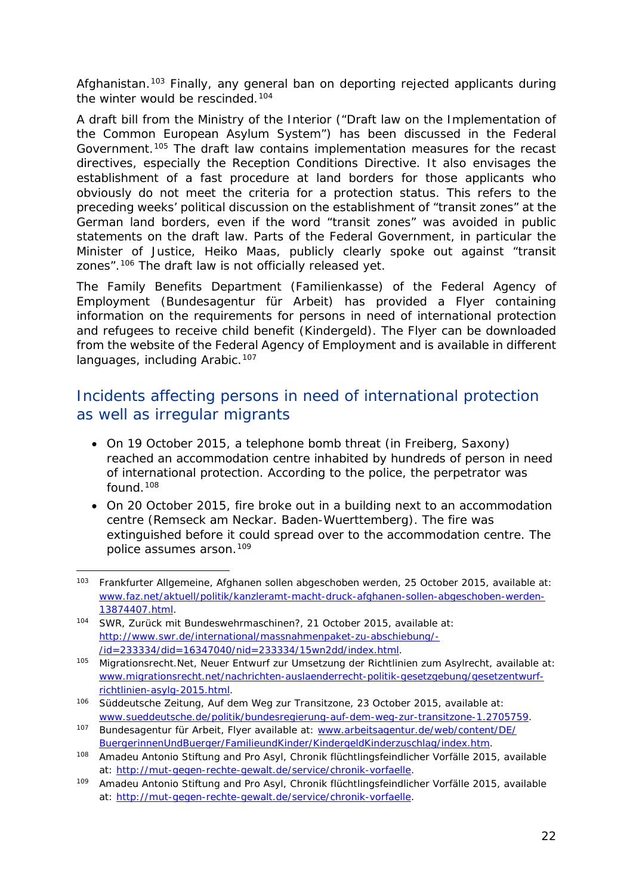Afghanistan.[103] Finally, any general ban on deporting rejected applicants during the winter would be rescinded.[104]

A draft bill from the Ministry of the Interior ("Draft law on the Implementation of the Common European Asylum System") has been discussed in the Federal Government.[105] The draft law contains implementation measures for the recast directives, especially the Reception Conditions Directive. It also envisages the establishment of a fast procedure at land borders for those applicants who obviously do not meet the criteria for a protection status. This refers to the preceding weeks' political discussion on the establishment of "transit zones" at the German land borders, even if the word "transit zones" was avoided in public statements on the draft law. Parts of the Federal Government, in particular the Minister of Justice, Heiko Maas, publicly clearly spoke out against "transit zones".[106] The draft law is not officially released yet.

The Family Benefits Department (Familienkasse) of the Federal Agency of Employment (Bundesagentur für Arbeit) has provided a Flyer containing information on the requirements for persons in need of international protection and refugees to receive child benefit (Kindergeld). The Flyer can be downloaded from the website of the Federal Agency of Employment and is available in different languages, including Arabic.[107]

## Incidents affecting persons in need of international protection as well as irregular migrants

- On 19 October 2015, a telephone bomb threat (in Freiberg, Saxony) reached an accommodation centre inhabited by hundreds of person in need of international protection. According to the police, the perpetrator was found.[108]
- On 20 October 2015, fire broke out in a building next to an accommodation centre (Remseck am Neckar. Baden-Wuerttemberg). The fire was extinguished before it could spread over to the accommodation centre. The police assumes arson.[109]

---

[103] Frankfurter Allgemeine, Afghanen sollen abgeschoben werden, 25 October 2015, available at: www.faz.net/aktuell/politik/kanzleramt-macht-druck-afghanen-sollen-abgeschoben-werden-13874407.html.

[104] SWR, Zurück mit Bundeswehrmaschinen?, 21 October 2015, available at: http://www.swr.de/international/massnahmenpaket-zu-abschiebung/-/id=233334/did=16347040/nid=233334/15wn2dd/index.html.

[105] Migrationsrecht.Net, Neuer Entwurf zur Umsetzung der Richtlinien zum Asylrecht, available at: www.migrationsrecht.net/nachrichten-auslaenderrecht-politik-gesetzgebung/gesetzentwurf-richtlinien-asylg-2015.html.

[106] Süddeutsche Zeitung, Auf dem Weg zur Transitzone, 23 October 2015, available at: www.sueddeutsche.de/politik/bundesregierung-auf-dem-weg-zur-transitzone-1.2705759.

[107] Bundesagentur für Arbeit, Flyer available at: www.arbeitsagentur.de/web/content/DE/BuergerinnenUndBuerger/FamilieundKinder/KindergeldKinderzuschlag/index.htm.

[108] Amadeu Antonio Stiftung and Pro Asyl, Chronik flüchtlingsfeindlicher Vorfälle 2015, available at: http://mut-gegen-rechte-gewalt.de/service/chronik-vorfaelle.

[109] Amadeu Antonio Stiftung and Pro Asyl, Chronik flüchtlingsfeindlicher Vorfälle 2015, available at: http://mut-gegen-rechte-gewalt.de/service/chronik-vorfaelle.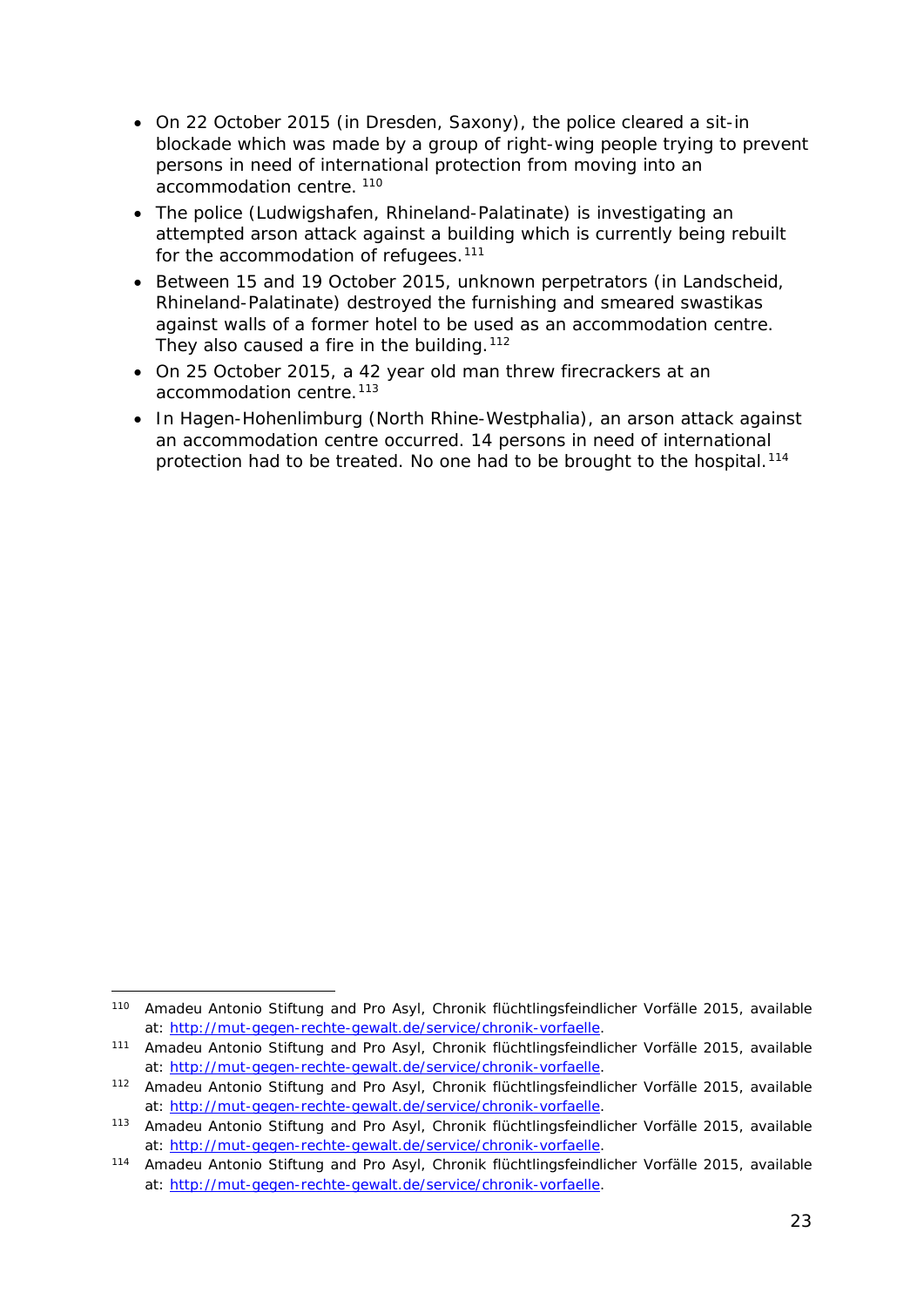- On 22 October 2015 (in Dresden, Saxony), the police cleared a sit-in blockade which was made by a group of right-wing people trying to prevent persons in need of international protection from moving into an accommodation centre. [110]
- The police (Ludwigshafen, Rhineland-Palatinate) is investigating an attempted arson attack against a building which is currently being rebuilt for the accommodation of refugees.[111]
- Between 15 and 19 October 2015, unknown perpetrators (in Landscheid, Rhineland-Palatinate) destroyed the furnishing and smeared swastikas against walls of a former hotel to be used as an accommodation centre. They also caused a fire in the building.[112]
- On 25 October 2015, a 42 year old man threw firecrackers at an accommodation centre.[113]
- In Hagen-Hohenlimburg (North Rhine-Westphalia), an arson attack against an accommodation centre occurred. 14 persons in need of international protection had to be treated. No one had to be brought to the hospital.[114]

---

[110] Amadeu Antonio Stiftung and Pro Asyl, Chronik flüchtlingsfeindlicher Vorfälle 2015, available at: http://mut-gegen-rechte-gewalt.de/service/chronik-vorfaelle.

[111] Amadeu Antonio Stiftung and Pro Asyl, Chronik flüchtlingsfeindlicher Vorfälle 2015, available at: http://mut-gegen-rechte-gewalt.de/service/chronik-vorfaelle.

[112] Amadeu Antonio Stiftung and Pro Asyl, Chronik flüchtlingsfeindlicher Vorfälle 2015, available at: http://mut-gegen-rechte-gewalt.de/service/chronik-vorfaelle.

[113] Amadeu Antonio Stiftung and Pro Asyl, Chronik flüchtlingsfeindlicher Vorfälle 2015, available at: http://mut-gegen-rechte-gewalt.de/service/chronik-vorfaelle.

[114] Amadeu Antonio Stiftung and Pro Asyl, Chronik flüchtlingsfeindlicher Vorfälle 2015, available at: http://mut-gegen-rechte-gewalt.de/service/chronik-vorfaelle.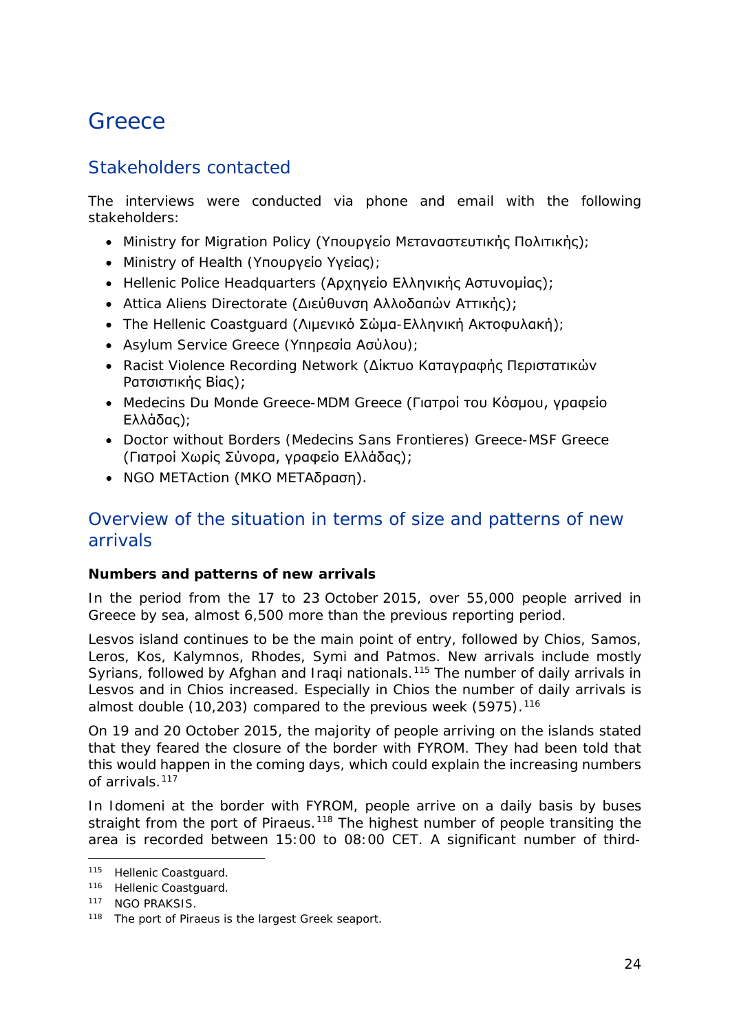# Greece

## Stakeholders contacted

The interviews were conducted via phone and email with the following stakeholders:

- Ministry for Migration Policy (Υπουργείο Μεταναστευτικής Πολιτικής);
- Ministry of Health (Υπουργείο Υγείας);
- Hellenic Police Headquarters (Αρχηγείο Ελληνικής Αστυνομίας);
- Attica Aliens Directorate (Διεύθυνση Αλλοδαπών Αττικής);
- The Hellenic Coastguard (Λιμενικό Σώμα-Ελληνική Ακτοφυλακή);
- Asylum Service Greece (Υπηρεσία Ασύλου);
- Racist Violence Recording Network (Δίκτυο Καταγραφής Περιστατικών Ρατσιστικής Βίας);
- Medecins Du Monde Greece-MDM Greece (Γιατροί του Κόσμου, γραφείο Ελλάδας);
- Doctor without Borders (Medecins Sans Frontieres) Greece-MSF Greece (Γιατροί Χωρίς Σύνορα, γραφείο Ελλάδας);
- NGO METAction (ΜΚΟ ΜΕΤΑδραση).

## Overview of the situation in terms of size and patterns of new arrivals

**Numbers and patterns of new arrivals**

In the period from the 17 to 23 October 2015, over 55,000 people arrived in Greece by sea, almost 6,500 more than the previous reporting period.

Lesvos island continues to be the main point of entry, followed by Chios, Samos, Leros, Kos, Kalymnos, Rhodes, Symi and Patmos. New arrivals include mostly Syrians, followed by Afghan and Iraqi nationals.[115] The number of daily arrivals in Lesvos and in Chios increased. Especially in Chios the number of daily arrivals is almost double (10,203) compared to the previous week (5975).[116]

On 19 and 20 October 2015, the majority of people arriving on the islands stated that they feared the closure of the border with FYROM. They had been told that this would happen in the coming days, which could explain the increasing numbers of arrivals.[117]

In Idomeni at the border with FYROM, people arrive on a daily basis by buses straight from the port of Piraeus.[118] The highest number of people transiting the area is recorded between 15:00 to 08:00 CET. A significant number of third-

---

[115] Hellenic Coastguard.

[116] Hellenic Coastguard.

[117] NGO PRAKSIS.

[118] The port of Piraeus is the largest Greek seaport.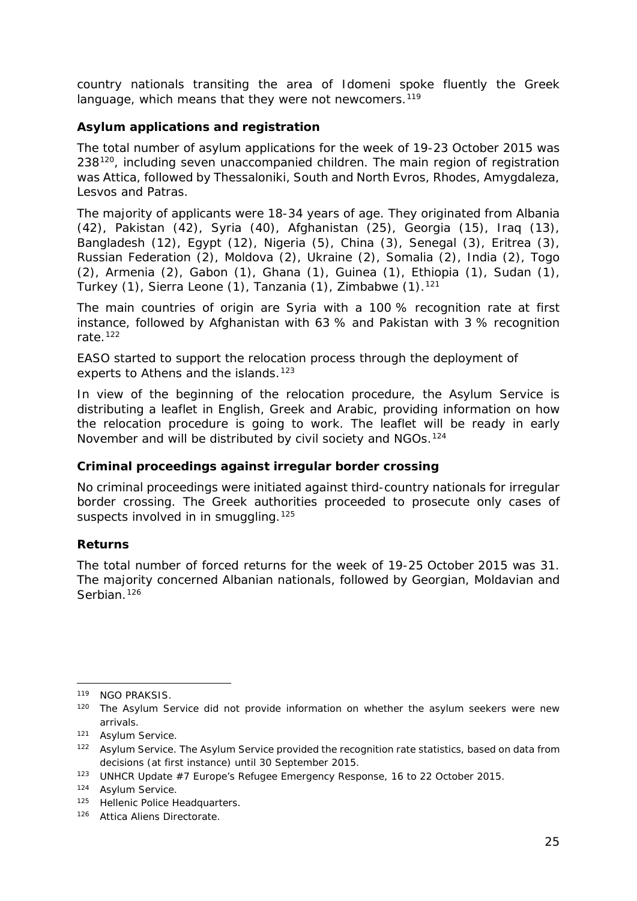country nationals transiting the area of Idomeni spoke fluently the Greek language, which means that they were not newcomers.[119]

### Asylum applications and registration

The total number of asylum applications for the week of 19-23 October 2015 was 238[120], including seven unaccompanied children. The main region of registration was Attica, followed by Thessaloniki, South and North Evros, Rhodes, Amygdaleza, Lesvos and Patras.

The majority of applicants were 18-34 years of age. They originated from Albania (42), Pakistan (42), Syria (40), Afghanistan (25), Georgia (15), Iraq (13), Bangladesh (12), Egypt (12), Nigeria (5), China (3), Senegal (3), Eritrea (3), Russian Federation (2), Moldova (2), Ukraine (2), Somalia (2), India (2), Togo (2), Armenia (2), Gabon (1), Ghana (1), Guinea (1), Ethiopia (1), Sudan (1), Turkey (1), Sierra Leone (1), Tanzania (1), Zimbabwe (1).[121]

The main countries of origin are Syria with a 100 % recognition rate at first instance, followed by Afghanistan with 63 % and Pakistan with 3 % recognition rate.[122]

EASO started to support the relocation process through the deployment of experts to Athens and the islands.[123]

In view of the beginning of the relocation procedure, the Asylum Service is distributing a leaflet in English, Greek and Arabic, providing information on how the relocation procedure is going to work. The leaflet will be ready in early November and will be distributed by civil society and NGOs.[124]

### Criminal proceedings against irregular border crossing

No criminal proceedings were initiated against third-country nationals for irregular border crossing. The Greek authorities proceeded to prosecute only cases of suspects involved in in smuggling.[125]

### Returns

The total number of forced returns for the week of 19-25 October 2015 was 31. The majority concerned Albanian nationals, followed by Georgian, Moldavian and Serbian.[126]

---

[119] NGO PRAKSIS.

[120] The Asylum Service did not provide information on whether the asylum seekers were new arrivals.

[121] Asylum Service.

[122] Asylum Service. The Asylum Service provided the recognition rate statistics, based on data from decisions (at first instance) until 30 September 2015.

[123] UNHCR Update #7 Europe's Refugee Emergency Response, 16 to 22 October 2015.

[124] Asylum Service.

[125] Hellenic Police Headquarters.

[126] Attica Aliens Directorate.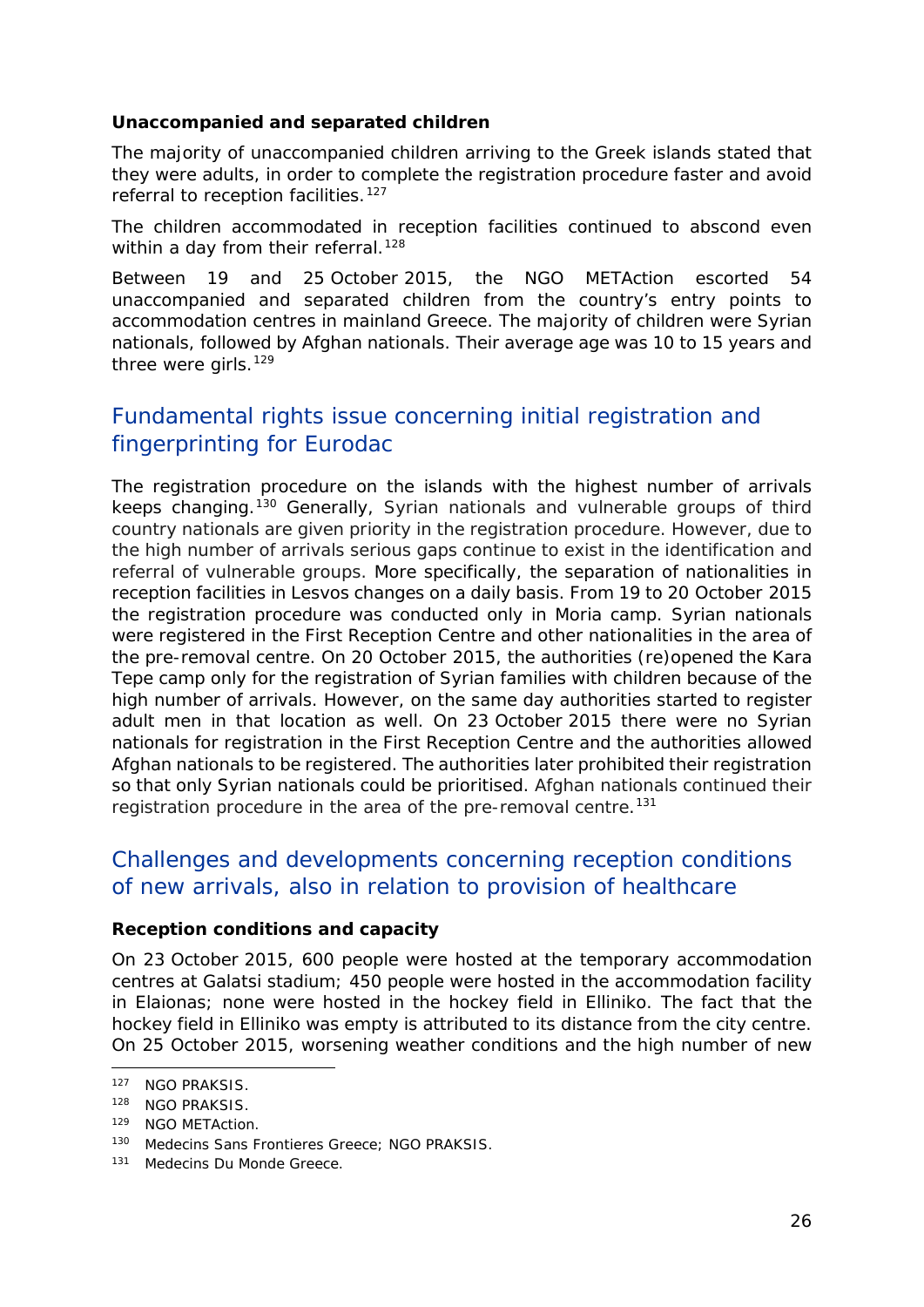**Unaccompanied and separated children**

The majority of unaccompanied children arriving to the Greek islands stated that they were adults, in order to complete the registration procedure faster and avoid referral to reception facilities.[127]

The children accommodated in reception facilities continued to abscond even within a day from their referral.[128]

Between 19 and 25 October 2015, the NGO METAction escorted 54 unaccompanied and separated children from the country's entry points to accommodation centres in mainland Greece. The majority of children were Syrian nationals, followed by Afghan nationals. Their average age was 10 to 15 years and three were girls.[129]

## Fundamental rights issue concerning initial registration and fingerprinting for Eurodac

The registration procedure on the islands with the highest number of arrivals keeps changing.[130] Generally, Syrian nationals and vulnerable groups of third country nationals are given priority in the registration procedure. However, due to the high number of arrivals serious gaps continue to exist in the identification and referral of vulnerable groups. More specifically, the separation of nationalities in reception facilities in Lesvos changes on a daily basis. From 19 to 20 October 2015 the registration procedure was conducted only in Moria camp. Syrian nationals were registered in the First Reception Centre and other nationalities in the area of the pre-removal centre. On 20 October 2015, the authorities (re)opened the Kara Tepe camp only for the registration of Syrian families with children because of the high number of arrivals. However, on the same day authorities started to register adult men in that location as well. On 23 October 2015 there were no Syrian nationals for registration in the First Reception Centre and the authorities allowed Afghan nationals to be registered. The authorities later prohibited their registration so that only Syrian nationals could be prioritised. Afghan nationals continued their registration procedure in the area of the pre-removal centre.[131]

## Challenges and developments concerning reception conditions of new arrivals, also in relation to provision of healthcare

**Reception conditions and capacity**

On 23 October 2015, 600 people were hosted at the temporary accommodation centres at Galatsi stadium; 450 people were hosted in the accommodation facility in Elaionas; none were hosted in the hockey field in Elliniko. The fact that the hockey field in Elliniko was empty is attributed to its distance from the city centre. On 25 October 2015, worsening weather conditions and the high number of new

---

[127] NGO PRAKSIS.

[128] NGO PRAKSIS.

[129] NGO METAction.

[130] Medecins Sans Frontieres Greece; NGO PRAKSIS.

[131] Medecins Du Monde Greece.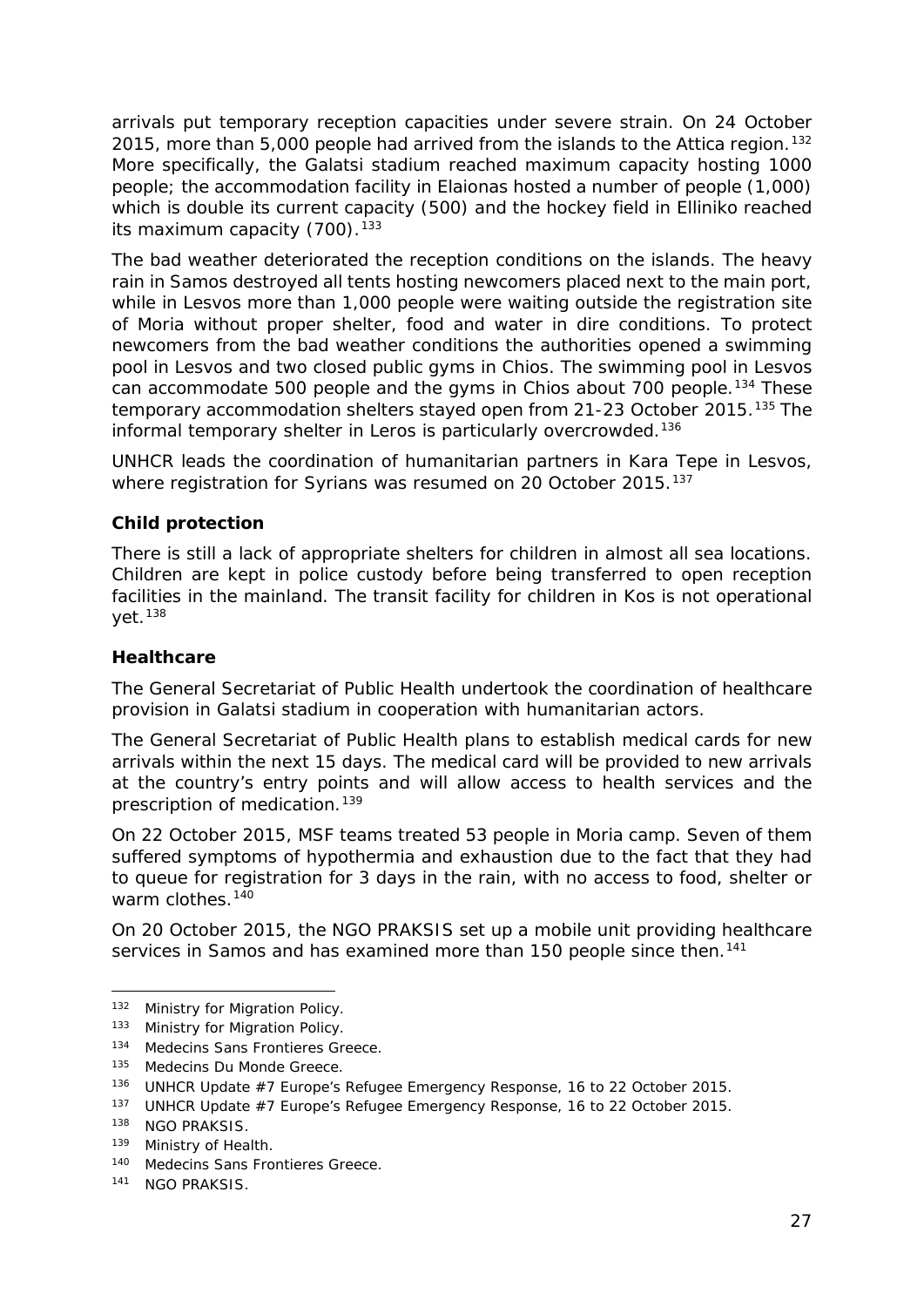arrivals put temporary reception capacities under severe strain. On 24 October 2015, more than 5,000 people had arrived from the islands to the Attica region.[132] More specifically, the Galatsi stadium reached maximum capacity hosting 1000 people; the accommodation facility in Elaionas hosted a number of people (1,000) which is double its current capacity (500) and the hockey field in Elliniko reached its maximum capacity (700).[133]

The bad weather deteriorated the reception conditions on the islands. The heavy rain in Samos destroyed all tents hosting newcomers placed next to the main port, while in Lesvos more than 1,000 people were waiting outside the registration site of Moria without proper shelter, food and water in dire conditions. To protect newcomers from the bad weather conditions the authorities opened a swimming pool in Lesvos and two closed public gyms in Chios. The swimming pool in Lesvos can accommodate 500 people and the gyms in Chios about 700 people.[134] These temporary accommodation shelters stayed open from 21-23 October 2015.[135] The informal temporary shelter in Leros is particularly overcrowded.[136]

UNHCR leads the coordination of humanitarian partners in Kara Tepe in Lesvos, where registration for Syrians was resumed on 20 October 2015.[137]

### Child protection

There is still a lack of appropriate shelters for children in almost all sea locations. Children are kept in police custody before being transferred to open reception facilities in the mainland. The transit facility for children in Kos is not operational yet.[138]

### Healthcare

The General Secretariat of Public Health undertook the coordination of healthcare provision in Galatsi stadium in cooperation with humanitarian actors.

The General Secretariat of Public Health plans to establish medical cards for new arrivals within the next 15 days. The medical card will be provided to new arrivals at the country's entry points and will allow access to health services and the prescription of medication.[139]

On 22 October 2015, MSF teams treated 53 people in Moria camp. Seven of them suffered symptoms of hypothermia and exhaustion due to the fact that they had to queue for registration for 3 days in the rain, with no access to food, shelter or warm clothes.[140]

On 20 October 2015, the NGO PRAKSIS set up a mobile unit providing healthcare services in Samos and has examined more than 150 people since then.[141]

---

[132] Ministry for Migration Policy.

[133] Ministry for Migration Policy.

[134] Medecins Sans Frontieres Greece.

[135] Medecins Du Monde Greece.

[136] UNHCR Update #7 Europe's Refugee Emergency Response, 16 to 22 October 2015.

[137] UNHCR Update #7 Europe's Refugee Emergency Response, 16 to 22 October 2015.

[138] NGO PRAKSIS.

[139] Ministry of Health.

[140] Medecins Sans Frontieres Greece.

[141] NGO PRAKSIS.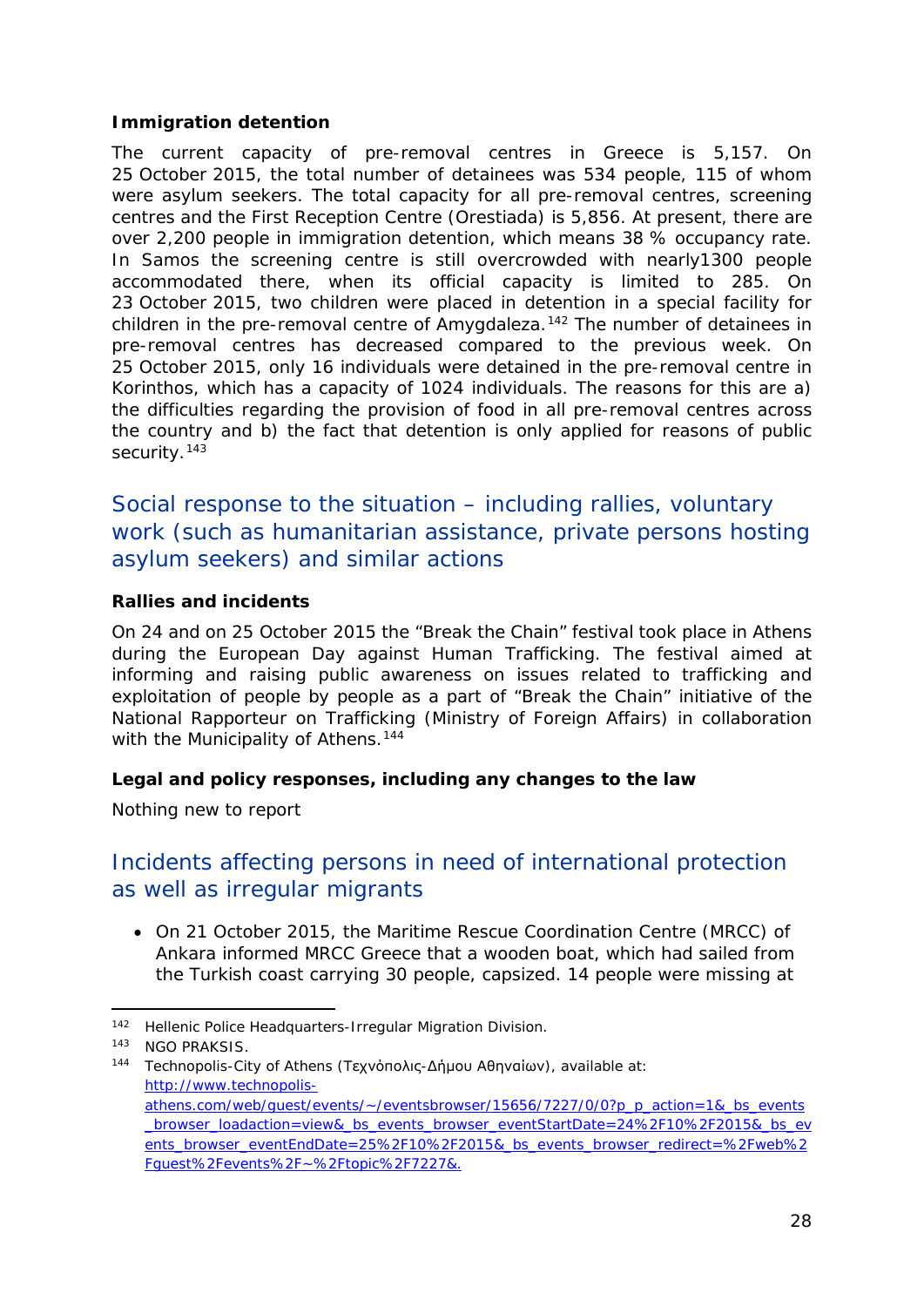**Immigration detention**

The current capacity of pre-removal centres in Greece is 5,157. On 25 October 2015, the total number of detainees was 534 people, 115 of whom were asylum seekers. The total capacity for all pre-removal centres, screening centres and the First Reception Centre (Orestiada) is 5,856. At present, there are over 2,200 people in immigration detention, which means 38 % occupancy rate. In Samos the screening centre is still overcrowded with nearly1300 people accommodated there, when its official capacity is limited to 285. On 23 October 2015, two children were placed in detention in a special facility for children in the pre-removal centre of Amygdaleza.[142] The number of detainees in pre-removal centres has decreased compared to the previous week. On 25 October 2015, only 16 individuals were detained in the pre-removal centre in Korinthos, which has a capacity of 1024 individuals. The reasons for this are a) the difficulties regarding the provision of food in all pre-removal centres across the country and b) the fact that detention is only applied for reasons of public security.[143]

## Social response to the situation – including rallies, voluntary work (such as humanitarian assistance, private persons hosting asylum seekers) and similar actions

**Rallies and incidents**

On 24 and on 25 October 2015 the “Break the Chain” festival took place in Athens during the European Day against Human Trafficking. The festival aimed at informing and raising public awareness on issues related to trafficking and exploitation of people by people as a part of “Break the Chain” initiative of the National Rapporteur on Trafficking (Ministry of Foreign Affairs) in collaboration with the Municipality of Athens.[144]

**Legal and policy responses, including any changes to the law**

Nothing new to report

## Incidents affecting persons in need of international protection as well as irregular migrants

- On 21 October 2015, the Maritime Rescue Coordination Centre (MRCC) of Ankara informed MRCC Greece that a wooden boat, which had sailed from the Turkish coast carrying 30 people, capsized. 14 people were missing at

---

[142] Hellenic Police Headquarters-Irregular Migration Division.

[143] NGO PRAKSIS.

[144] Technopolis-City of Athens (Τεχνόπολις-Δήμου Αθηναίων), available at: http://www.technopolis-athens.com/web/guest/events/~/eventsbrowser/15656/7227/0/0?p_p_action=1&_bs_events_browser_loadaction=view&_bs_events_browser_eventStartDate=24%2F10%2F2015&_bs_events_browser_eventEndDate=25%2F10%2F2015&_bs_events_browser_redirect=%2Fweb%2Fguest%2Fevents%2F~%2Ftopic%2F7227&.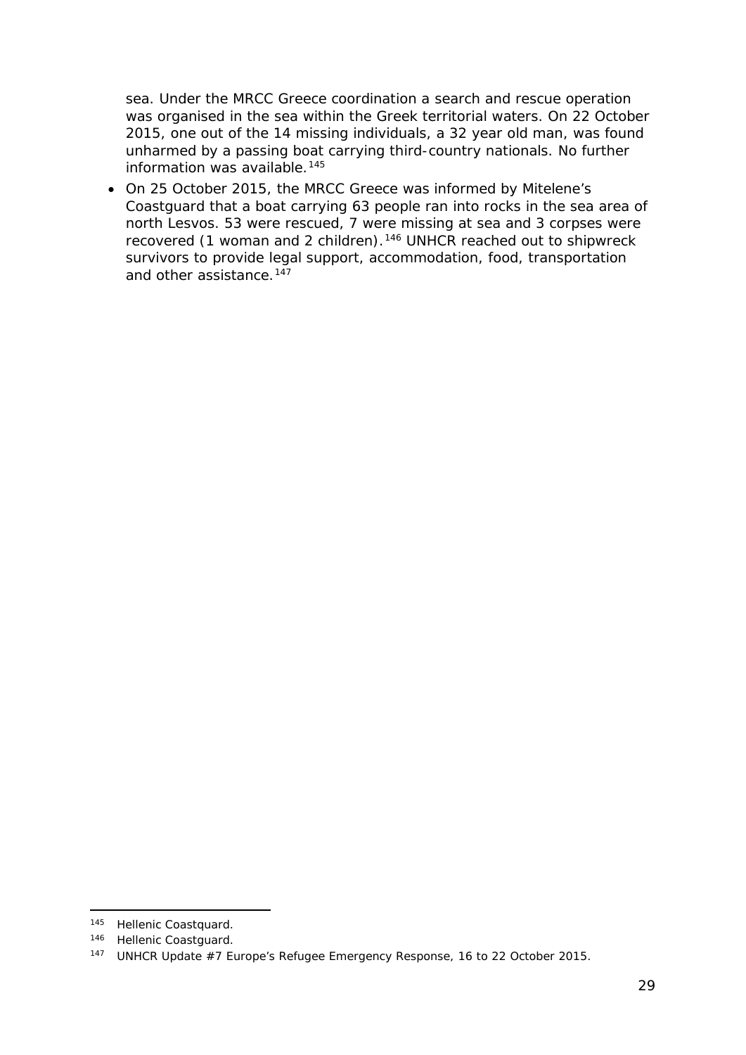sea. Under the MRCC Greece coordination a search and rescue operation was organised in the sea within the Greek territorial waters. On 22 October 2015, one out of the 14 missing individuals, a 32 year old man, was found unharmed by a passing boat carrying third-country nationals. No further information was available.[145]

- On 25 October 2015, the MRCC Greece was informed by Mitelene's Coastguard that a boat carrying 63 people ran into rocks in the sea area of north Lesvos. 53 were rescued, 7 were missing at sea and 3 corpses were recovered (1 woman and 2 children).[146] UNHCR reached out to shipwreck survivors to provide legal support, accommodation, food, transportation and other assistance.[147]

---

[145] Hellenic Coastguard.

[146] Hellenic Coastguard.

[147] UNHCR Update #7 Europe's Refugee Emergency Response, 16 to 22 October 2015.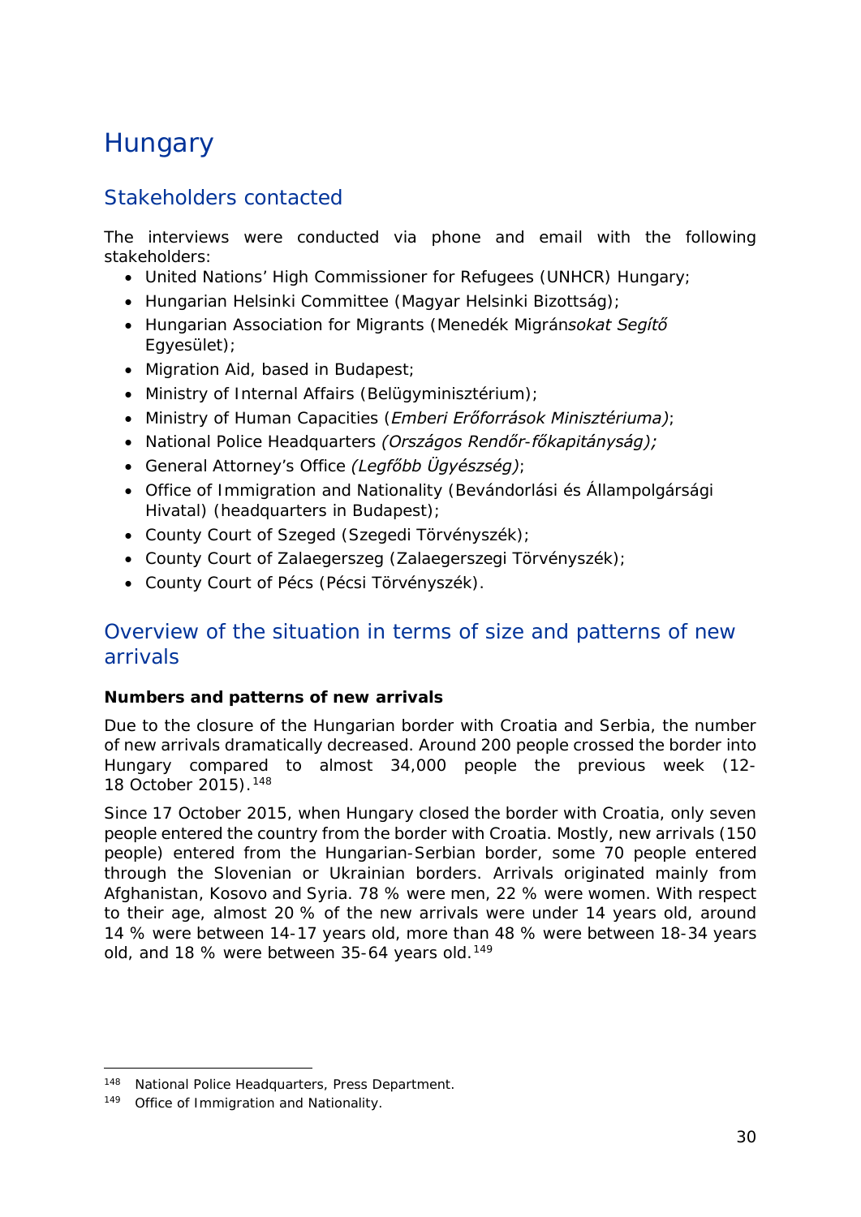# Hungary

## Stakeholders contacted

The interviews were conducted via phone and email with the following stakeholders:

- United Nations' High Commissioner for Refugees (UNHCR) Hungary;
- Hungarian Helsinki Committee (Magyar Helsinki Bizottság);
- Hungarian Association for Migrants (Menedék Migrán*sokat Segítő* Egyesület);
- Migration Aid, based in Budapest;
- Ministry of Internal Affairs (Belügyminisztérium);
- Ministry of Human Capacities (*Emberi Erőforrások Minisztériuma)*;
- National Police Headquarters *(Országos Rendőr-főkapitányság);*
- General Attorney's Office *(Legfőbb Ügyészség)*;
- Office of Immigration and Nationality (Bevándorlási és Állampolgársági Hivatal) (headquarters in Budapest);
- County Court of Szeged (Szegedi Törvényszék);
- County Court of Zalaegerszeg (Zalaegerszegi Törvényszék);
- County Court of Pécs (Pécsi Törvényszék).

## Overview of the situation in terms of size and patterns of new arrivals

**Numbers and patterns of new arrivals**

Due to the closure of the Hungarian border with Croatia and Serbia, the number of new arrivals dramatically decreased. Around 200 people crossed the border into Hungary compared to almost 34,000 people the previous week (12-18 October 2015).[148]

Since 17 October 2015, when Hungary closed the border with Croatia, only seven people entered the country from the border with Croatia. Mostly, new arrivals (150 people) entered from the Hungarian-Serbian border, some 70 people entered through the Slovenian or Ukrainian borders. Arrivals originated mainly from Afghanistan, Kosovo and Syria. 78 % were men, 22 % were women. With respect to their age, almost 20 % of the new arrivals were under 14 years old, around 14 % were between 14-17 years old, more than 48 % were between 18-34 years old, and 18 % were between 35-64 years old.[149]

---

[148] National Police Headquarters, Press Department.

[149] Office of Immigration and Nationality.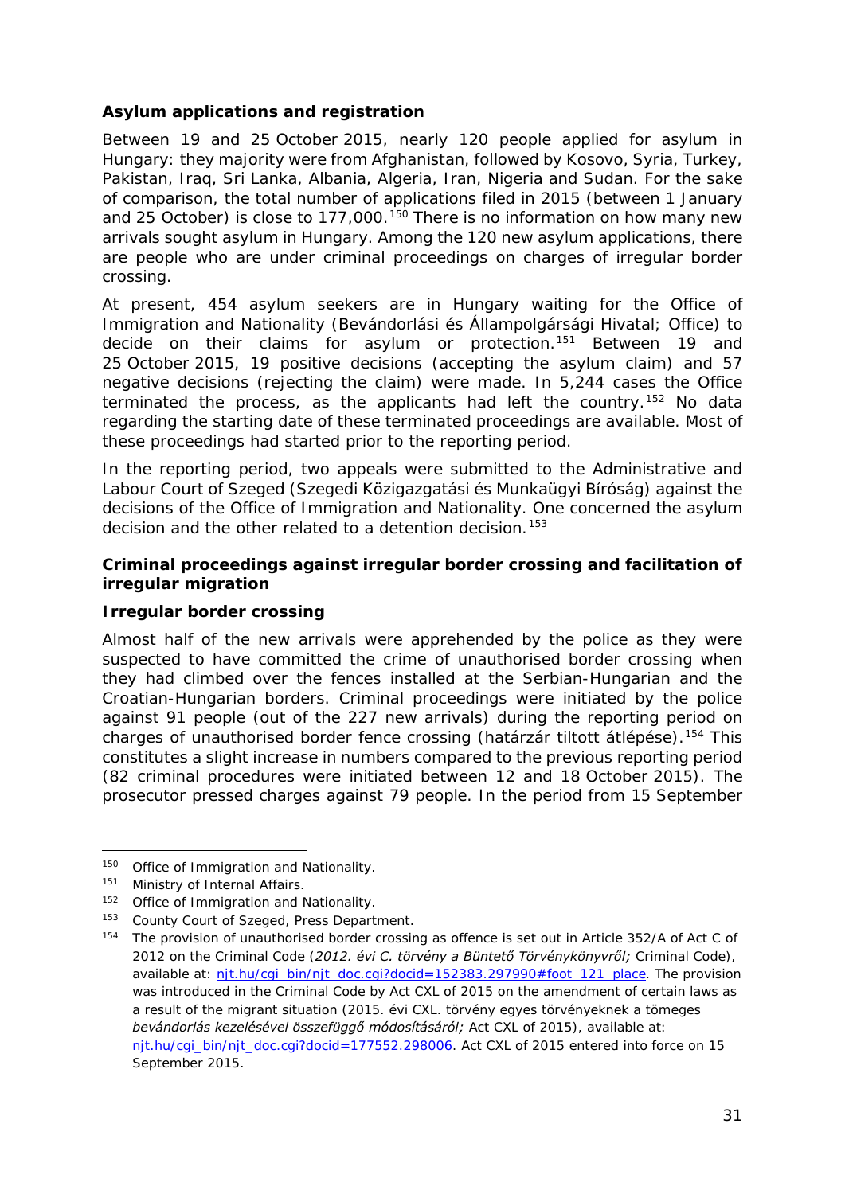**Asylum applications and registration**

Between 19 and 25 October 2015, nearly 120 people applied for asylum in Hungary: they majority were from Afghanistan, followed by Kosovo, Syria, Turkey, Pakistan, Iraq, Sri Lanka, Albania, Algeria, Iran, Nigeria and Sudan. For the sake of comparison, the total number of applications filed in 2015 (between 1 January and 25 October) is close to 177,000.[150] There is no information on how many new arrivals sought asylum in Hungary. Among the 120 new asylum applications, there are people who are under criminal proceedings on charges of irregular border crossing.

At present, 454 asylum seekers are in Hungary waiting for the Office of Immigration and Nationality (*Bevándorlási és Állampolgársági Hivatal*; Office) to decide on their claims for asylum or protection.[151] Between 19 and 25 October 2015, 19 positive decisions (accepting the asylum claim) and 57 negative decisions (rejecting the claim) were made. In 5,244 cases the Office terminated the process, as the applicants had left the country.[152] No data regarding the starting date of these terminated proceedings are available. Most of these proceedings had started prior to the reporting period.

In the reporting period, two appeals were submitted to the Administrative and Labour Court of Szeged (*Szegedi Közigazgatási és Munkaügyi Bíróság*) against the decisions of the Office of Immigration and Nationality. One concerned the asylum decision and the other related to a detention decision.[153]

**Criminal proceedings against irregular border crossing and facilitation of irregular migration**

**Irregular border crossing**

Almost half of the new arrivals were apprehended by the police as they were suspected to have committed the crime of unauthorised border crossing when they had climbed over the fences installed at the Serbian-Hungarian and the Croatian-Hungarian borders. Criminal proceedings were initiated by the police against 91 people (out of the 227 new arrivals) during the reporting period on charges of unauthorised border fence crossing (*határzár tiltott átlépése*).[154] This constitutes a slight increase in numbers compared to the previous reporting period (82 criminal procedures were initiated between 12 and 18 October 2015). The prosecutor pressed charges against 79 people. In the period from 15 September

---

[150] Office of Immigration and Nationality.

[151] Ministry of Internal Affairs.

[152] Office of Immigration and Nationality.

[153] County Court of Szeged, Press Department.

[154] The provision of unauthorised border crossing as offence is set out in Article 352/A of Act C of 2012 on the Criminal Code (*2012. évi C. törvény a Büntető Törvénykönyvről;* Criminal Code), available at: njt.hu/cgi_bin/njt_doc.cgi?docid=152383.297990#foot_121_place. The provision was introduced in the Criminal Code by Act CXL of 2015 on the amendment of certain laws as a result of the migrant situation (2015. évi CXL. törvény egyes törvényeknek a tömeges *bevándorlás kezelésével összefüggő módosításáról;* Act CXL of 2015), available at: njt.hu/cgi_bin/njt_doc.cgi?docid=177552.298006. Act CXL of 2015 entered into force on 15 September 2015.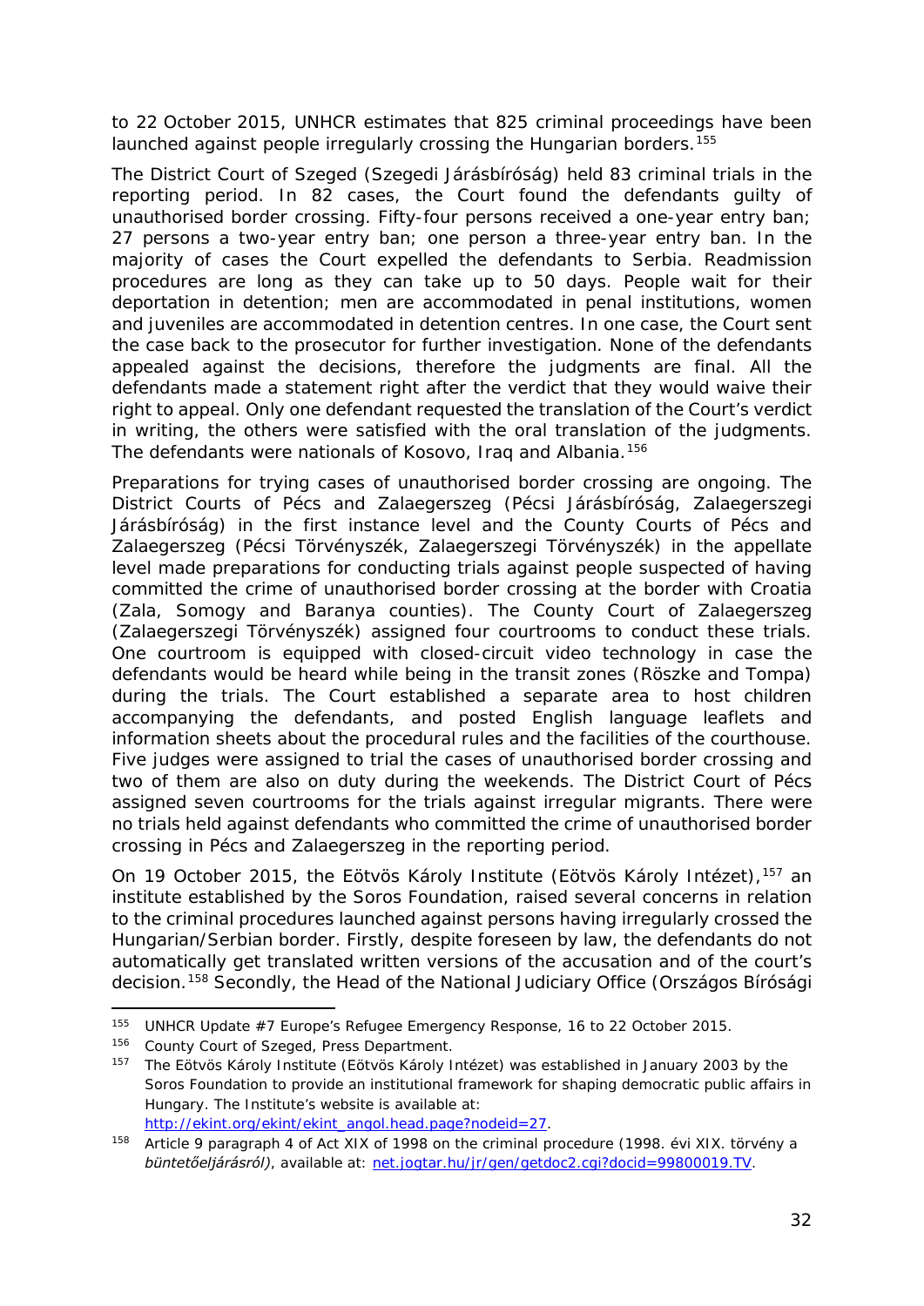to 22 October 2015, UNHCR estimates that 825 criminal proceedings have been launched against people irregularly crossing the Hungarian borders.[155]

The District Court of Szeged (*Szegedi Járásbíróság*) held 83 criminal trials in the reporting period. In 82 cases, the Court found the defendants guilty of unauthorised border crossing. Fifty-four persons received a one-year entry ban; 27 persons a two-year entry ban; one person a three-year entry ban. In the majority of cases the Court expelled the defendants to Serbia. Readmission procedures are long as they can take up to 50 days. People wait for their deportation in detention; men are accommodated in penal institutions, women and juveniles are accommodated in detention centres. In one case, the Court sent the case back to the prosecutor for further investigation. None of the defendants appealed against the decisions, therefore the judgments are final. All the defendants made a statement right after the verdict that they would waive their right to appeal. Only one defendant requested the translation of the Court's verdict in writing, the others were satisfied with the oral translation of the judgments. The defendants were nationals of Kosovo, Iraq and Albania.[156]

Preparations for trying cases of unauthorised border crossing are ongoing. The District Courts of Pécs and Zalaegerszeg (*Pécsi Járásbíróság, Zalaegerszegi Járásbíróság*) in the first instance level and the County Courts of Pécs and Zalaegerszeg (*Pécsi Törvényszék, Zalaegerszegi Törvényszék*) in the appellate level made preparations for conducting trials against people suspected of having committed the crime of unauthorised border crossing at the border with Croatia (Zala, Somogy and Baranya counties). The County Court of Zalaegerszeg (*Zalaegerszegi Törvényszék*) assigned four courtrooms to conduct these trials. One courtroom is equipped with closed-circuit video technology in case the defendants would be heard while being in the transit zones (Röszke and Tompa) during the trials. The Court established a separate area to host children accompanying the defendants, and posted English language leaflets and information sheets about the procedural rules and the facilities of the courthouse. Five judges were assigned to trial the cases of unauthorised border crossing and two of them are also on duty during the weekends. The District Court of Pécs assigned seven courtrooms for the trials against irregular migrants. There were no trials held against defendants who committed the crime of unauthorised border crossing in Pécs and Zalaegerszeg in the reporting period.

On 19 October 2015, the Eötvös Károly Institute (*Eötvös Károly Intézet*),[157] an institute established by the Soros Foundation, raised several concerns in relation to the criminal procedures launched against persons having irregularly crossed the Hungarian/Serbian border. Firstly, despite foreseen by law, the defendants do not automatically get translated written versions of the accusation and of the court's decision.[158] Secondly, the Head of the National Judiciary Office (*Országos Bírósági*

---

[155] UNHCR Update #7 Europe's Refugee Emergency Response, 16 to 22 October 2015.

[156] County Court of Szeged, Press Department.

[157] The Eötvös Károly Institute (*Eötvös Károly Intézet*) was established in January 2003 by the Soros Foundation to provide an institutional framework for shaping democratic public affairs in Hungary. The Institute's website is available at: http://ekint.org/ekint/ekint_angol.head.page?nodeid=27.

[158] Article 9 paragraph 4 of Act XIX of 1998 on the criminal procedure (*1998. évi XIX. törvény a büntetőeljárásról)*, available at: net.jogtar.hu/jr/gen/getdoc2.cgi?docid=99800019.TV.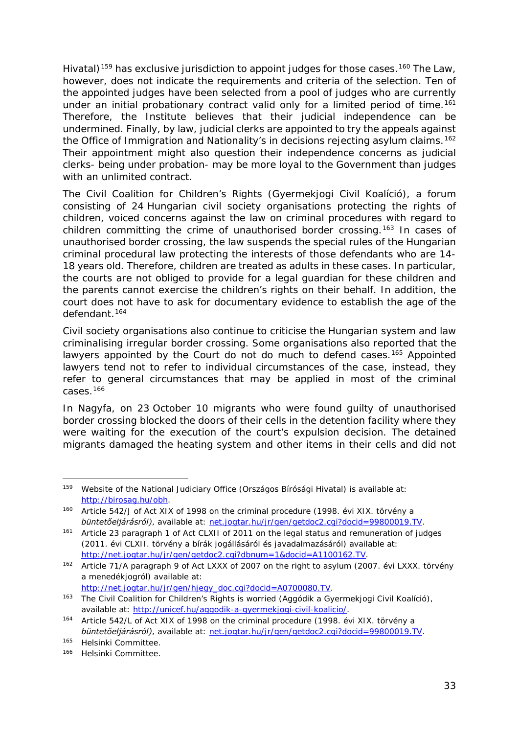Hivatal)[159] has exclusive jurisdiction to appoint judges for those cases.[160] The Law, however, does not indicate the requirements and criteria of the selection. Ten of the appointed judges have been selected from a pool of judges who are currently under an initial probationary contract valid only for a limited period of time.[161] Therefore, the Institute believes that their judicial independence can be undermined. Finally, by law, judicial clerks are appointed to try the appeals against the Office of Immigration and Nationality's in decisions rejecting asylum claims.[162] Their appointment might also question their independence concerns as judicial clerks- being under probation- may be more loyal to the Government than judges with an unlimited contract.

The Civil Coalition for Children's Rights (Gyermekjogi Civil Koalíció), a forum consisting of 24 Hungarian civil society organisations protecting the rights of children, voiced concerns against the law on criminal procedures with regard to children committing the crime of unauthorised border crossing.[163] In cases of unauthorised border crossing, the law suspends the special rules of the Hungarian criminal procedural law protecting the interests of those defendants who are 14-18 years old. Therefore, children are treated as adults in these cases. In particular, the courts are not obliged to provide for a legal guardian for these children and the parents cannot exercise the children's rights on their behalf. In addition, the court does not have to ask for documentary evidence to establish the age of the defendant.[164]

Civil society organisations also continue to criticise the Hungarian system and law criminalising irregular border crossing. Some organisations also reported that the lawyers appointed by the Court do not do much to defend cases.[165] Appointed lawyers tend not to refer to individual circumstances of the case, instead, they refer to general circumstances that may be applied in most of the criminal cases.[166]

In Nagyfa, on 23 October 10 migrants who were found guilty of unauthorised border crossing blocked the doors of their cells in the detention facility where they were waiting for the execution of the court's expulsion decision. The detained migrants damaged the heating system and other items in their cells and did not

---

[159] Website of the National Judiciary Office (Országos Bírósági Hivatal) is available at: http://birosag.hu/obh.

[160] Article 542/J of Act XIX of 1998 on the criminal procedure (1998. évi XIX. törvény a *büntetőeljárásról)*, available at: net.jogtar.hu/jr/gen/getdoc2.cgi?docid=99800019.TV.

[161] Article 23 paragraph 1 of Act CLXII of 2011 on the legal status and remuneration of judges (2011. évi CLXII. törvény a bírák jogállásáról és javadalmazásáról) available at: http://net.jogtar.hu/jr/gen/getdoc2.cgi?dbnum=1&docid=A1100162.TV.

[162] Article 71/A paragraph 9 of Act LXXX of 2007 on the right to asylum (2007. évi LXXX. törvény a menedékjogról) available at: http://net.jogtar.hu/jr/gen/hjegy_doc.cgi?docid=A0700080.TV.

[163] The Civil Coalition for Children's Rights is worried (Aggódik a Gyermekjogi Civil Koalíció), available at: http://unicef.hu/aggodik-a-gyermekjogi-civil-koalicio/.

[164] Article 542/L of Act XIX of 1998 on the criminal procedure (1998. évi XIX. törvény a *büntetőeljárásról)*, available at: net.jogtar.hu/jr/gen/getdoc2.cgi?docid=99800019.TV.

[165] Helsinki Committee.

[166] Helsinki Committee.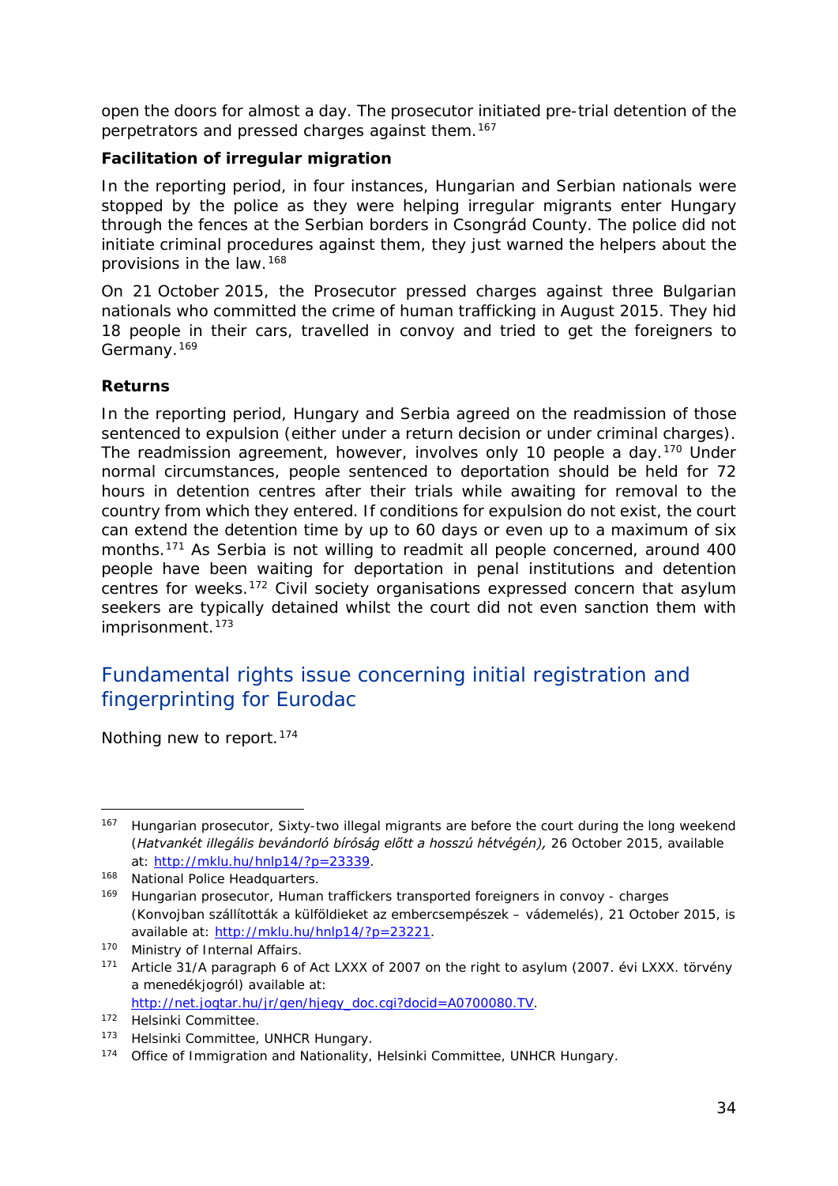open the doors for almost a day. The prosecutor initiated pre-trial detention of the perpetrators and pressed charges against them.[167]

**Facilitation of irregular migration**

In the reporting period, in four instances, Hungarian and Serbian nationals were stopped by the police as they were helping irregular migrants enter Hungary through the fences at the Serbian borders in Csongrád County. The police did not initiate criminal procedures against them, they just warned the helpers about the provisions in the law.[168]

On 21 October 2015, the Prosecutor pressed charges against three Bulgarian nationals who committed the crime of human trafficking in August 2015. They hid 18 people in their cars, travelled in convoy and tried to get the foreigners to Germany.[169]

**Returns**

In the reporting period, Hungary and Serbia agreed on the readmission of those sentenced to expulsion (either under a return decision or under criminal charges). The readmission agreement, however, involves only 10 people a day.[170] Under normal circumstances, people sentenced to deportation should be held for 72 hours in detention centres after their trials while awaiting for removal to the country from which they entered. If conditions for expulsion do not exist, the court can extend the detention time by up to 60 days or even up to a maximum of six months.[171] As Serbia is not willing to readmit all people concerned, around 400 people have been waiting for deportation in penal institutions and detention centres for weeks.[172] Civil society organisations expressed concern that asylum seekers are typically detained whilst the court did not even sanction them with imprisonment.[173]

## Fundamental rights issue concerning initial registration and fingerprinting for Eurodac

Nothing new to report.[174]

---

[167] Hungarian prosecutor, Sixty-two illegal migrants are before the court during the long weekend (*Hatvankét illegális bevándorló bíróság előtt a hosszú hétvégén),* 26 October 2015, available at: http://mklu.hu/hnlp14/?p=23339.

[168] National Police Headquarters.

[169] Hungarian prosecutor, Human traffickers transported foreigners in convoy - charges (Konvojban szállították a külföldieket az embercsempészek – vádemelés), 21 October 2015, is available at: http://mklu.hu/hnlp14/?p=23221.

[170] Ministry of Internal Affairs.

[171] Article 31/A paragraph 6 of Act LXXX of 2007 on the right to asylum (2007. évi LXXX. törvény a menedékjogról) available at: http://net.jogtar.hu/jr/gen/hjegy_doc.cgi?docid=A0700080.TV.

[172] Helsinki Committee.

[173] Helsinki Committee, UNHCR Hungary.

[174] Office of Immigration and Nationality, Helsinki Committee, UNHCR Hungary.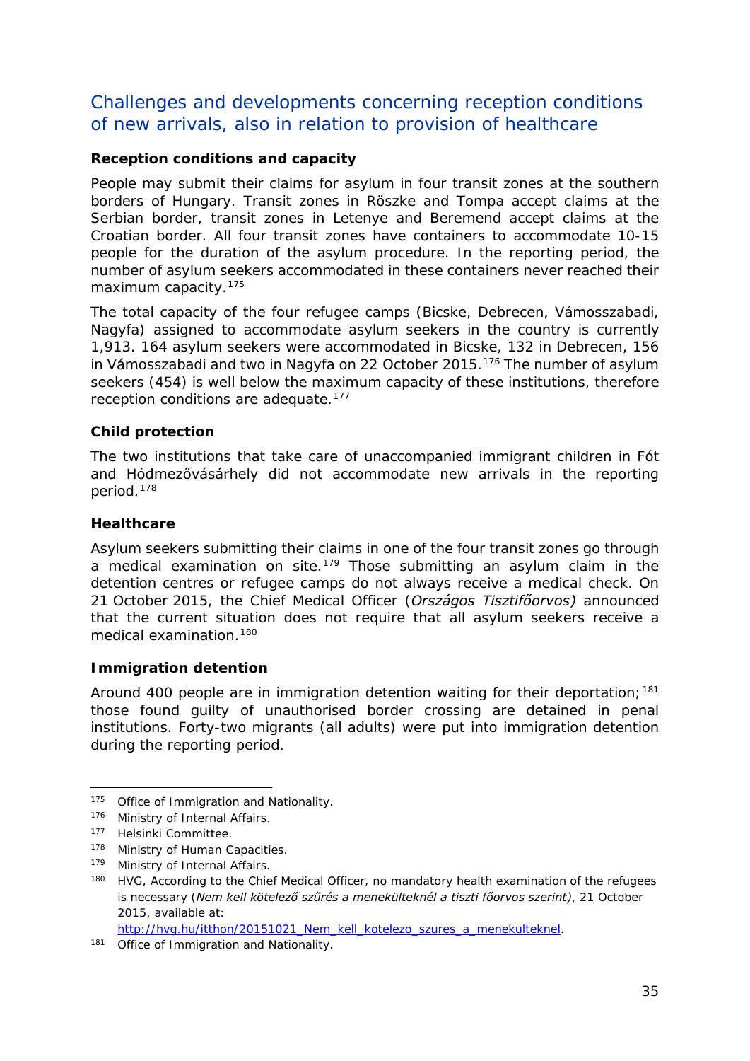## Challenges and developments concerning reception conditions of new arrivals, also in relation to provision of healthcare

**Reception conditions and capacity**

People may submit their claims for asylum in four transit zones at the southern borders of Hungary. Transit zones in Röszke and Tompa accept claims at the Serbian border, transit zones in Letenye and Beremend accept claims at the Croatian border. All four transit zones have containers to accommodate 10-15 people for the duration of the asylum procedure. In the reporting period, the number of asylum seekers accommodated in these containers never reached their maximum capacity.[175]

The total capacity of the four refugee camps (Bicske, Debrecen, Vámosszabadi, Nagyfa) assigned to accommodate asylum seekers in the country is currently 1,913. 164 asylum seekers were accommodated in Bicske, 132 in Debrecen, 156 in Vámosszabadi and two in Nagyfa on 22 October 2015.[176] The number of asylum seekers (454) is well below the maximum capacity of these institutions, therefore reception conditions are adequate.[177]

**Child protection**

The two institutions that take care of unaccompanied immigrant children in Fót and Hódmezővásárhely did not accommodate new arrivals in the reporting period.[178]

**Healthcare**

Asylum seekers submitting their claims in one of the four transit zones go through a medical examination on site.[179] Those submitting an asylum claim in the detention centres or refugee camps do not always receive a medical check. On 21 October 2015, the Chief Medical Officer (*Országos Tisztifőorvos)* announced that the current situation does not require that all asylum seekers receive a medical examination.[180]

**Immigration detention**

Around 400 people are in immigration detention waiting for their deportation;[181] those found guilty of unauthorised border crossing are detained in penal institutions. Forty-two migrants (all adults) were put into immigration detention during the reporting period.

---

[175] Office of Immigration and Nationality.

[176] Ministry of Internal Affairs.

[177] Helsinki Committee.

[178] Ministry of Human Capacities.

[179] Ministry of Internal Affairs.

[180] HVG, According to the Chief Medical Officer, no mandatory health examination of the refugees is necessary (*Nem kell kötelező szűrés a menekülteknél a tiszti főorvos szerint)*, 21 October 2015, available at: http://hvg.hu/itthon/20151021_Nem_kell_kotelezo_szures_a_menekulteknel.

[181] Office of Immigration and Nationality.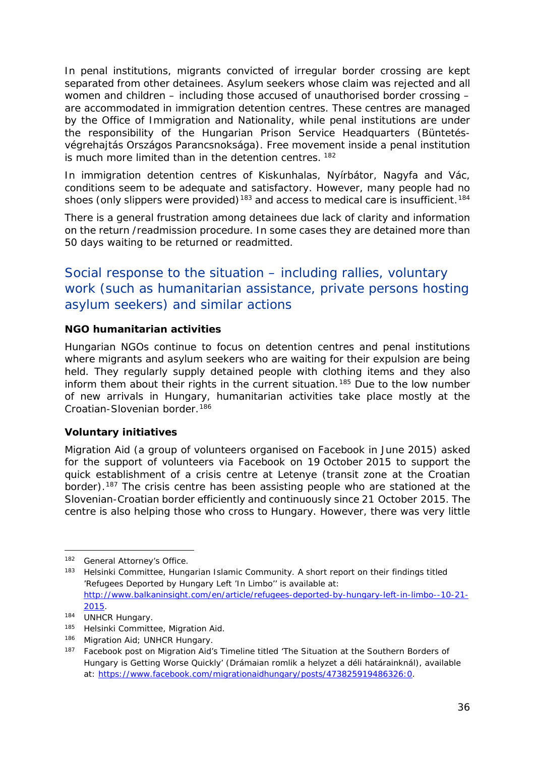In penal institutions, migrants convicted of irregular border crossing are kept separated from other detainees. Asylum seekers whose claim was rejected and all women and children – including those accused of unauthorised border crossing – are accommodated in immigration detention centres. These centres are managed by the Office of Immigration and Nationality, while penal institutions are under the responsibility of the Hungarian Prison Service Headquarters (Büntetés-végrehajtás Országos Parancsnoksága). Free movement inside a penal institution is much more limited than in the detention centres. [182]

In immigration detention centres of Kiskunhalas, Nyírbátor, Nagyfa and Vác, conditions seem to be adequate and satisfactory. However, many people had no shoes (only slippers were provided)[183] and access to medical care is insufficient.[184]

There is a general frustration among detainees due lack of clarity and information on the return /readmission procedure. In some cases they are detained more than 50 days waiting to be returned or readmitted.

## Social response to the situation – including rallies, voluntary work (such as humanitarian assistance, private persons hosting asylum seekers) and similar actions

**NGO humanitarian activities**

Hungarian NGOs continue to focus on detention centres and penal institutions where migrants and asylum seekers who are waiting for their expulsion are being held. They regularly supply detained people with clothing items and they also inform them about their rights in the current situation.[185] Due to the low number of new arrivals in Hungary, humanitarian activities take place mostly at the Croatian-Slovenian border.[186]

**Voluntary initiatives**

Migration Aid (a group of volunteers organised on Facebook in June 2015) asked for the support of volunteers via Facebook on 19 October 2015 to support the quick establishment of a crisis centre at Letenye (transit zone at the Croatian border).[187] The crisis centre has been assisting people who are stationed at the Slovenian-Croatian border efficiently and continuously since 21 October 2015. The centre is also helping those who cross to Hungary. However, there was very little

---

[182] General Attorney's Office.

[183] Helsinki Committee, Hungarian Islamic Community. A short report on their findings titled 'Refugees Deported by Hungary Left 'In Limbo'' is available at: http://www.balkaninsight.com/en/article/refugees-deported-by-hungary-left-in-limbo--10-21-2015.

[184] UNHCR Hungary.

[185] Helsinki Committee, Migration Aid.

[186] Migration Aid; UNHCR Hungary.

[187] Facebook post on Migration Aid's Timeline titled 'The Situation at the Southern Borders of Hungary is Getting Worse Quickly' (Drámaian romlik a helyzet a déli határainknál), available at: https://www.facebook.com/migrationaidhungary/posts/473825919486326:0.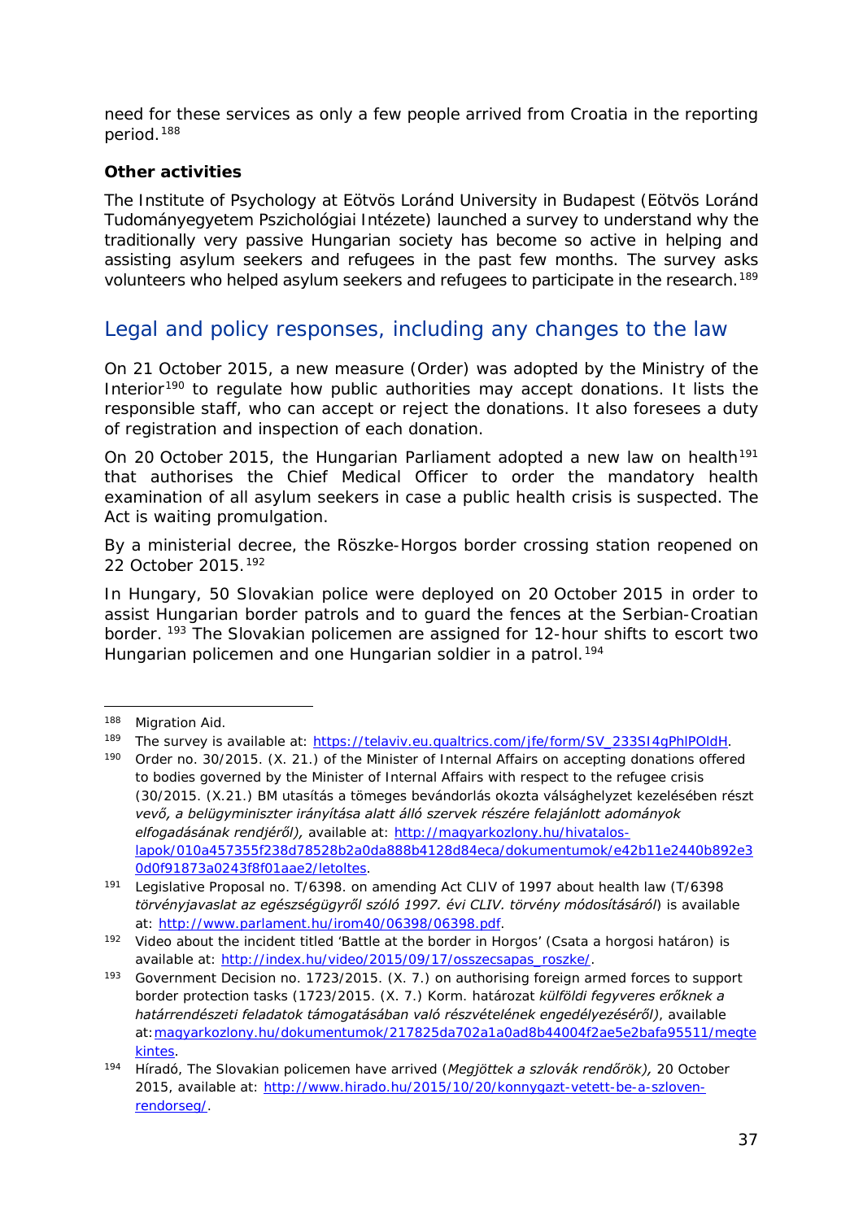need for these services as only a few people arrived from Croatia in the reporting period.[188]

**Other activities**

The Institute of Psychology at Eötvös Loránd University in Budapest (Eötvös Loránd Tudományegyetem Pszichológiai Intézete) launched a survey to understand why the traditionally very passive Hungarian society has become so active in helping and assisting asylum seekers and refugees in the past few months. The survey asks volunteers who helped asylum seekers and refugees to participate in the research.[189]

## Legal and policy responses, including any changes to the law

On 21 October 2015, a new measure (Order) was adopted by the Ministry of the Interior[190] to regulate how public authorities may accept donations. It lists the responsible staff, who can accept or reject the donations. It also foresees a duty of registration and inspection of each donation.

On 20 October 2015, the Hungarian Parliament adopted a new law on health[191] that authorises the Chief Medical Officer to order the mandatory health examination of all asylum seekers in case a public health crisis is suspected. The Act is waiting promulgation.

By a ministerial decree, the Röszke-Horgos border crossing station reopened on 22 October 2015.[192]

In Hungary, 50 Slovakian police were deployed on 20 October 2015 in order to assist Hungarian border patrols and to guard the fences at the Serbian-Croatian border. [193] The Slovakian policemen are assigned for 12-hour shifts to escort two Hungarian policemen and one Hungarian soldier in a patrol.[194]

---

[188] Migration Aid.

[189] The survey is available at: https://telaviv.eu.qualtrics.com/jfe/form/SV_233SI4gPhlPOldH.

[190] Order no. 30/2015. (X. 21.) of the Minister of Internal Affairs on accepting donations offered to bodies governed by the Minister of Internal Affairs with respect to the refugee crisis (30/2015. (X.21.) BM utasítás a tömeges bevándorlás okozta válsághelyzet kezelésében részt *vevő, a belügyminiszter irányítása alatt álló szervek részére felajánlott adományok elfogadásának rendjéről),* available at: http://magyarkozlony.hu/hivatalos-lapok/010a457355f238d78528b2a0da888b4128d84eca/dokumentumok/e42b11e2440b892e30d0f91873a0243f8f01aae2/letoltes.

[191] Legislative Proposal no. T/6398. on amending Act CLIV of 1997 about health law (T/6398 *törvényjavaslat az egészségügyről szóló 1997. évi CLIV. törvény módosításáról*) is available at: http://www.parlament.hu/irom40/06398/06398.pdf.

[192] Video about the incident titled 'Battle at the border in Horgos' (Csata a horgosi határon) is available at: http://index.hu/video/2015/09/17/osszecsapas_roszke/.

[193] Government Decision no. 1723/2015. (X. 7.) on authorising foreign armed forces to support border protection tasks (1723/2015. (X. 7.) Korm. határozat *külföldi fegyveres erőknek a határrendészeti feladatok támogatásában való részvételének engedélyezéséről)*, available at: magyarkozlony.hu/dokumentumok/217825da702a1a0ad8b44004f2ae5e2bafa95511/megtekintes.

[194] Híradó, The Slovakian policemen have arrived (*Megjöttek a szlovák rendőrök),* 20 October 2015, available at: http://www.hirado.hu/2015/10/20/konnygazt-vetett-be-a-szloven-rendorseg/.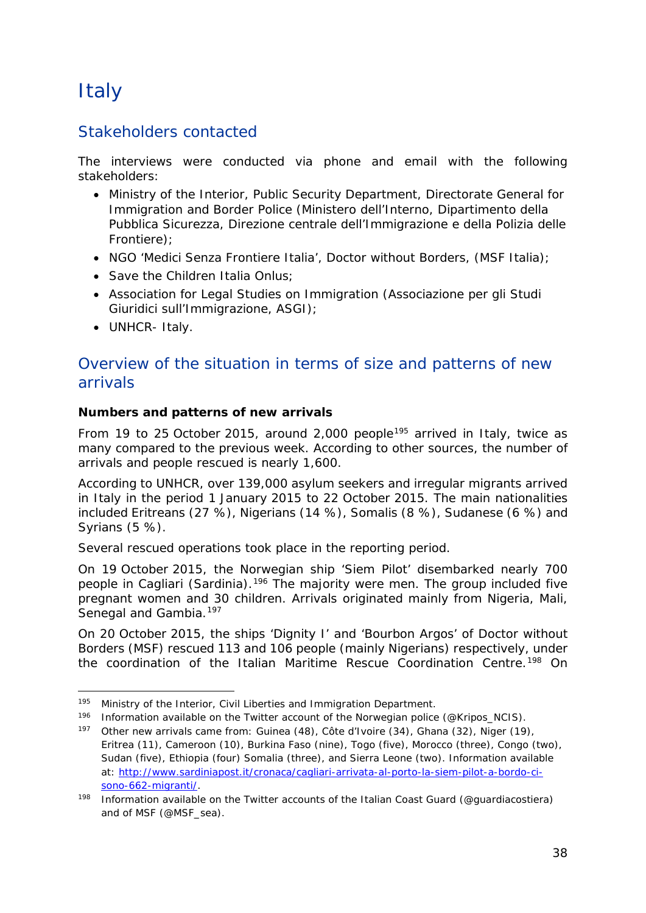# Italy

## Stakeholders contacted

The interviews were conducted via phone and email with the following stakeholders:

- Ministry of the Interior, Public Security Department, Directorate General for Immigration and Border Police (Ministero dell'Interno, Dipartimento della Pubblica Sicurezza, Direzione centrale dell'Immigrazione e della Polizia delle Frontiere);
- NGO 'Medici Senza Frontiere Italia', Doctor without Borders, (MSF Italia);
- Save the Children Italia Onlus;
- Association for Legal Studies on Immigration (Associazione per gli Studi Giuridici sull'Immigrazione, ASGI);
- UNHCR- Italy.

## Overview of the situation in terms of size and patterns of new arrivals

**Numbers and patterns of new arrivals**

From 19 to 25 October 2015, around 2,000 people[195] arrived in Italy, twice as many compared to the previous week. According to other sources, the number of arrivals and people rescued is nearly 1,600.

According to UNHCR, over 139,000 asylum seekers and irregular migrants arrived in Italy in the period 1 January 2015 to 22 October 2015. The main nationalities included Eritreans (27 %), Nigerians (14 %), Somalis (8 %), Sudanese (6 %) and Syrians (5 %).

Several rescued operations took place in the reporting period.

On 19 October 2015, the Norwegian ship 'Siem Pilot' disembarked nearly 700 people in Cagliari (Sardinia).[196] The majority were men. The group included five pregnant women and 30 children. Arrivals originated mainly from Nigeria, Mali, Senegal and Gambia.[197]

On 20 October 2015, the ships 'Dignity I' and 'Bourbon Argos' of Doctor without Borders (MSF) rescued 113 and 106 people (mainly Nigerians) respectively, under the coordination of the Italian Maritime Rescue Coordination Centre.[198] On

---

[195] Ministry of the Interior, Civil Liberties and Immigration Department.

[196] Information available on the Twitter account of the Norwegian police (@Kripos_NCIS).

[197] Other new arrivals came from: Guinea (48), Côte d'Ivoire (34), Ghana (32), Niger (19), Eritrea (11), Cameroon (10), Burkina Faso (nine), Togo (five), Morocco (three), Congo (two), Sudan (five), Ethiopia (four) Somalia (three), and Sierra Leone (two). Information available at: http://www.sardiniapost.it/cronaca/cagliari-arrivata-al-porto-la-siem-pilot-a-bordo-ci-sono-662-migranti/.

[198] Information available on the Twitter accounts of the Italian Coast Guard (@guardiacostiera) and of MSF (@MSF_sea).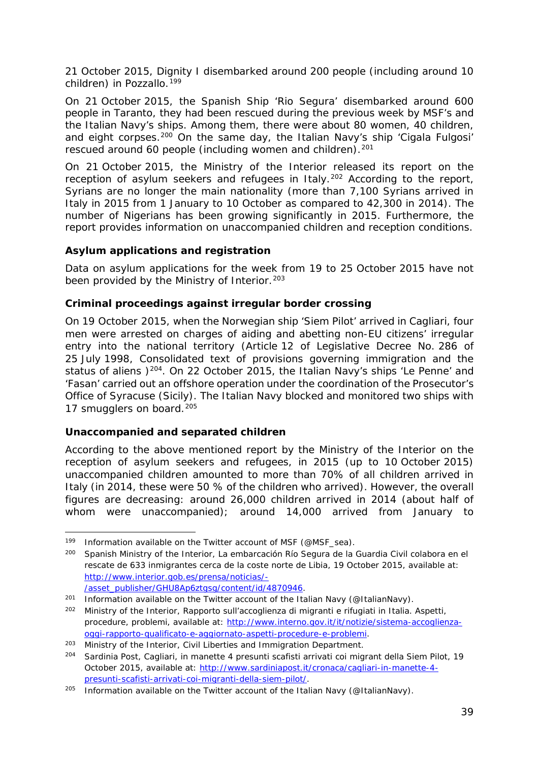21 October 2015, Dignity I disembarked around 200 people (including around 10 children) in Pozzallo.[199]

On 21 October 2015, the Spanish Ship 'Rio Segura' disembarked around 600 people in Taranto, they had been rescued during the previous week by MSF's and the Italian Navy's ships. Among them, there were about 80 women, 40 children, and eight corpses.[200] On the same day, the Italian Navy's ship 'Cigala Fulgosi' rescued around 60 people (including women and children).[201]

On 21 October 2015, the Ministry of the Interior released its report on the reception of asylum seekers and refugees in Italy.[202] According to the report, Syrians are no longer the main nationality (more than 7,100 Syrians arrived in Italy in 2015 from 1 January to 10 October as compared to 42,300 in 2014). The number of Nigerians has been growing significantly in 2015. Furthermore, the report provides information on unaccompanied children and reception conditions.

### Asylum applications and registration

Data on asylum applications for the week from 19 to 25 October 2015 have not been provided by the Ministry of Interior.[203]

### Criminal proceedings against irregular border crossing

On 19 October 2015, when the Norwegian ship 'Siem Pilot' arrived in Cagliari, four men were arrested on charges of aiding and abetting non-EU citizens' irregular entry into the national territory (Article 12 of Legislative Decree No. 286 of 25 July 1998, Consolidated text of provisions governing immigration and the status of aliens )[204]. On 22 October 2015, the Italian Navy's ships 'Le Penne' and 'Fasan' carried out an offshore operation under the coordination of the Prosecutor's Office of Syracuse (Sicily). The Italian Navy blocked and monitored two ships with 17 smugglers on board.[205]

### Unaccompanied and separated children

According to the above mentioned report by the Ministry of the Interior on the reception of asylum seekers and refugees, in 2015 (up to 10 October 2015) unaccompanied children amounted to more than 70% of all children arrived in Italy (in 2014, these were 50 % of the children who arrived). However, the overall figures are decreasing: around 26,000 children arrived in 2014 (about half of whom were unaccompanied); around 14,000 arrived from January to

---

[199] Information available on the Twitter account of MSF (@MSF_sea).

[200] Spanish Ministry of the Interior, La embarcación Río Segura de la Guardia Civil colabora en el rescate de 633 inmigrantes cerca de la coste norte de Libia, 19 October 2015, available at: http://www.interior.gob.es/prensa/noticias/-/asset_publisher/GHU8Ap6ztgsg/content/id/4870946.

[201] Information available on the Twitter account of the Italian Navy (@ItalianNavy).

[202] Ministry of the Interior, Rapporto sull'accoglienza di migranti e rifugiati in Italia. Aspetti, procedure, problemi, available at: http://www.interno.gov.it/it/notizie/sistema-accoglienza-oggi-rapporto-qualificato-e-aggiornato-aspetti-procedure-e-problemi.

[203] Ministry of the Interior, Civil Liberties and Immigration Department.

[204] Sardinia Post, Cagliari, in manette 4 presunti scafisti arrivati coi migrant della Siem Pilot, 19 October 2015, available at: http://www.sardiniapost.it/cronaca/cagliari-in-manette-4-presunti-scafisti-arrivati-coi-migranti-della-siem-pilot/.

[205] Information available on the Twitter account of the Italian Navy (@ItalianNavy).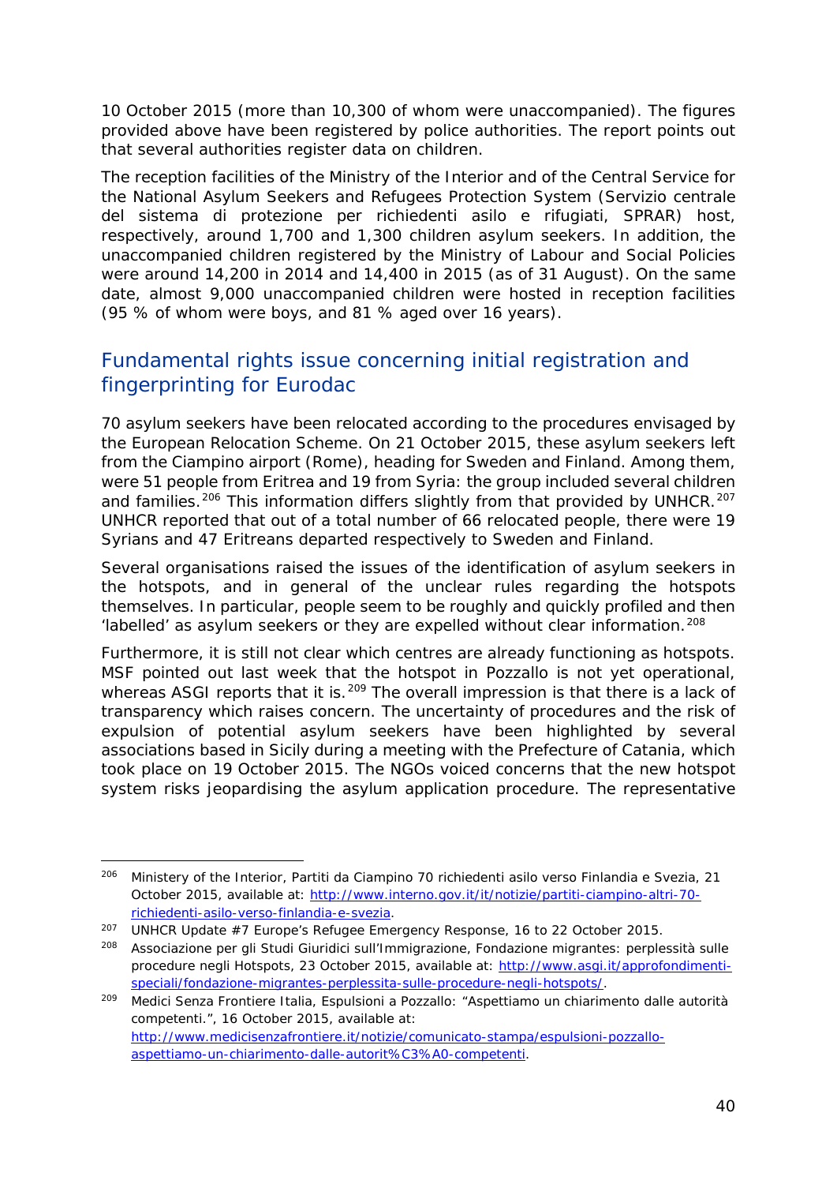10 October 2015 (more than 10,300 of whom were unaccompanied). The figures provided above have been registered by police authorities. The report points out that several authorities register data on children.

The reception facilities of the Ministry of the Interior and of the Central Service for the National Asylum Seekers and Refugees Protection System (Servizio centrale del sistema di protezione per richiedenti asilo e rifugiati, SPRAR) host, respectively, around 1,700 and 1,300 children asylum seekers. In addition, the unaccompanied children registered by the Ministry of Labour and Social Policies were around 14,200 in 2014 and 14,400 in 2015 (as of 31 August). On the same date, almost 9,000 unaccompanied children were hosted in reception facilities (95 % of whom were boys, and 81 % aged over 16 years).

## Fundamental rights issue concerning initial registration and fingerprinting for Eurodac

70 asylum seekers have been relocated according to the procedures envisaged by the European Relocation Scheme. On 21 October 2015, these asylum seekers left from the Ciampino airport (Rome), heading for Sweden and Finland. Among them, were 51 people from Eritrea and 19 from Syria: the group included several children and families.[206] This information differs slightly from that provided by UNHCR.[207] UNHCR reported that out of a total number of 66 relocated people, there were 19 Syrians and 47 Eritreans departed respectively to Sweden and Finland.

Several organisations raised the issues of the identification of asylum seekers in the hotspots, and in general of the unclear rules regarding the hotspots themselves. In particular, people seem to be roughly and quickly profiled and then 'labelled' as asylum seekers or they are expelled without clear information.[208]

Furthermore, it is still not clear which centres are already functioning as hotspots. MSF pointed out last week that the hotspot in Pozzallo is not yet operational, whereas ASGI reports that it is.[209] The overall impression is that there is a lack of transparency which raises concern. The uncertainty of procedures and the risk of expulsion of potential asylum seekers have been highlighted by several associations based in Sicily during a meeting with the Prefecture of Catania, which took place on 19 October 2015. The NGOs voiced concerns that the new hotspot system risks jeopardising the asylum application procedure. The representative

---

[206] Ministery of the Interior, Partiti da Ciampino 70 richiedenti asilo verso Finlandia e Svezia, 21 October 2015, available at: http://www.interno.gov.it/it/notizie/partiti-ciampino-altri-70-richiedenti-asilo-verso-finlandia-e-svezia.

[207] UNHCR Update #7 Europe's Refugee Emergency Response, 16 to 22 October 2015.

[208] Associazione per gli Studi Giuridici sull'Immigrazione, Fondazione migrantes: perplessità sulle procedure negli Hotspots, 23 October 2015, available at: http://www.asgi.it/approfondimenti-speciali/fondazione-migrantes-perplessita-sulle-procedure-negli-hotspots/.

[209] Medici Senza Frontiere Italia, Espulsioni a Pozzallo: "Aspettiamo un chiarimento dalle autorità competenti.", 16 October 2015, available at: http://www.medicisenzafrontiere.it/notizie/comunicato-stampa/espulsioni-pozzallo-aspettiamo-un-chiarimento-dalle-autorit%C3%A0-competenti.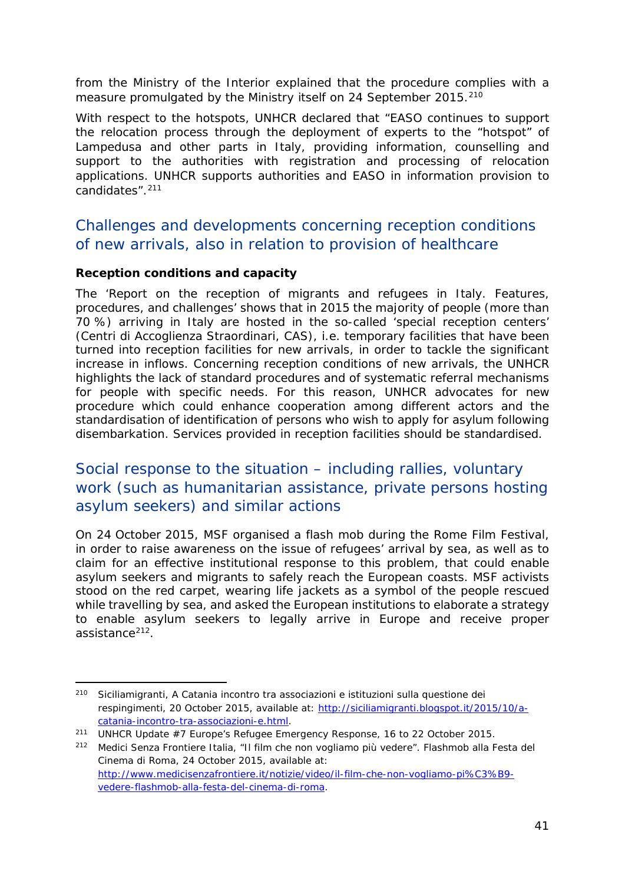from the Ministry of the Interior explained that the procedure complies with a measure promulgated by the Ministry itself on 24 September 2015.[210]

With respect to the hotspots, UNHCR declared that "EASO continues to support the relocation process through the deployment of experts to the "hotspot" of Lampedusa and other parts in Italy, providing information, counselling and support to the authorities with registration and processing of relocation applications. UNHCR supports authorities and EASO in information provision to candidates".[211]

## Challenges and developments concerning reception conditions of new arrivals, also in relation to provision of healthcare

**Reception conditions and capacity**

The 'Report on the reception of migrants and refugees in Italy. Features, procedures, and challenges' shows that in 2015 the majority of people (more than 70 %) arriving in Italy are hosted in the so-called 'special reception centers' (Centri di Accoglienza Straordinari, CAS), i.e. temporary facilities that have been turned into reception facilities for new arrivals, in order to tackle the significant increase in inflows. Concerning reception conditions of new arrivals, the UNHCR highlights the lack of standard procedures and of systematic referral mechanisms for people with specific needs. For this reason, UNHCR advocates for new procedure which could enhance cooperation among different actors and the standardisation of identification of persons who wish to apply for asylum following disembarkation. Services provided in reception facilities should be standardised.

## Social response to the situation – including rallies, voluntary work (such as humanitarian assistance, private persons hosting asylum seekers) and similar actions

On 24 October 2015, MSF organised a flash mob during the Rome Film Festival, in order to raise awareness on the issue of refugees' arrival by sea, as well as to claim for an effective institutional response to this problem, that could enable asylum seekers and migrants to safely reach the European coasts. MSF activists stood on the red carpet, wearing life jackets as a symbol of the people rescued while travelling by sea, and asked the European institutions to elaborate a strategy to enable asylum seekers to legally arrive in Europe and receive proper assistance[212].

---

[210] Siciliamigranti, A Catania incontro tra associazioni e istituzioni sulla questione dei respingimenti, 20 October 2015, available at: http://siciliamigranti.blogspot.it/2015/10/a-catania-incontro-tra-associazioni-e.html.

[211] UNHCR Update #7 Europe's Refugee Emergency Response, 16 to 22 October 2015.

[212] Medici Senza Frontiere Italia, "Il film che non vogliamo più vedere". Flashmob alla Festa del Cinema di Roma, 24 October 2015, available at: http://www.medicisenzafrontiere.it/notizie/video/il-film-che-non-vogliamo-pi%C3%B9-vedere-flashmob-alla-festa-del-cinema-di-roma.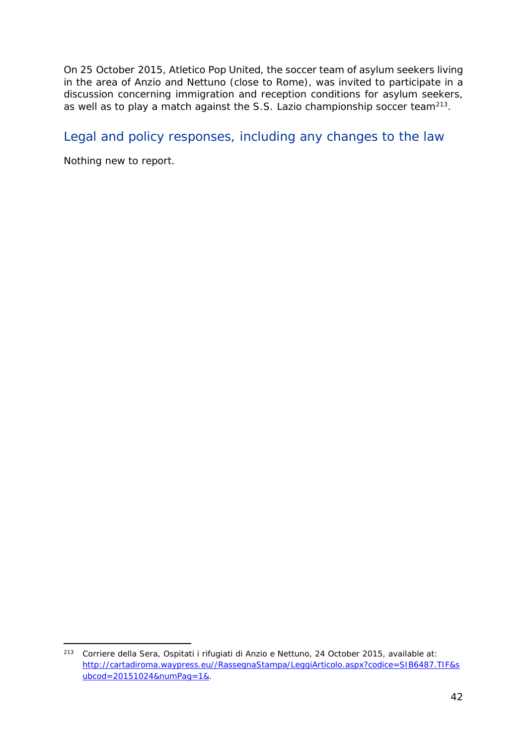On 25 October 2015, Atletico Pop United, the soccer team of asylum seekers living in the area of Anzio and Nettuno (close to Rome), was invited to participate in a discussion concerning immigration and reception conditions for asylum seekers, as well as to play a match against the S.S. Lazio championship soccer team[213].

## Legal and policy responses, including any changes to the law

Nothing new to report.

---

[213] Corriere della Sera, Ospitati i rifugiati di Anzio e Nettuno, 24 October 2015, available at: http://cartadiroma.waypress.eu//RassegnaStampa/LeggiArticolo.aspx?codice=SIB6487.TIF&subcod=20151024&numPag=1&.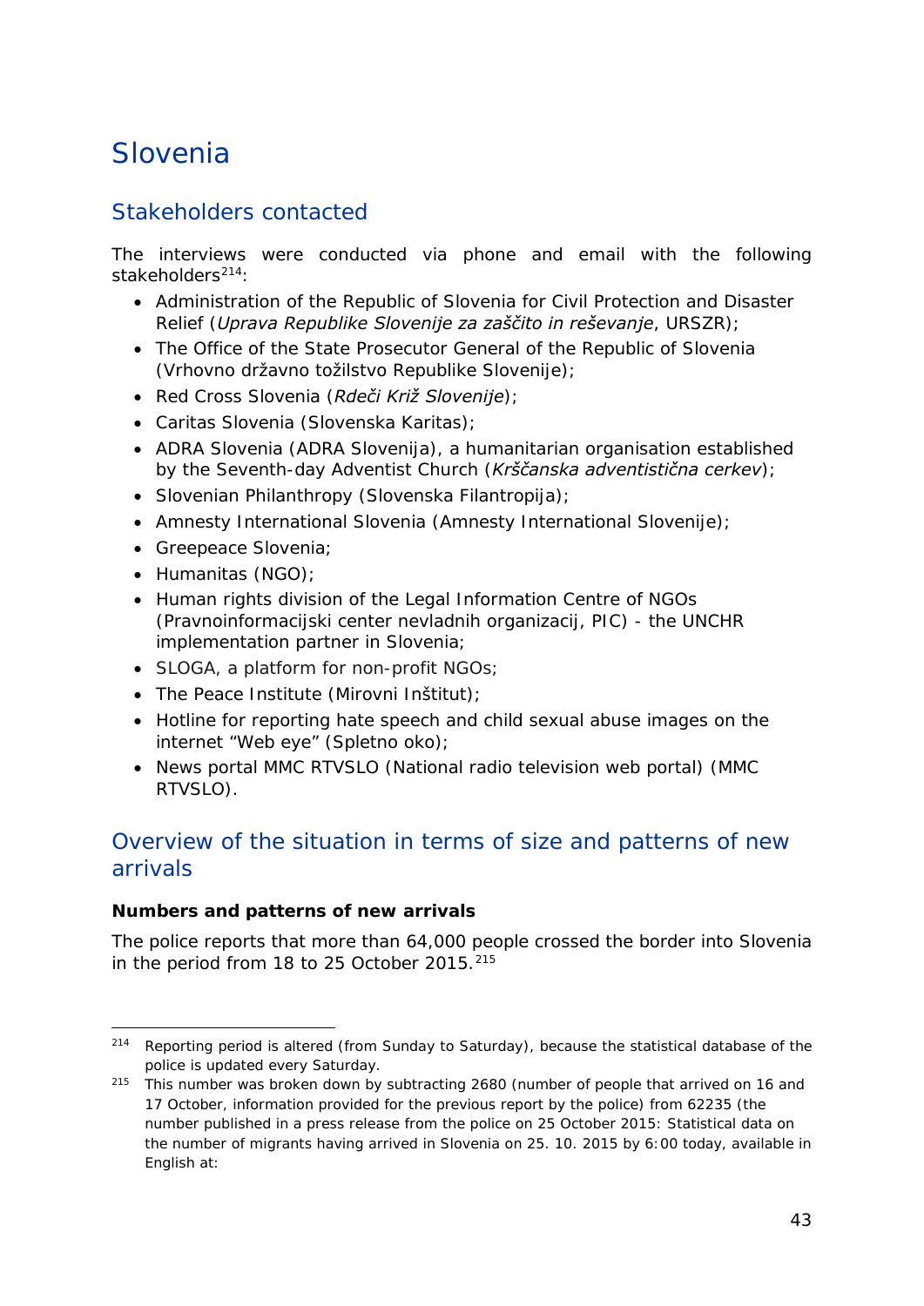# Slovenia

## Stakeholders contacted

The interviews were conducted via phone and email with the following stakeholders[214]:

- Administration of the Republic of Slovenia for Civil Protection and Disaster Relief (*Uprava Republike Slovenije za zaščito in reševanje*, URSZR);
- The Office of the State Prosecutor General of the Republic of Slovenia (Vrhovno državno tožilstvo Republike Slovenije);
- Red Cross Slovenia (*Rdeči Križ Slovenije*);
- Caritas Slovenia (Slovenska Karitas);
- ADRA Slovenia (ADRA Slovenija), a humanitarian organisation established by the Seventh-day Adventist Church (*Krščanska adventistična cerkev*);
- Slovenian Philanthropy (Slovenska Filantropija);
- Amnesty International Slovenia (Amnesty International Slovenije);
- Greepeace Slovenia;
- Humanitas (NGO);
- Human rights division of the Legal Information Centre of NGOs (Pravnoinformacijski center nevladnih organizacij, PIC) - the UNCHR implementation partner in Slovenia;
- SLOGA, a platform for non-profit NGOs;
- The Peace Institute (Mirovni Inštitut);
- Hotline for reporting hate speech and child sexual abuse images on the internet "Web eye" (Spletno oko);
- News portal MMC RTVSLO (National radio television web portal) (MMC RTVSLO).

## Overview of the situation in terms of size and patterns of new arrivals

**Numbers and patterns of new arrivals**

The police reports that more than 64,000 people crossed the border into Slovenia in the period from 18 to 25 October 2015.[215]

---

[214] Reporting period is altered (from Sunday to Saturday), because the statistical database of the police is updated every Saturday.

[215] This number was broken down by subtracting 2680 (number of people that arrived on 16 and 17 October, information provided for the previous report by the police) from 62235 (the number published in a press release from the police on 25 October 2015: Statistical data on the number of migrants having arrived in Slovenia on 25. 10. 2015 by 6:00 today, available in English at: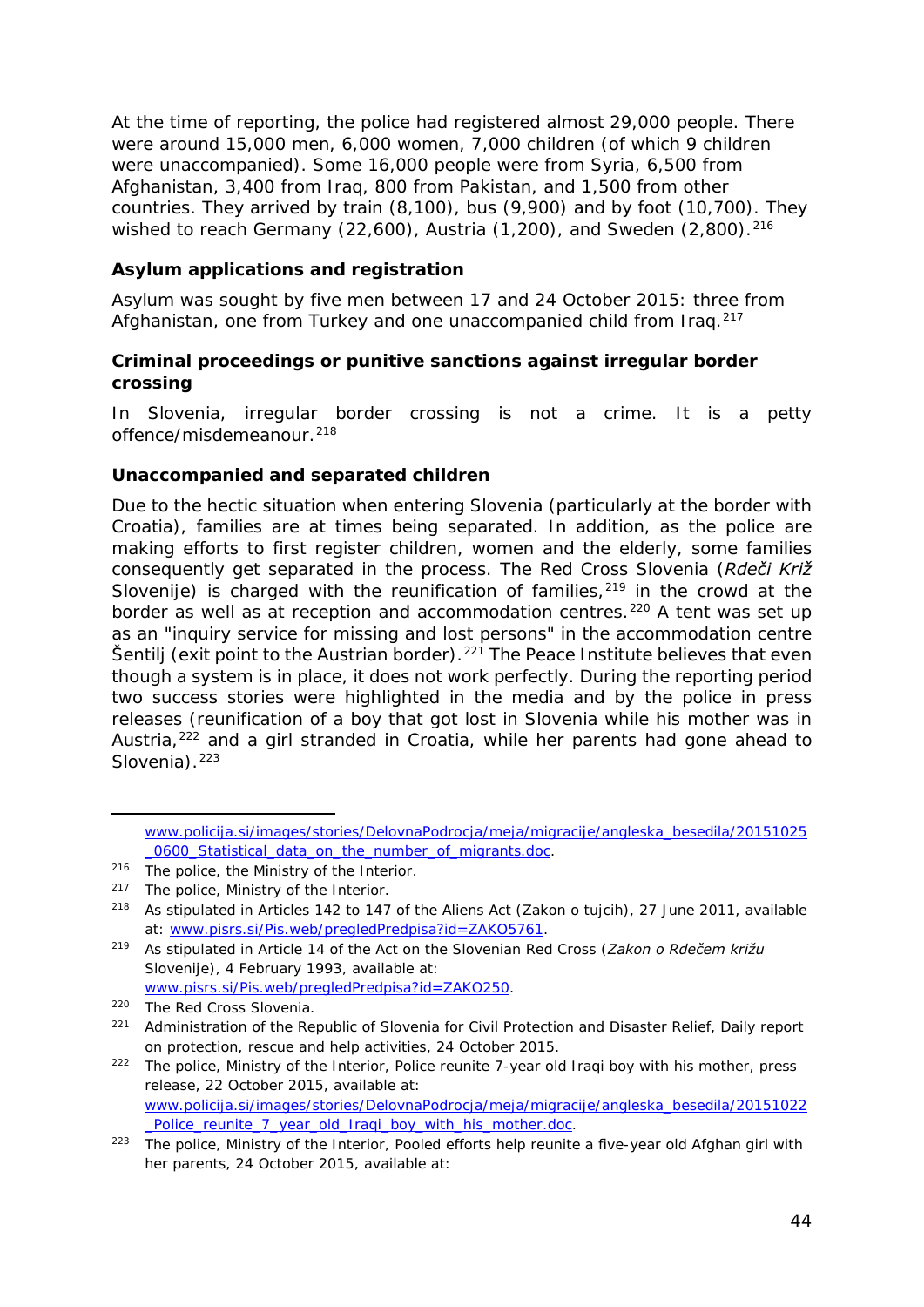At the time of reporting, the police had registered almost 29,000 people. There were around 15,000 men, 6,000 women, 7,000 children (of which 9 children were unaccompanied). Some 16,000 people were from Syria, 6,500 from Afghanistan, 3,400 from Iraq, 800 from Pakistan, and 1,500 from other countries. They arrived by train (8,100), bus (9,900) and by foot (10,700). They wished to reach Germany (22,600), Austria (1,200), and Sweden (2,800).[216]

### Asylum applications and registration

Asylum was sought by five men between 17 and 24 October 2015: three from Afghanistan, one from Turkey and one unaccompanied child from Iraq.[217]

### Criminal proceedings or punitive sanctions against irregular border crossing

In Slovenia, irregular border crossing is not a crime. It is a petty offence/misdemeanour.[218]

### Unaccompanied and separated children

Due to the hectic situation when entering Slovenia (particularly at the border with Croatia), families are at times being separated. In addition, as the police are making efforts to first register children, women and the elderly, some families consequently get separated in the process. The Red Cross Slovenia (*Rdeči Križ* Slovenije) is charged with the reunification of families,[219] in the crowd at the border as well as at reception and accommodation centres.[220] A tent was set up as an "inquiry service for missing and lost persons" in the accommodation centre Šentilj (exit point to the Austrian border).[221] The Peace Institute believes that even though a system is in place, it does not work perfectly. During the reporting period two success stories were highlighted in the media and by the police in press releases (reunification of a boy that got lost in Slovenia while his mother was in Austria,[222] and a girl stranded in Croatia, while her parents had gone ahead to Slovenia).[223]

---

www.policija.si/images/stories/DelovnaPodrocja/meja/migracije/angleska_besedila/20151025_0600_Statistical_data_on_the_number_of_migrants.doc.

[216] The police, the Ministry of the Interior.

[217] The police, Ministry of the Interior.

[218] As stipulated in Articles 142 to 147 of the Aliens Act (Zakon o tujcih), 27 June 2011, available at: www.pisrs.si/Pis.web/pregledPredpisa?id=ZAKO5761.

[219] As stipulated in Article 14 of the Act on the Slovenian Red Cross (*Zakon o Rdečem križu* Slovenije), 4 February 1993, available at: www.pisrs.si/Pis.web/pregledPredpisa?id=ZAKO250.

[220] The Red Cross Slovenia.

[221] Administration of the Republic of Slovenia for Civil Protection and Disaster Relief, Daily report on protection, rescue and help activities, 24 October 2015.

[222] The police, Ministry of the Interior, Police reunite 7-year old Iraqi boy with his mother, press release, 22 October 2015, available at: www.policija.si/images/stories/DelovnaPodrocja/meja/migracije/angleska_besedila/20151022_Police_reunite_7_year_old_Iraqi_boy_with_his_mother.doc.

[223] The police, Ministry of the Interior, Pooled efforts help reunite a five-year old Afghan girl with her parents, 24 October 2015, available at: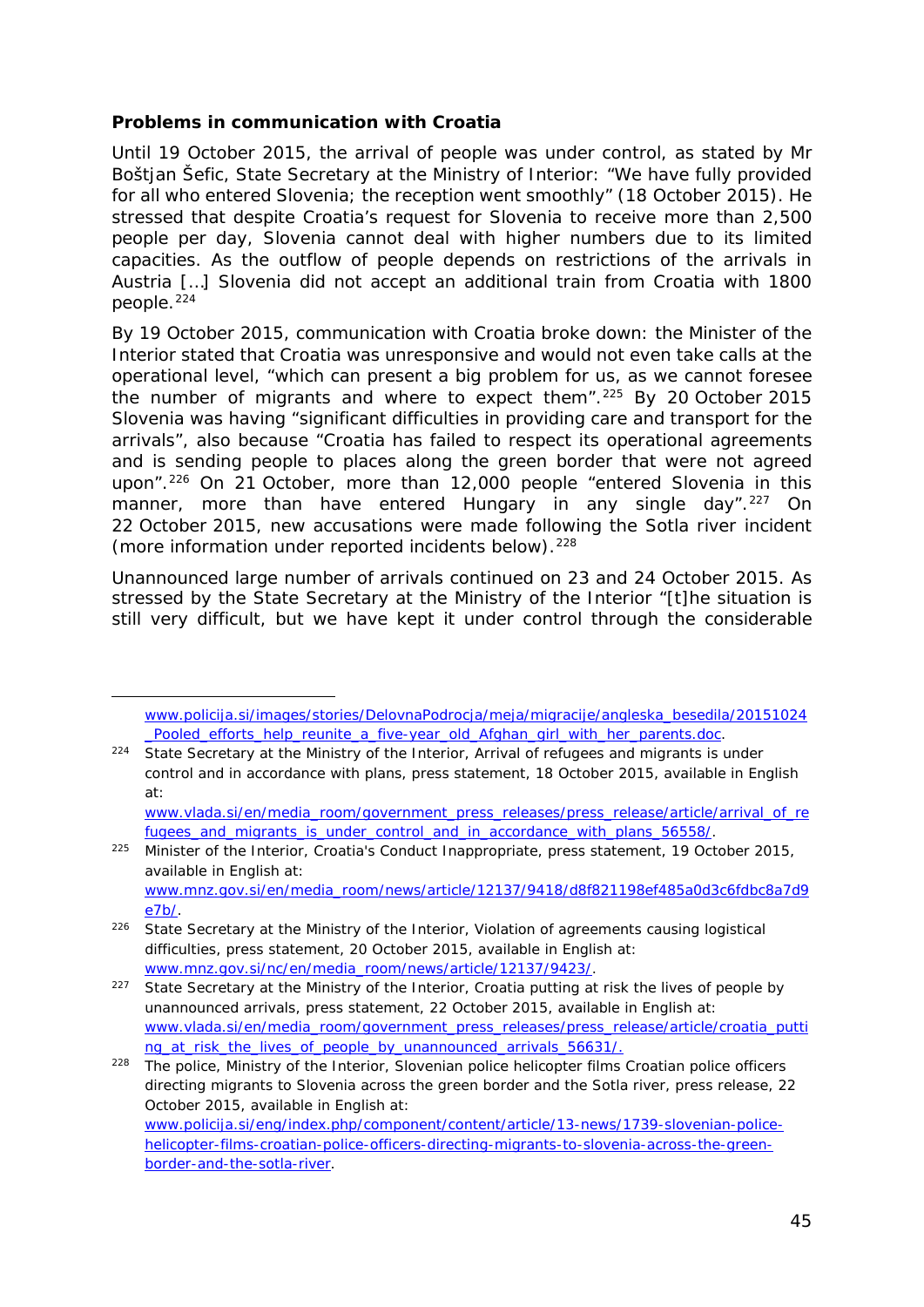**Problems in communication with Croatia**

Until 19 October 2015, the arrival of people was under control, as stated by Mr Boštjan Šefic, State Secretary at the Ministry of Interior: "We have fully provided for all who entered Slovenia; the reception went smoothly" (18 October 2015). He stressed that despite Croatia's request for Slovenia to receive more than 2,500 people per day, Slovenia cannot deal with higher numbers due to its limited capacities. As the outflow of people depends on restrictions of the arrivals in Austria […] Slovenia did not accept an additional train from Croatia with 1800 people.[224]

By 19 October 2015, communication with Croatia broke down: the Minister of the Interior stated that Croatia was unresponsive and would not even take calls at the operational level, "which can present a big problem for us, as we cannot foresee the number of migrants and where to expect them".[225] By 20 October 2015 Slovenia was having "significant difficulties in providing care and transport for the arrivals", also because "Croatia has failed to respect its operational agreements and is sending people to places along the green border that were not agreed upon".[226] On 21 October, more than 12,000 people "entered Slovenia in this manner, more than have entered Hungary in any single day".[227] On 22 October 2015, new accusations were made following the Sotla river incident (more information under reported incidents below).[228]

Unannounced large number of arrivals continued on 23 and 24 October 2015. As stressed by the State Secretary at the Ministry of the Interior "[t]he situation is still very difficult, but we have kept it under control through the considerable

---

www.policija.si/images/stories/DelovnaPodrocja/meja/migracije/angleska_besedila/20151024_Pooled_efforts_help_reunite_a_five-year_old_Afghan_girl_with_her_parents.doc.

224 State Secretary at the Ministry of the Interior, Arrival of refugees and migrants is under control and in accordance with plans, press statement, 18 October 2015, available in English at: www.vlada.si/en/media_room/government_press_releases/press_release/article/arrival_of_refugees_and_migrants_is_under_control_and_in_accordance_with_plans_56558/.

225 Minister of the Interior, Croatia's Conduct Inappropriate, press statement, 19 October 2015, available in English at: www.mnz.gov.si/en/media_room/news/article/12137/9418/d8f821198ef485a0d3c6fdbc8a7d9e7b/.

226 State Secretary at the Ministry of the Interior, Violation of agreements causing logistical difficulties, press statement, 20 October 2015, available in English at: www.mnz.gov.si/nc/en/media_room/news/article/12137/9423/.

227 State Secretary at the Ministry of the Interior, Croatia putting at risk the lives of people by unannounced arrivals, press statement, 22 October 2015, available in English at: www.vlada.si/en/media_room/government_press_releases/press_release/article/croatia_putting_at_risk_the_lives_of_people_by_unannounced_arrivals_56631/.

228 The police, Ministry of the Interior, Slovenian police helicopter films Croatian police officers directing migrants to Slovenia across the green border and the Sotla river, press release, 22 October 2015, available in English at: www.policija.si/eng/index.php/component/content/article/13-news/1739-slovenian-police-helicopter-films-croatian-police-officers-directing-migrants-to-slovenia-across-the-green-border-and-the-sotla-river.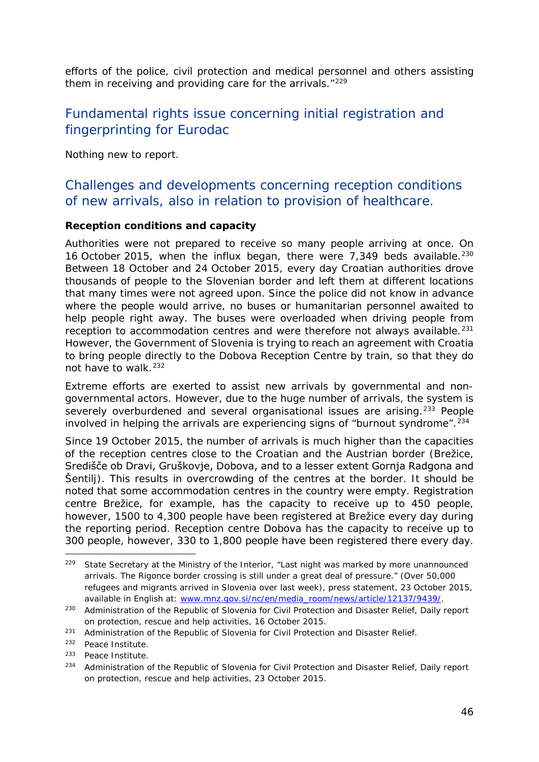efforts of the police, civil protection and medical personnel and others assisting them in receiving and providing care for the arrivals."[229]

## Fundamental rights issue concerning initial registration and fingerprinting for Eurodac

Nothing new to report.

## Challenges and developments concerning reception conditions of new arrivals, also in relation to provision of healthcare.

**Reception conditions and capacity**

Authorities were not prepared to receive so many people arriving at once. On 16 October 2015, when the influx began, there were 7,349 beds available.[230] Between 18 October and 24 October 2015, every day Croatian authorities drove thousands of people to the Slovenian border and left them at different locations that many times were not agreed upon. Since the police did not know in advance where the people would arrive, no buses or humanitarian personnel awaited to help people right away. The buses were overloaded when driving people from reception to accommodation centres and were therefore not always available.[231] However, the Government of Slovenia is trying to reach an agreement with Croatia to bring people directly to the Dobova Reception Centre by train, so that they do not have to walk.[232]

Extreme efforts are exerted to assist new arrivals by governmental and non-governmental actors. However, due to the huge number of arrivals, the system is severely overburdened and several organisational issues are arising.[233] People involved in helping the arrivals are experiencing signs of "burnout syndrome".[234]

Since 19 October 2015, the number of arrivals is much higher than the capacities of the reception centres close to the Croatian and the Austrian border (Brežice, Središče ob Dravi, Gruškovje, Dobova, and to a lesser extent Gornja Radgona and Šentilj). This results in overcrowding of the centres at the border. It should be noted that some accommodation centres in the country were empty. Registration centre Brežice, for example, has the capacity to receive up to 450 people, however, 1500 to 4,300 people have been registered at Brežice every day during the reporting period. Reception centre Dobova has the capacity to receive up to 300 people, however, 330 to 1,800 people have been registered there every day.

---

[229] State Secretary at the Ministry of the Interior, "Last night was marked by more unannounced arrivals. The Rigonce border crossing is still under a great deal of pressure." (Over 50,000 refugees and migrants arrived in Slovenia over last week), press statement, 23 October 2015, available in English at: www.mnz.gov.si/nc/en/media_room/news/article/12137/9439/.

[230] Administration of the Republic of Slovenia for Civil Protection and Disaster Relief, Daily report on protection, rescue and help activities, 16 October 2015.

[231] Administration of the Republic of Slovenia for Civil Protection and Disaster Relief.

[232] Peace Institute.

[233] Peace Institute.

[234] Administration of the Republic of Slovenia for Civil Protection and Disaster Relief, Daily report on protection, rescue and help activities, 23 October 2015.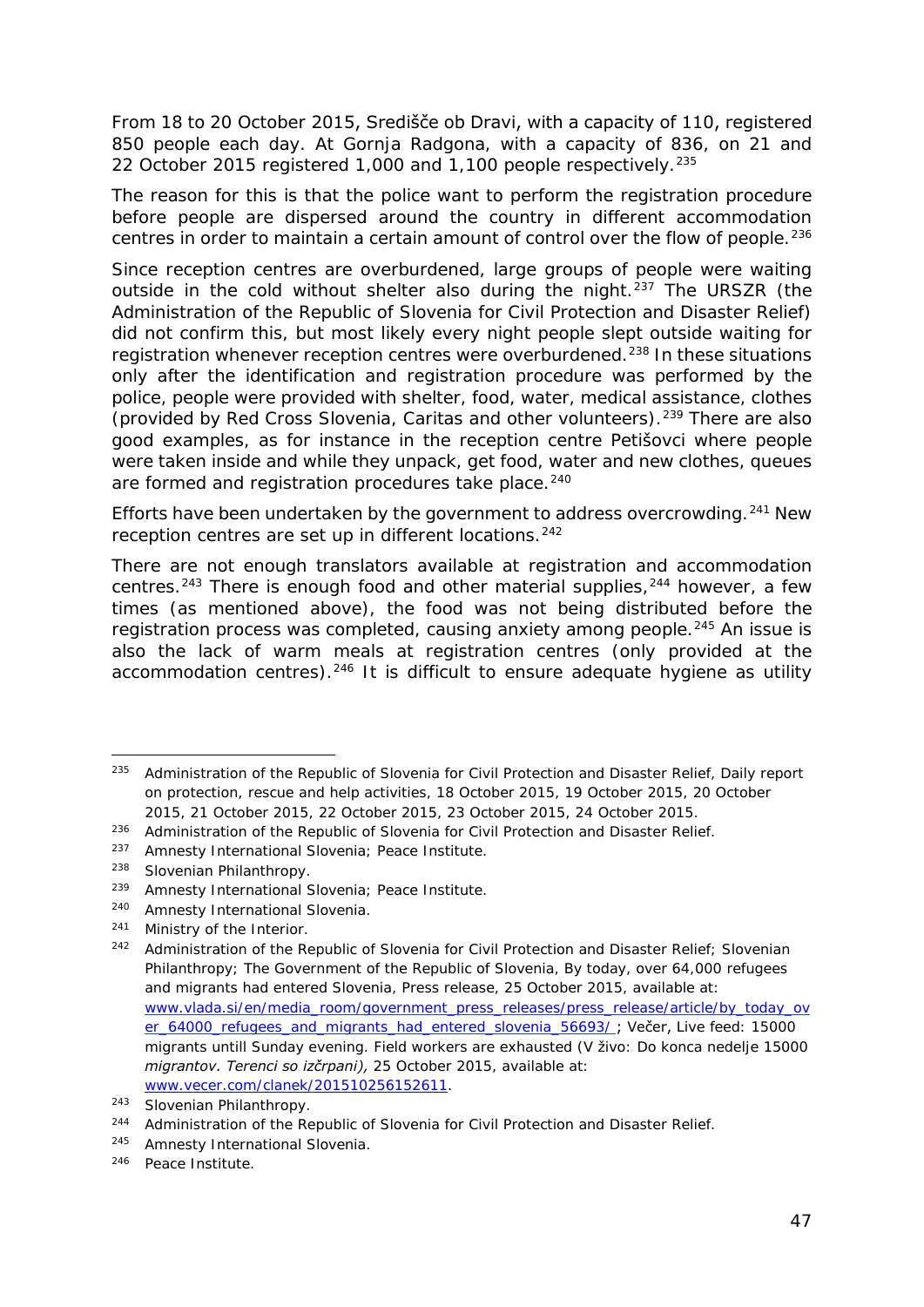From 18 to 20 October 2015, Središče ob Dravi, with a capacity of 110, registered 850 people each day. At Gornja Radgona, with a capacity of 836, on 21 and 22 October 2015 registered 1,000 and 1,100 people respectively.[235]

The reason for this is that the police want to perform the registration procedure before people are dispersed around the country in different accommodation centres in order to maintain a certain amount of control over the flow of people.[236]

Since reception centres are overburdened, large groups of people were waiting outside in the cold without shelter also during the night.[237] The URSZR (the Administration of the Republic of Slovenia for Civil Protection and Disaster Relief) did not confirm this, but most likely every night people slept outside waiting for registration whenever reception centres were overburdened.[238] In these situations only after the identification and registration procedure was performed by the police, people were provided with shelter, food, water, medical assistance, clothes (provided by Red Cross Slovenia, Caritas and other volunteers).[239] There are also good examples, as for instance in the reception centre Petišovci where people were taken inside and while they unpack, get food, water and new clothes, queues are formed and registration procedures take place.[240]

Efforts have been undertaken by the government to address overcrowding.[241] New reception centres are set up in different locations.[242]

There are not enough translators available at registration and accommodation centres.[243] There is enough food and other material supplies,[244] however, a few times (as mentioned above), the food was not being distributed before the registration process was completed, causing anxiety among people.[245] An issue is also the lack of warm meals at registration centres (only provided at the accommodation centres).[246] It is difficult to ensure adequate hygiene as utility

---

[235] Administration of the Republic of Slovenia for Civil Protection and Disaster Relief, Daily report on protection, rescue and help activities, 18 October 2015, 19 October 2015, 20 October 2015, 21 October 2015, 22 October 2015, 23 October 2015, 24 October 2015.

[236] Administration of the Republic of Slovenia for Civil Protection and Disaster Relief.

[237] Amnesty International Slovenia; Peace Institute.

[238] Slovenian Philanthropy.

[239] Amnesty International Slovenia; Peace Institute.

[240] Amnesty International Slovenia.

[241] Ministry of the Interior.

[242] Administration of the Republic of Slovenia for Civil Protection and Disaster Relief; Slovenian Philanthropy; The Government of the Republic of Slovenia, By today, over 64,000 refugees and migrants had entered Slovenia, Press release, 25 October 2015, available at: [www.vlada.si/en/media_room/government_press_releases/press_release/article/by_today_over_64000_refugees_and_migrants_had_entered_slovenia_56693/](www.vlada.si/en/media_room/government_press_releases/press_release/article/by_today_over_64000_refugees_and_migrants_had_entered_slovenia_56693/) ; Večer, Live feed: 15000 migrants untill Sunday evening. Field workers are exhausted (*V živo: Do konca nedelje 15000 migrantov. Terenci so izčrpani),* 25 October 2015, available at: [www.vecer.com/clanek/201510256152611](www.vecer.com/clanek/201510256152611).

[243] Slovenian Philanthropy.

[244] Administration of the Republic of Slovenia for Civil Protection and Disaster Relief.

[245] Amnesty International Slovenia.

[246] Peace Institute.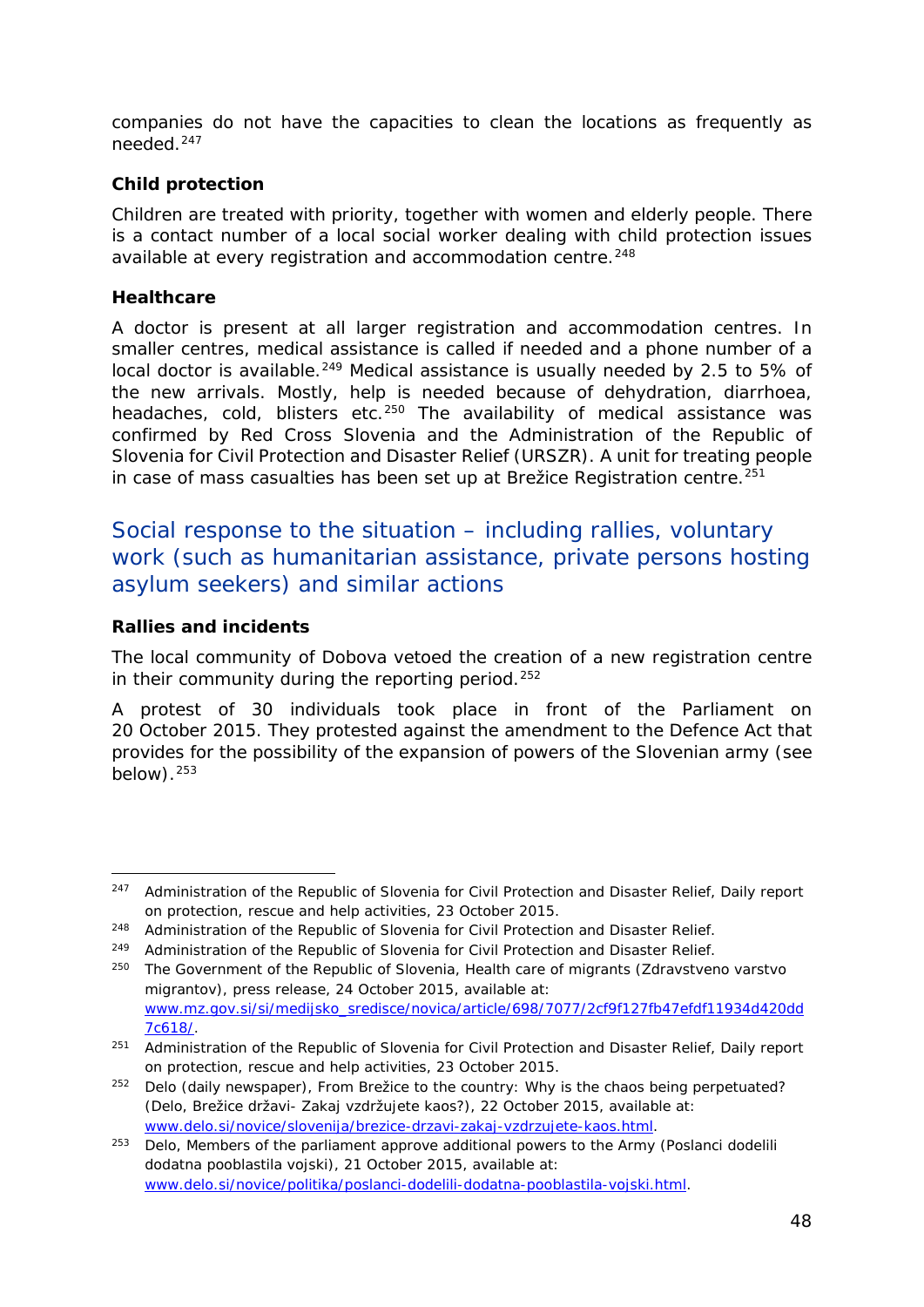companies do not have the capacities to clean the locations as frequently as needed.[247]

### Child protection

Children are treated with priority, together with women and elderly people. There is a contact number of a local social worker dealing with child protection issues available at every registration and accommodation centre.[248]

### Healthcare

A doctor is present at all larger registration and accommodation centres. In smaller centres, medical assistance is called if needed and a phone number of a local doctor is available.[249] Medical assistance is usually needed by 2.5 to 5% of the new arrivals. Mostly, help is needed because of dehydration, diarrhoea, headaches, cold, blisters etc.[250] The availability of medical assistance was confirmed by Red Cross Slovenia and the Administration of the Republic of Slovenia for Civil Protection and Disaster Relief (URSZR). A unit for treating people in case of mass casualties has been set up at Brežice Registration centre.[251]

## Social response to the situation – including rallies, voluntary work (such as humanitarian assistance, private persons hosting asylum seekers) and similar actions

### Rallies and incidents

The local community of Dobova vetoed the creation of a new registration centre in their community during the reporting period.[252]

A protest of 30 individuals took place in front of the Parliament on 20 October 2015. They protested against the amendment to the Defence Act that provides for the possibility of the expansion of powers of the Slovenian army (see below).[253]

---

[247] Administration of the Republic of Slovenia for Civil Protection and Disaster Relief, Daily report on protection, rescue and help activities, 23 October 2015.

[248] Administration of the Republic of Slovenia for Civil Protection and Disaster Relief.

[249] Administration of the Republic of Slovenia for Civil Protection and Disaster Relief.

[250] The Government of the Republic of Slovenia, Health care of migrants (Zdravstveno varstvo migrantov), press release, 24 October 2015, available at: www.mz.gov.si/si/medijsko_sredisce/novica/article/698/7077/2cf9f127fb47efdf11934d420dd7c618/.

[251] Administration of the Republic of Slovenia for Civil Protection and Disaster Relief, Daily report on protection, rescue and help activities, 23 October 2015.

[252] Delo (daily newspaper), From Brežice to the country: Why is the chaos being perpetuated? (Delo, Brežice državi- Zakaj vzdržujete kaos?), 22 October 2015, available at: www.delo.si/novice/slovenija/brezice-drzavi-zakaj-vzdrzujete-kaos.html.

[253] Delo, Members of the parliament approve additional powers to the Army (Poslanci dodelili dodatna pooblastila vojski), 21 October 2015, available at: www.delo.si/novice/politika/poslanci-dodelili-dodatna-pooblastila-vojski.html.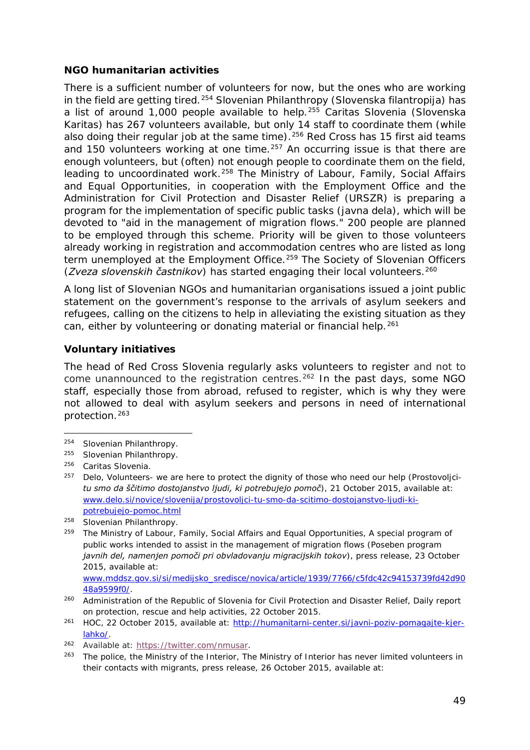**NGO humanitarian activities**

There is a sufficient number of volunteers for now, but the ones who are working in the field are getting tired.[254] Slovenian Philanthropy (Slovenska filantropija) has a list of around 1,000 people available to help.[255] Caritas Slovenia (Slovenska Karitas) has 267 volunteers available, but only 14 staff to coordinate them (while also doing their regular job at the same time).[256] Red Cross has 15 first aid teams and 150 volunteers working at one time.[257] An occurring issue is that there are enough volunteers, but (often) not enough people to coordinate them on the field, leading to uncoordinated work.[258] The Ministry of Labour, Family, Social Affairs and Equal Opportunities, in cooperation with the Employment Office and the Administration for Civil Protection and Disaster Relief (URSZR) is preparing a program for the implementation of specific public tasks (javna dela), which will be devoted to "aid in the management of migration flows." 200 people are planned to be employed through this scheme. Priority will be given to those volunteers already working in registration and accommodation centres who are listed as long term unemployed at the Employment Office.[259] The Society of Slovenian Officers (*Zveza slovenskih častnikov*) has started engaging their local volunteers.[260]

A long list of Slovenian NGOs and humanitarian organisations issued a joint public statement on the government's response to the arrivals of asylum seekers and refugees, calling on the citizens to help in alleviating the existing situation as they can, either by volunteering or donating material or financial help.[261]

**Voluntary initiatives**

The head of Red Cross Slovenia regularly asks volunteers to register and not to come unannounced to the registration centres.[262] In the past days, some NGO staff, especially those from abroad, refused to register, which is why they were not allowed to deal with asylum seekers and persons in need of international protection.[263]

---

[254] Slovenian Philanthropy.

[255] Slovenian Philanthropy.

[256] Caritas Slovenia.

[257] Delo, Volunteers- we are here to protect the dignity of those who need our help (Prostovoljci-*tu smo da ščitimo dostojanstvo ljudi, ki potrebujejo pomoč*), 21 October 2015, available at: www.delo.si/novice/slovenija/prostovoljci-tu-smo-da-scitimo-dostojanstvo-ljudi-ki-potrebujejo-pomoc.html

[258] Slovenian Philanthropy.

[259] The Ministry of Labour, Family, Social Affairs and Equal Opportunities, A special program of public works intended to assist in the management of migration flows (Poseben program *javnih del, namenjen pomoči pri obvladovanju migracijskih tokov*), press release, 23 October 2015, available at: www.mddsz.gov.si/si/medijsko_sredisce/novica/article/1939/7766/c5fdc42c94153739fd42d9048a9599f0/.

[260] Administration of the Republic of Slovenia for Civil Protection and Disaster Relief, Daily report on protection, rescue and help activities, 22 October 2015.

[261] HOC, 22 October 2015, available at: http://humanitarni-center.si/javni-poziv-pomagajte-kjer-lahko/.

[262] Available at: https://twitter.com/nmusar.

[263] The police, the Ministry of the Interior, The Ministry of Interior has never limited volunteers in their contacts with migrants, press release, 26 October 2015, available at: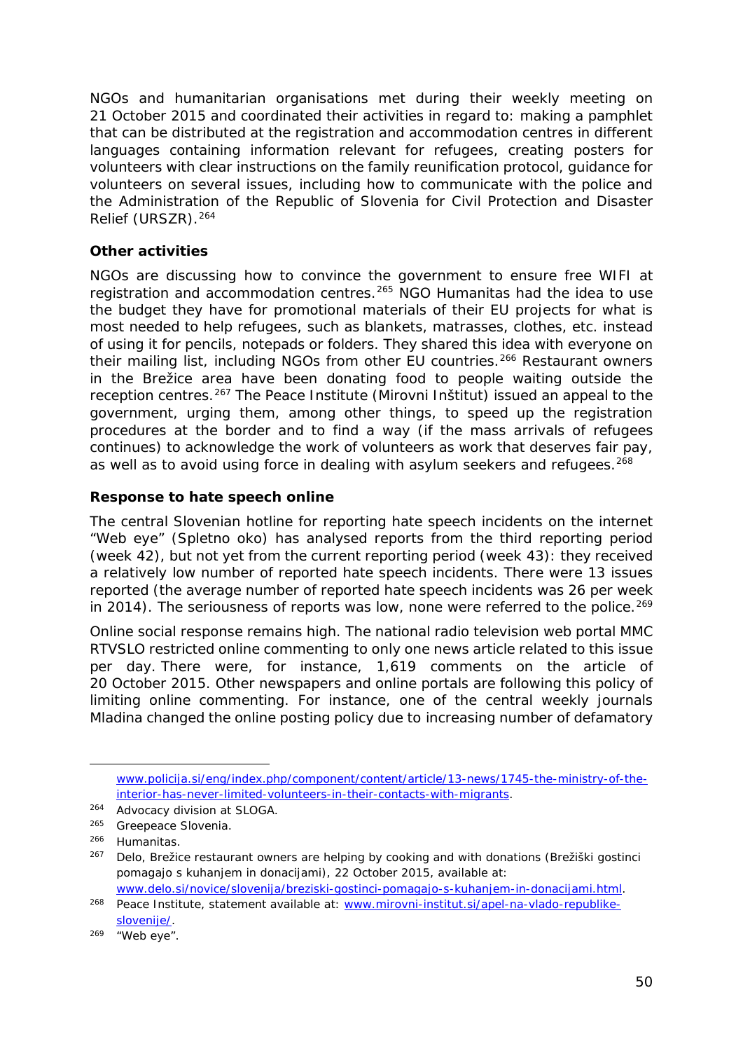NGOs and humanitarian organisations met during their weekly meeting on 21 October 2015 and coordinated their activities in regard to: making a pamphlet that can be distributed at the registration and accommodation centres in different languages containing information relevant for refugees, creating posters for volunteers with clear instructions on the family reunification protocol, guidance for volunteers on several issues, including how to communicate with the police and the Administration of the Republic of Slovenia for Civil Protection and Disaster Relief (URSZR).[264]

**Other activities**

NGOs are discussing how to convince the government to ensure free WIFI at registration and accommodation centres.[265] NGO Humanitas had the idea to use the budget they have for promotional materials of their EU projects for what is most needed to help refugees, such as blankets, matrasses, clothes, etc. instead of using it for pencils, notepads or folders. They shared this idea with everyone on their mailing list, including NGOs from other EU countries.[266] Restaurant owners in the Brežice area have been donating food to people waiting outside the reception centres.[267] The Peace Institute (*Mirovni Inštitut*) issued an appeal to the government, urging them, among other things, to speed up the registration procedures at the border and to find a way (if the mass arrivals of refugees continues) to acknowledge the work of volunteers as work that deserves fair pay, as well as to avoid using force in dealing with asylum seekers and refugees.[268]

**Response to hate speech online**

The central Slovenian hotline for reporting hate speech incidents on the internet "Web eye" (*Spletno oko*) has analysed reports from the third reporting period (week 42), but not yet from the current reporting period (week 43): they received a relatively low number of reported hate speech incidents. There were 13 issues reported (the average number of reported hate speech incidents was 26 per week in 2014). The seriousness of reports was low, none were referred to the police.[269]

Online social response remains high. The national radio television web portal MMC RTVSLO restricted online commenting to only one news article related to this issue per day. There were, for instance, 1,619 comments on the article of 20 October 2015. Other newspapers and online portals are following this policy of limiting online commenting. For instance, one of the central weekly journals Mladina changed the online posting policy due to increasing number of defamatory

---

www.policija.si/eng/index.php/component/content/article/13-news/1745-the-ministry-of-the-interior-has-never-limited-volunteers-in-their-contacts-with-migrants.

[264] Advocacy division at SLOGA.

[265] Greepeace Slovenia.

[266] Humanitas.

[267] Delo, Brežice restaurant owners are helping by cooking and with donations (*Brežiški gostinci pomagajo s kuhanjem in donacijami*), 22 October 2015, available at: www.delo.si/novice/slovenija/breziski-gostinci-pomagajo-s-kuhanjem-in-donacijami.html.

[268] Peace Institute, statement available at: www.mirovni-institut.si/apel-na-vlado-republike-slovenije/.

[269] "Web eye".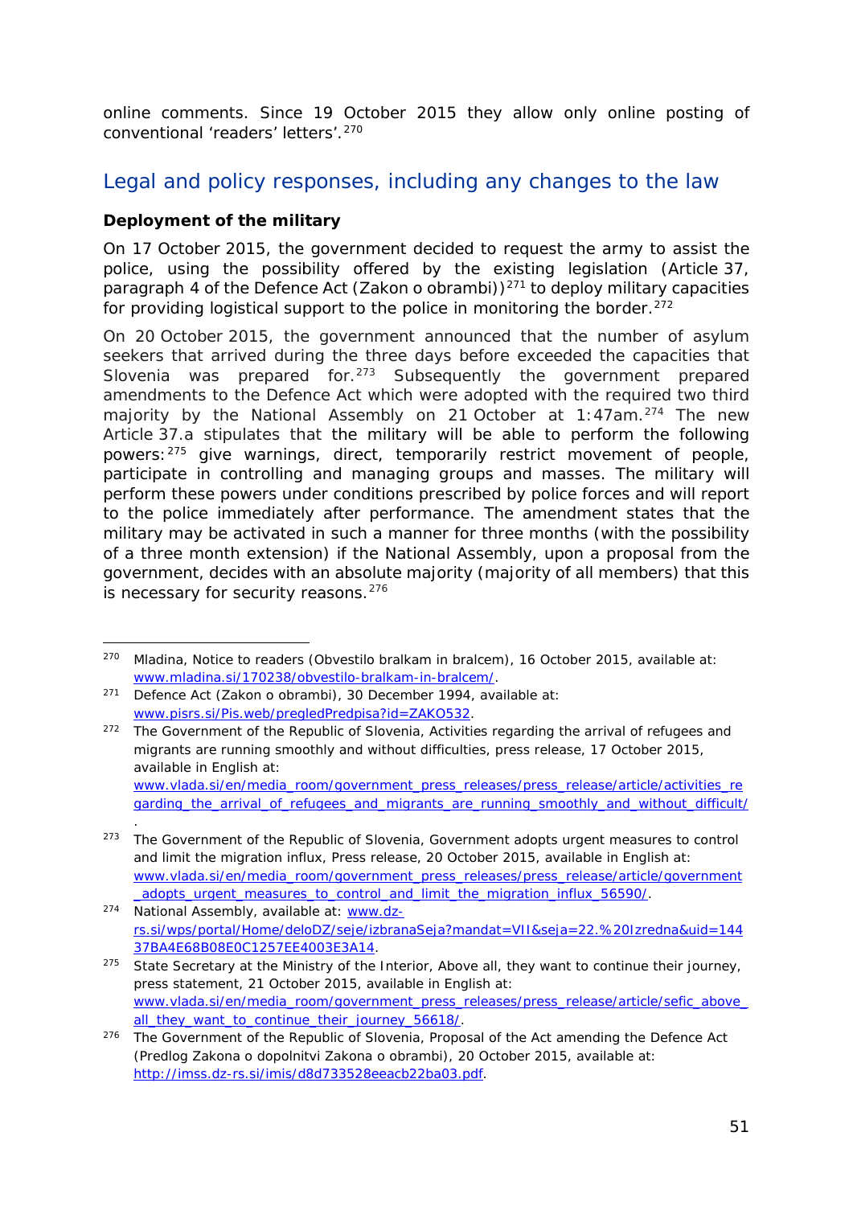online comments. Since 19 October 2015 they allow only online posting of conventional 'readers' letters'.[270]

## Legal and policy responses, including any changes to the law

**Deployment of the military**

On 17 October 2015, the government decided to request the army to assist the police, using the possibility offered by the existing legislation (Article 37, paragraph 4 of the Defence Act (*Zakon o obrambi*))[271] to deploy military capacities for providing logistical support to the police in monitoring the border.[272]

On 20 October 2015, the government announced that the number of asylum seekers that arrived during the three days before exceeded the capacities that Slovenia was prepared for.[273] Subsequently the government prepared amendments to the Defence Act which were adopted with the required two third majority by the National Assembly on 21 October at 1:47am.[274] The new Article 37.a stipulates that the military will be able to perform the following powers:[275] give warnings, direct, temporarily restrict movement of people, participate in controlling and managing groups and masses. The military will perform these powers under conditions prescribed by police forces and will report to the police immediately after performance. The amendment states that the military may be activated in such a manner for three months (with the possibility of a three month extension) if the National Assembly, upon a proposal from the government, decides with an absolute majority (majority of all members) that this is necessary for security reasons.[276]

---

[270] Mladina, Notice to readers (*Obvestilo bralkam in bralcem*), 16 October 2015, available at: www.mladina.si/170238/obvestilo-bralkam-in-bralcem/.

[271] Defence Act (*Zakon o obrambi*), 30 December 1994, available at: www.pisrs.si/Pis.web/pregledPredpisa?id=ZAKO532.

[272] The Government of the Republic of Slovenia, Activities regarding the arrival of refugees and migrants are running smoothly and without difficulties, press release, 17 October 2015, available in English at: www.vlada.si/en/media_room/government_press_releases/press_release/article/activities_regarding_the_arrival_of_refugees_and_migrants_are_running_smoothly_and_without_difficult/.

[273] The Government of the Republic of Slovenia, Government adopts urgent measures to control and limit the migration influx, Press release, 20 October 2015, available in English at: www.vlada.si/en/media_room/government_press_releases/press_release/article/government_adopts_urgent_measures_to_control_and_limit_the_migration_influx_56590/.

[274] National Assembly, available at: www.dz-rs.si/wps/portal/Home/deloDZ/seje/izbranaSeja?mandat=VII&seja=22.%20Izredna&uid=14437BA4E68B08E0C1257EE4003E3A14.

[275] State Secretary at the Ministry of the Interior, Above all, they want to continue their journey, press statement, 21 October 2015, available in English at: www.vlada.si/en/media_room/government_press_releases/press_release/article/sefic_above_all_they_want_to_continue_their_journey_56618/.

[276] The Government of the Republic of Slovenia, Proposal of the Act amending the Defence Act (*Predlog Zakona o dopolnitvi Zakona o obrambi*), 20 October 2015, available at: http://imss.dz-rs.si/imis/d8d733528eeacb22ba03.pdf.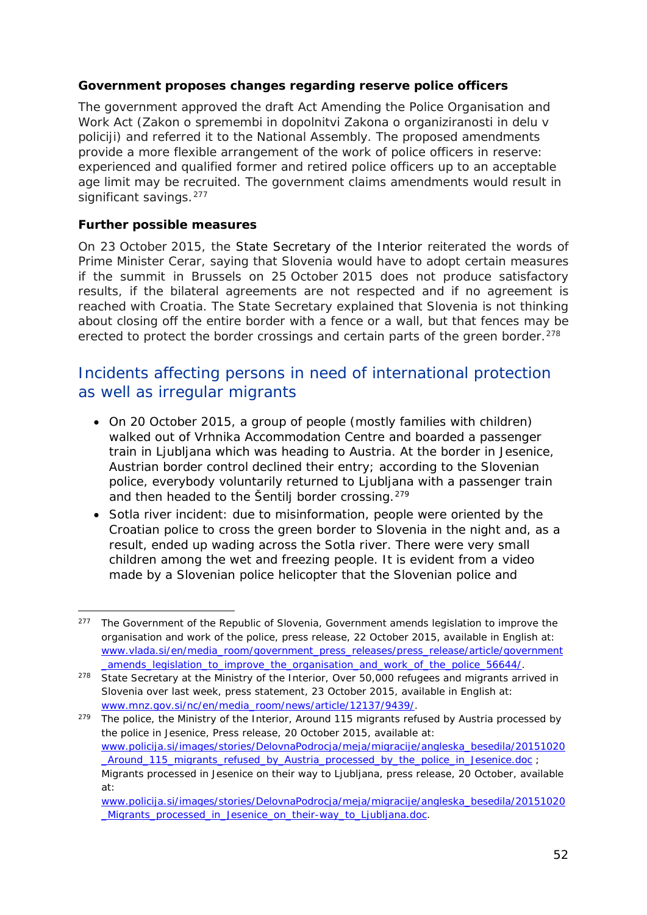**Government proposes changes regarding reserve police officers**

The government approved the draft Act Amending the Police Organisation and Work Act (*Zakon o spremembi in dopolnitvi Zakona o organiziranosti in delu v policiji*) and referred it to the National Assembly. The proposed amendments provide a more flexible arrangement of the work of police officers in reserve: experienced and qualified former and retired police officers up to an acceptable age limit may be recruited. The government claims amendments would result in significant savings.[277]

**Further possible measures**

On 23 October 2015, the State Secretary of the Interior reiterated the words of Prime Minister Cerar, saying that Slovenia would have to adopt certain measures if the summit in Brussels on 25 October 2015 does not produce satisfactory results, if the bilateral agreements are not respected and if no agreement is reached with Croatia. The State Secretary explained that Slovenia is not thinking about closing off the entire border with a fence or a wall, but that fences may be erected to protect the border crossings and certain parts of the green border.[278]

## Incidents affecting persons in need of international protection as well as irregular migrants

- On 20 October 2015, a group of people (mostly families with children) walked out of Vrhnika Accommodation Centre and boarded a passenger train in Ljubljana which was heading to Austria. At the border in Jesenice, Austrian border control declined their entry; according to the Slovenian police, everybody voluntarily returned to Ljubljana with a passenger train and then headed to the Šentilj border crossing.[279]
- Sotla river incident: due to misinformation, people were oriented by the Croatian police to cross the green border to Slovenia in the night and, as a result, ended up wading across the Sotla river. There were very small children among the wet and freezing people. It is evident from a video made by a Slovenian police helicopter that the Slovenian police and

---

[277] The Government of the Republic of Slovenia, Government amends legislation to improve the organisation and work of the police, press release, 22 October 2015, available in English at: www.vlada.si/en/media_room/government_press_releases/press_release/article/government_amends_legislation_to_improve_the_organisation_and_work_of_the_police_56644/.

[278] State Secretary at the Ministry of the Interior, Over 50,000 refugees and migrants arrived in Slovenia over last week, press statement, 23 October 2015, available in English at: www.mnz.gov.si/nc/en/media_room/news/article/12137/9439/.

[279] The police, the Ministry of the Interior, Around 115 migrants refused by Austria processed by the police in Jesenice, Press release, 20 October 2015, available at: www.policija.si/images/stories/DelovnaPodrocja/meja/migracije/angleska_besedila/20151020_Around_115_migrants_refused_by_Austria_processed_by_the_police_in_Jesenice.doc ; Migrants processed in Jesenice on their way to Ljubljana, press release, 20 October, available at: www.policija.si/images/stories/DelovnaPodrocja/meja/migracije/angleska_besedila/20151020_Migrants_processed_in_Jesenice_on_their-way_to_Ljubljana.doc.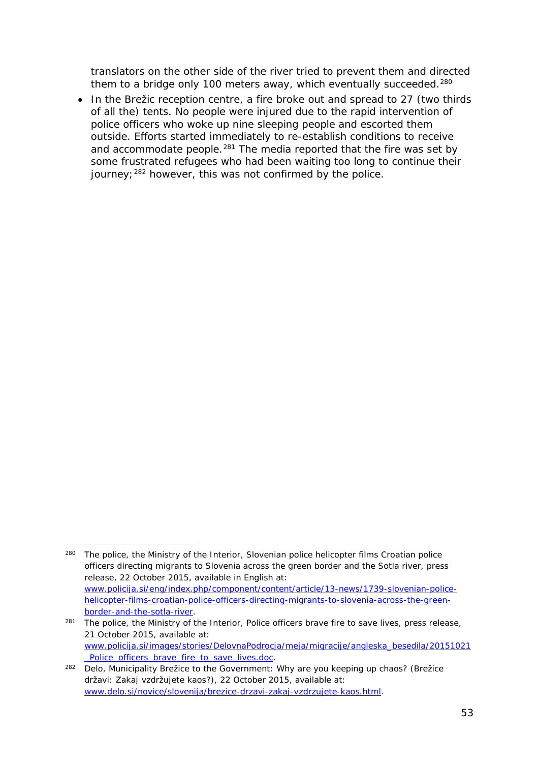translators on the other side of the river tried to prevent them and directed them to a bridge only 100 meters away, which eventually succeeded.[280]

- In the Brežic reception centre, a fire broke out and spread to 27 (two thirds of all the) tents. No people were injured due to the rapid intervention of police officers who woke up nine sleeping people and escorted them outside. Efforts started immediately to re-establish conditions to receive and accommodate people.[281] The media reported that the fire was set by some frustrated refugees who had been waiting too long to continue their journey;[282] however, this was not confirmed by the police.

---

[280] The police, the Ministry of the Interior, Slovenian police helicopter films Croatian police officers directing migrants to Slovenia across the green border and the Sotla river, press release, 22 October 2015, available in English at: www.policija.si/eng/index.php/component/content/article/13-news/1739-slovenian-police-helicopter-films-croatian-police-officers-directing-migrants-to-slovenia-across-the-green-border-and-the-sotla-river.

[281] The police, the Ministry of the Interior, Police officers brave fire to save lives, press release, 21 October 2015, available at: www.policija.si/images/stories/DelovnaPodrocja/meja/migracije/angleska_besedila/20151021_Police_officers_brave_fire_to_save_lives.doc.

[282] Delo, Municipality Brežice to the Government: Why are you keeping up chaos? (Brežice državi: Zakaj vzdržujete kaos?), 22 October 2015, available at: www.delo.si/novice/slovenija/brezice-drzavi-zakaj-vzdrzujete-kaos.html.